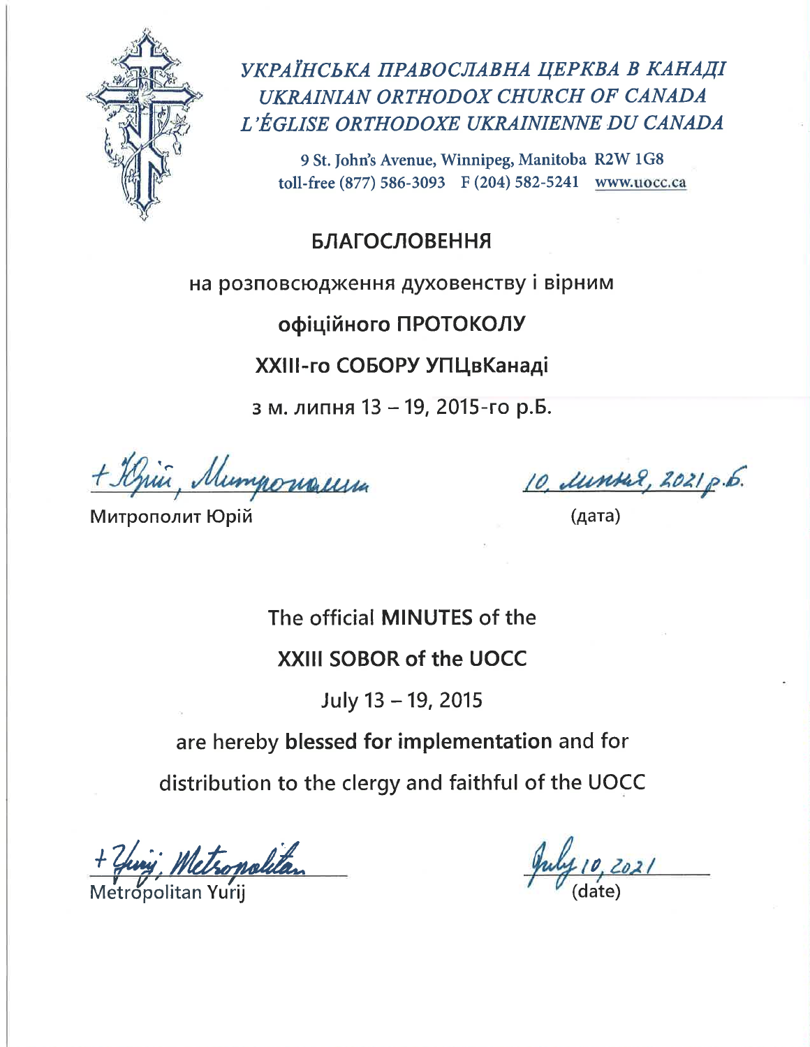*УКРАЇНСЬКА ПРАВОСЛАВНА ЦЕРКВА В КАНАДІ*
*UKRAINIAN ORTHODOX CHURCH OF CANADA*
*L'ÉGLISE ORTHODOXE UKRAINIENNE DU CANADA*

9 St. John's Avenue, Winnipeg, Manitoba R2W 1G8
toll-free (877) 586-3093 F (204) 582-5241 www.uocc.ca

**БЛАГОСЛОВЕННЯ**

на розповсюдження духовенству і вірним

**офіційного ПРОТОКОЛУ**

**XXIII-го СОБОРУ УПЦвКанаді**

з м. липня 13 – 19, 2015-го р.Б.

+ Юрій, Митрополит
Митрополит Юрій

10 липня, 2021 р.Б.
(дата)

The official **MINUTES** of the

**XXIII SOBOR of the UOCC**

July 13 – 19, 2015

are hereby **blessed for implementation** and for distribution to the clergy and faithful of the UOCC

+ Yurij, Metropolitan
Metropolitan Yurij

July 10, 2021
(date)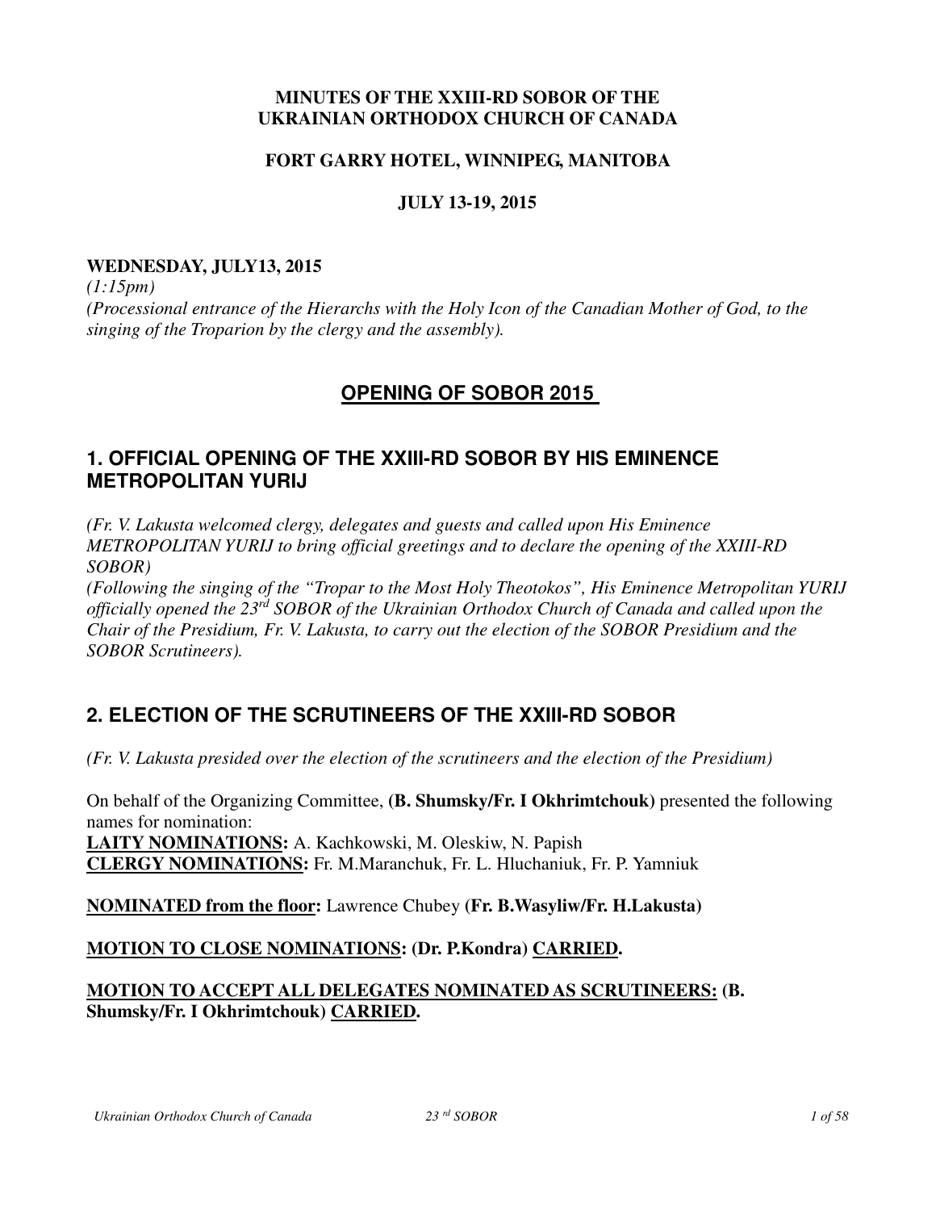**MINUTES OF THE XXIII-RD SOBOR OF THE UKRAINIAN ORTHODOX CHURCH OF CANADA**

**FORT GARRY HOTEL, WINNIPEG, MANITOBA**

**JULY 13-19, 2015**

**WEDNESDAY, JULY13, 2015**

*(1:15pm)*

*(Processional entrance of the Hierarchs with the Holy Icon of the Canadian Mother of God, to the singing of the Troparion by the clergy and the assembly).*

# OPENING OF SOBOR 2015

## 1. OFFICIAL OPENING OF THE XXIII-RD SOBOR BY HIS EMINENCE METROPOLITAN YURIJ

*(Fr. V. Lakusta welcomed clergy, delegates and guests and called upon His Eminence METROPOLITAN YURIJ to bring official greetings and to declare the opening of the XXIII-RD SOBOR)*

*(Following the singing of the "Tropar to the Most Holy Theotokos", His Eminence Metropolitan YURIJ officially opened the 23rd SOBOR of the Ukrainian Orthodox Church of Canada and called upon the Chair of the Presidium, Fr. V. Lakusta, to carry out the election of the SOBOR Presidium and the SOBOR Scrutineers).*

## 2. ELECTION OF THE SCRUTINEERS OF THE XXIII-RD SOBOR

*(Fr. V. Lakusta presided over the election of the scrutineers and the election of the Presidium)*

On behalf of the Organizing Committee, **(B. Shumsky/Fr. I Okhrimtchouk)** presented the following names for nomination:

**LAITY NOMINATIONS:** A. Kachkowski, M. Oleskiw, N. Papish

**CLERGY NOMINATIONS:** Fr. M.Maranchuk, Fr. L. Hluchaniuk, Fr. P. Yamniuk

**NOMINATED from the floor:** Lawrence Chubey **(Fr. B.Wasyliw/Fr. H.Lakusta)**

**MOTION TO CLOSE NOMINATIONS: (Dr. P.Kondra) CARRIED.**

**MOTION TO ACCEPT ALL DELEGATES NOMINATED AS SCRUTINEERS: (B. Shumsky/Fr. I Okhrimtchouk) CARRIED.**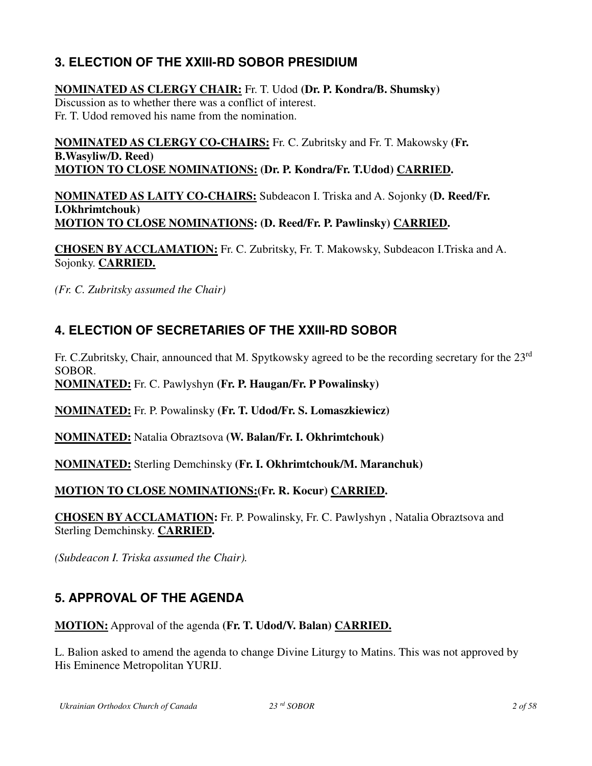## 3. ELECTION OF THE XXIII-RD SOBOR PRESIDIUM

**NOMINATED AS CLERGY CHAIR:** Fr. T. Udod **(Dr. P. Kondra/B. Shumsky)**
Discussion as to whether there was a conflict of interest.
Fr. T. Udod removed his name from the nomination.

**NOMINATED AS CLERGY CO-CHAIRS:** Fr. C. Zubritsky and Fr. T. Makowsky **(Fr. B.Wasyliw/D. Reed)**
**MOTION TO CLOSE NOMINATIONS: (Dr. P. Kondra/Fr. T.Udod) CARRIED.**

**NOMINATED AS LAITY CO-CHAIRS:** Subdeacon I. Triska and A. Sojonky **(D. Reed/Fr. I.Okhrimtchouk)**
**MOTION TO CLOSE NOMINATIONS: (D. Reed/Fr. P. Pawlinsky) CARRIED.**

**CHOSEN BY ACCLAMATION:** Fr. C. Zubritsky, Fr. T. Makowsky, Subdeacon I.Triska and A. Sojonky. **CARRIED.**

*(Fr. C. Zubritsky assumed the Chair)*

## 4. ELECTION OF SECRETARIES OF THE XXIII-RD SOBOR

Fr. C.Zubritsky, Chair, announced that M. Spytkowsky agreed to be the recording secretary for the 23rd SOBOR.

**NOMINATED:** Fr. C. Pawlyshyn **(Fr. P. Haugan/Fr. P Powalinsky)**

**NOMINATED:** Fr. P. Powalinsky **(Fr. T. Udod/Fr. S. Lomaszkiewicz)**

**NOMINATED:** Natalia Obraztsova **(W. Balan/Fr. I. Okhrimtchouk)**

**NOMINATED:** Sterling Demchinsky **(Fr. I. Okhrimtchouk/M. Maranchuk)**

**MOTION TO CLOSE NOMINATIONS:(Fr. R. Kocur) CARRIED.**

**CHOSEN BY ACCLAMATION:** Fr. P. Powalinsky, Fr. C. Pawlyshyn , Natalia Obraztsova and Sterling Demchinsky. **CARRIED.**

*(Subdeacon I. Triska assumed the Chair).*

## 5. APPROVAL OF THE AGENDA

**MOTION:** Approval of the agenda **(Fr. T. Udod/V. Balan) CARRIED.**

L. Balion asked to amend the agenda to change Divine Liturgy to Matins. This was not approved by His Eminence Metropolitan YURIJ.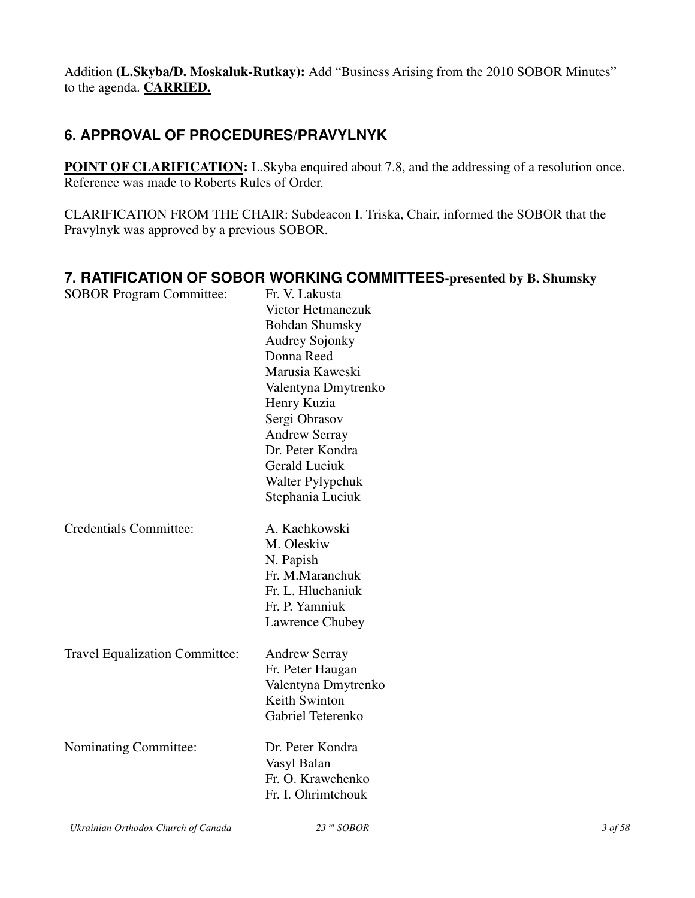Addition **(L.Skyba/D. Moskaluk-Rutkay):** Add "Business Arising from the 2010 SOBOR Minutes" to the agenda. **CARRIED.**

## 6. APPROVAL OF PROCEDURES/PRAVYLNYK

**POINT OF CLARIFICATION:** L.Skyba enquired about 7.8, and the addressing of a resolution once. Reference was made to Roberts Rules of Order.

CLARIFICATION FROM THE CHAIR: Subdeacon I. Triska, Chair, informed the SOBOR that the Pravylnyk was approved by a previous SOBOR.

## 7. RATIFICATION OF SOBOR WORKING COMMITTEES-presented by B. Shumsky

SOBOR Program Committee:
- Fr. V. Lakusta
- Victor Hetmanczuk
- Bohdan Shumsky
- Audrey Sojonky
- Donna Reed
- Marusia Kaweski
- Valentyna Dmytrenko
- Henry Kuzia
- Sergi Obrasov
- Andrew Serray
- Dr. Peter Kondra
- Gerald Luciuk
- Walter Pylypchuk
- Stephania Luciuk

Credentials Committee:
- A. Kachkowski
- M. Oleskiw
- N. Papish
- Fr. M.Maranchuk
- Fr. L. Hluchaniuk
- Fr. P. Yamniuk
- Lawrence Chubey

Travel Equalization Committee:
- Andrew Serray
- Fr. Peter Haugan
- Valentyna Dmytrenko
- Keith Swinton
- Gabriel Teterenko

Nominating Committee:
- Dr. Peter Kondra
- Vasyl Balan
- Fr. O. Krawchenko
- Fr. I. Ohrimtchouk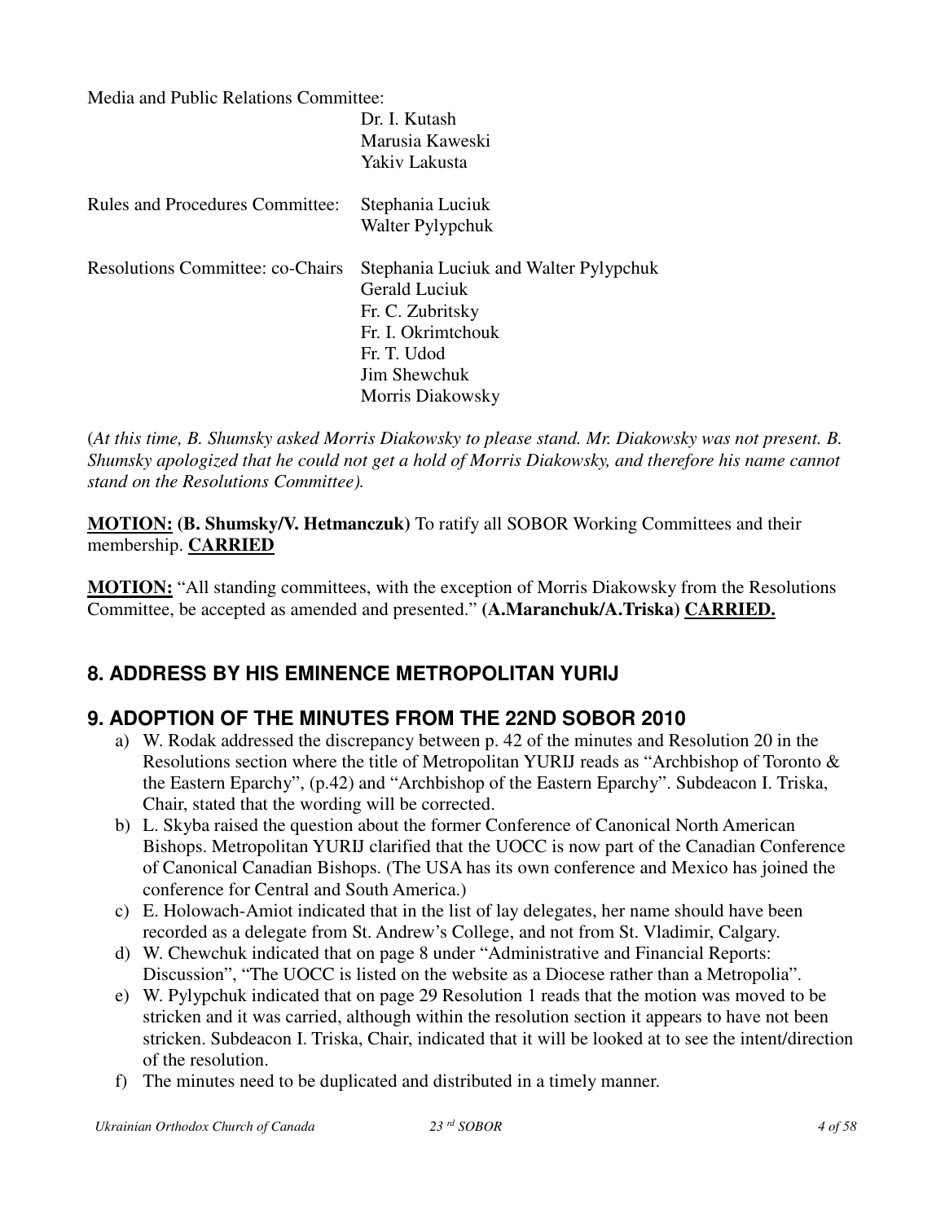Media and Public Relations Committee:

Dr. I. Kutash
Marusia Kaweski
Yakiv Lakusta

Rules and Procedures Committee: Stephania Luciuk
Walter Pylypchuk

Resolutions Committee: co-Chairs Stephania Luciuk and Walter Pylypchuk
Gerald Luciuk
Fr. C. Zubritsky
Fr. I. Okrimtchouk
Fr. T. Udod
Jim Shewchuk
Morris Diakowsky

(*At this time, B. Shumsky asked Morris Diakowsky to please stand. Mr. Diakowsky was not present. B. Shumsky apologized that he could not get a hold of Morris Diakowsky, and therefore his name cannot stand on the Resolutions Committee).*

**MOTION:** **(B. Shumsky/V. Hetmanczuk)** To ratify all SOBOR Working Committees and their membership. **CARRIED**

**MOTION:** "All standing committees, with the exception of Morris Diakowsky from the Resolutions Committee, be accepted as amended and presented." **(A.Maranchuk/A.Triska) CARRIED.**

## 8. ADDRESS BY HIS EMINENCE METROPOLITAN YURIJ

## 9. ADOPTION OF THE MINUTES FROM THE 22ND SOBOR 2010

a) W. Rodak addressed the discrepancy between p. 42 of the minutes and Resolution 20 in the Resolutions section where the title of Metropolitan YURIJ reads as "Archbishop of Toronto & the Eastern Eparchy", (p.42) and "Archbishop of the Eastern Eparchy". Subdeacon I. Triska, Chair, stated that the wording will be corrected.
b) L. Skyba raised the question about the former Conference of Canonical North American Bishops. Metropolitan YURIJ clarified that the UOCC is now part of the Canadian Conference of Canonical Canadian Bishops. (The USA has its own conference and Mexico has joined the conference for Central and South America.)
c) E. Holowach-Amiot indicated that in the list of lay delegates, her name should have been recorded as a delegate from St. Andrew's College, and not from St. Vladimir, Calgary.
d) W. Chewchuk indicated that on page 8 under "Administrative and Financial Reports: Discussion", "The UOCC is listed on the website as a Diocese rather than a Metropolia".
e) W. Pylypchuk indicated that on page 29 Resolution 1 reads that the motion was moved to be stricken and it was carried, although within the resolution section it appears to have not been stricken. Subdeacon I. Triska, Chair, indicated that it will be looked at to see the intent/direction of the resolution.
f) The minutes need to be duplicated and distributed in a timely manner.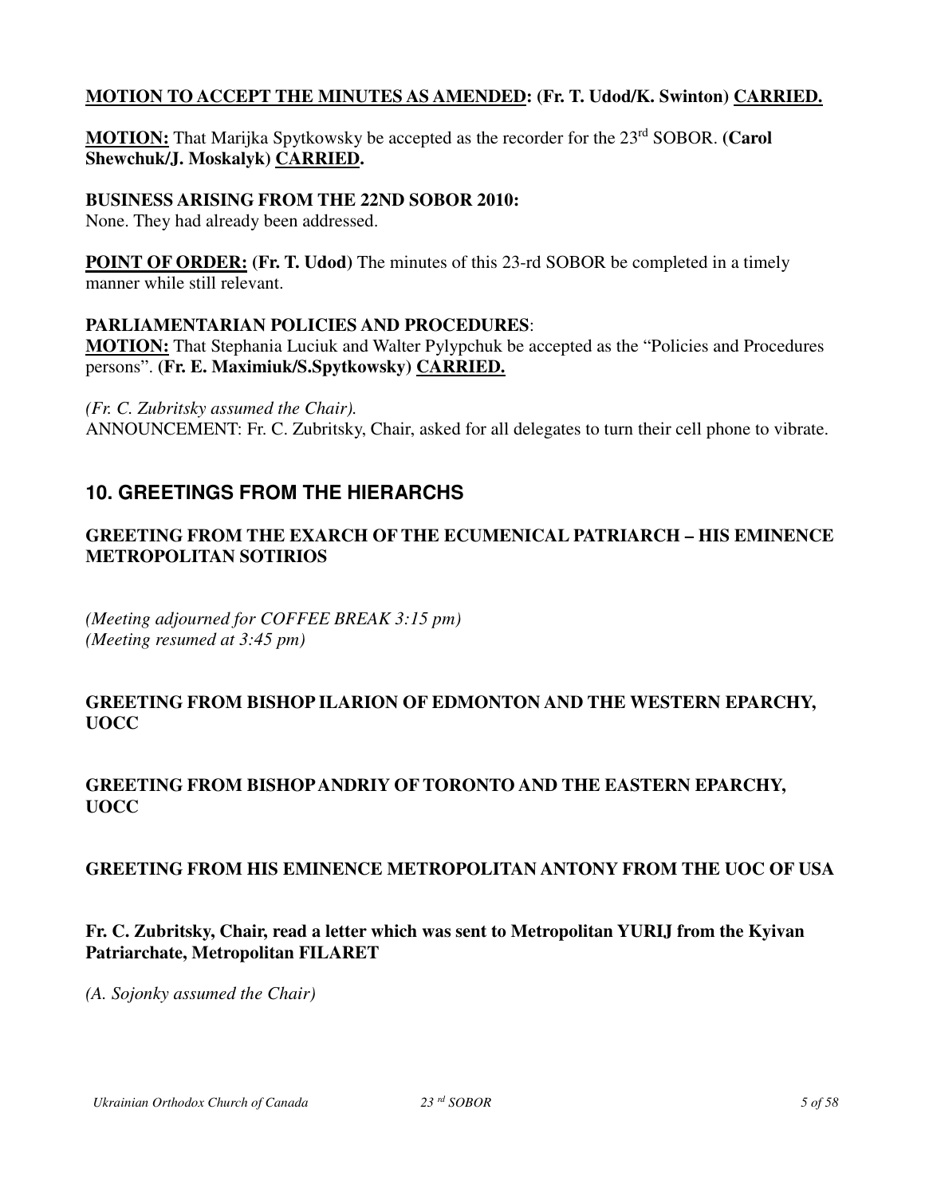**<u>MOTION TO ACCEPT THE MINUTES AS AMENDED</u>: (Fr. T. Udod/K. Swinton) <u>CARRIED.</u>**

**<u>MOTION:</u>** That Marijka Spytkowsky be accepted as the recorder for the 23rd SOBOR. **(Carol Shewchuk/J. Moskalyk) <u>CARRIED</u>.**

**BUSINESS ARISING FROM THE 22ND SOBOR 2010:**
None. They had already been addressed.

**<u>POINT OF ORDER:</u> (Fr. T. Udod)** The minutes of this 23-rd SOBOR be completed in a timely manner while still relevant.

**PARLIAMENTARIAN POLICIES AND PROCEDURES**:
**<u>MOTION:</u>** That Stephania Luciuk and Walter Pylypchuk be accepted as the "Policies and Procedures persons". **(Fr. E. Maximiuk/S.Spytkowsky) <u>CARRIED.</u>**

*(Fr. C. Zubritsky assumed the Chair).*
ANNOUNCEMENT: Fr. C. Zubritsky, Chair, asked for all delegates to turn their cell phone to vibrate.

## 10. GREETINGS FROM THE HIERARCHS

**GREETING FROM THE EXARCH OF THE ECUMENICAL PATRIARCH – HIS EMINENCE METROPOLITAN SOTIRIOS**

*(Meeting adjourned for COFFEE BREAK 3:15 pm)*
*(Meeting resumed at 3:45 pm)*

**GREETING FROM BISHOP ILARION OF EDMONTON AND THE WESTERN EPARCHY, UOCC**

**GREETING FROM BISHOP ANDRIY OF TORONTO AND THE EASTERN EPARCHY, UOCC**

**GREETING FROM HIS EMINENCE METROPOLITAN ANTONY FROM THE UOC OF USA**

**Fr. C. Zubritsky, Chair, read a letter which was sent to Metropolitan YURIJ from the Kyivan Patriarchate, Metropolitan FILARET**

*(A. Sojonky assumed the Chair)*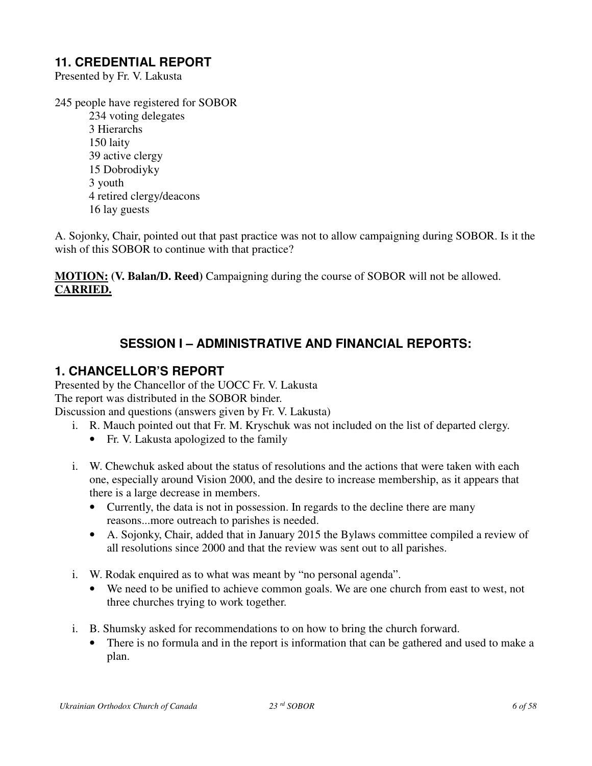## 11. CREDENTIAL REPORT

Presented by Fr. V. Lakusta

245 people have registered for SOBOR

- 234 voting delegates
- 3 Hierarchs
- 150 laity
- 39 active clergy
- 15 Dobrodiyky
- 3 youth
- 4 retired clergy/deacons
- 16 lay guests

A. Sojonky, Chair, pointed out that past practice was not to allow campaigning during SOBOR. Is it the wish of this SOBOR to continue with that practice?

**MOTION: (V. Balan/D. Reed)** Campaigning during the course of SOBOR will not be allowed. **CARRIED.**

### SESSION I – ADMINISTRATIVE AND FINANCIAL REPORTS:

## 1. CHANCELLOR'S REPORT

Presented by the Chancellor of the UOCC Fr. V. Lakusta
The report was distributed in the SOBOR binder.
Discussion and questions (answers given by Fr. V. Lakusta)

i. R. Mauch pointed out that Fr. M. Kryschuk was not included on the list of departed clergy.
   - Fr. V. Lakusta apologized to the family

i. W. Chewchuk asked about the status of resolutions and the actions that were taken with each one, especially around Vision 2000, and the desire to increase membership, as it appears that there is a large decrease in members.
   - Currently, the data is not in possession. In regards to the decline there are many reasons...more outreach to parishes is needed.
   - A. Sojonky, Chair, added that in January 2015 the Bylaws committee compiled a review of all resolutions since 2000 and that the review was sent out to all parishes.

i. W. Rodak enquired as to what was meant by "no personal agenda".
   - We need to be unified to achieve common goals. We are one church from east to west, not three churches trying to work together.

i. B. Shumsky asked for recommendations to on how to bring the church forward.
   - There is no formula and in the report is information that can be gathered and used to make a plan.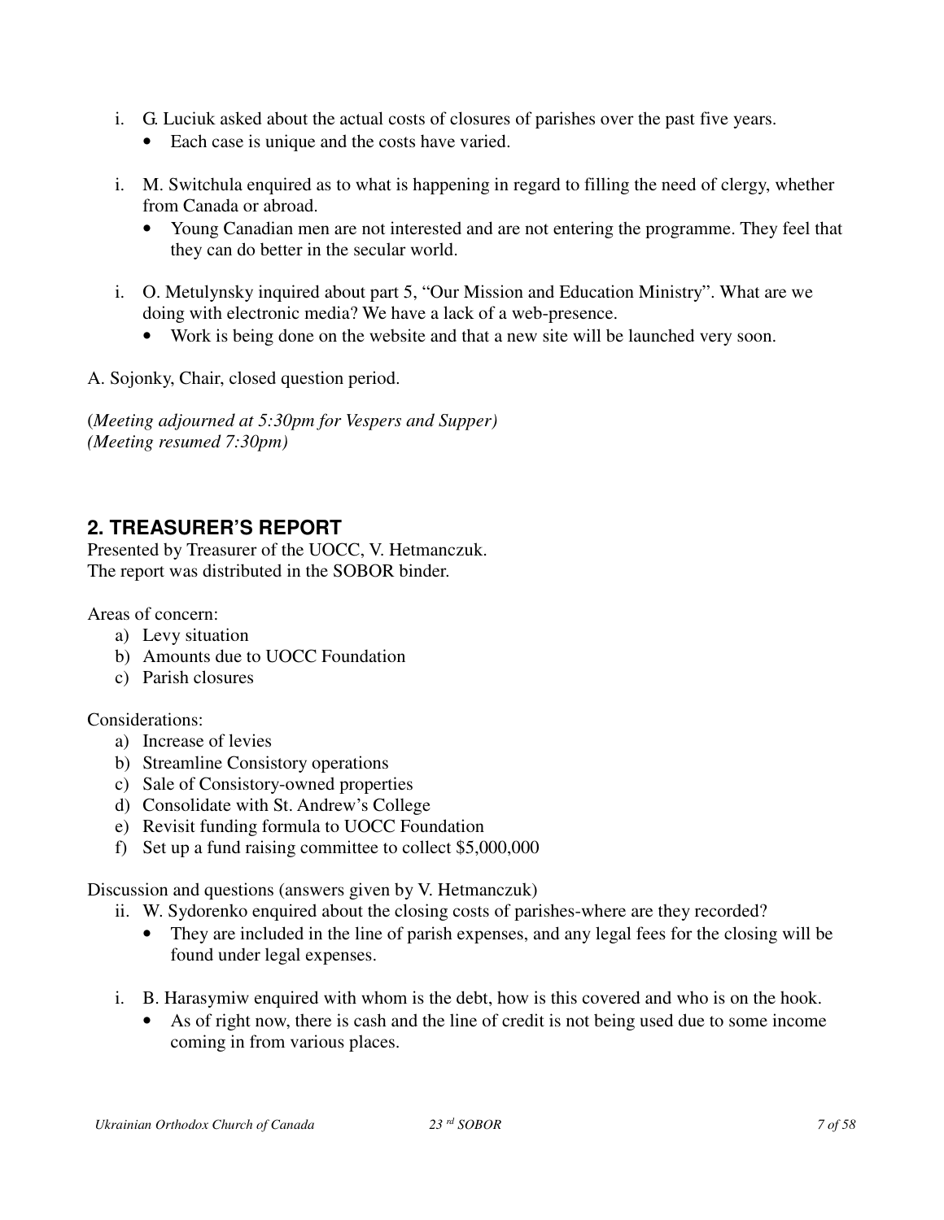i. G. Luciuk asked about the actual costs of closures of parishes over the past five years.
   - Each case is unique and the costs have varied.

i. M. Switchula enquired as to what is happening in regard to filling the need of clergy, whether from Canada or abroad.
   - Young Canadian men are not interested and are not entering the programme. They feel that they can do better in the secular world.

i. O. Metulynsky inquired about part 5, "Our Mission and Education Ministry". What are we doing with electronic media? We have a lack of a web-presence.
   - Work is being done on the website and that a new site will be launched very soon.

A. Sojonky, Chair, closed question period.

(*Meeting adjourned at 5:30pm for Vespers and Supper)*
*(Meeting resumed 7:30pm)*

## 2. TREASURER'S REPORT

Presented by Treasurer of the UOCC, V. Hetmanczuk.
The report was distributed in the SOBOR binder.

Areas of concern:

a) Levy situation
b) Amounts due to UOCC Foundation
c) Parish closures

Considerations:

a) Increase of levies
b) Streamline Consistory operations
c) Sale of Consistory-owned properties
d) Consolidate with St. Andrew's College
e) Revisit funding formula to UOCC Foundation
f) Set up a fund raising committee to collect $5,000,000

Discussion and questions (answers given by V. Hetmanczuk)

ii. W. Sydorenko enquired about the closing costs of parishes-where are they recorded?
   - They are included in the line of parish expenses, and any legal fees for the closing will be found under legal expenses.

i. B. Harasymiw enquired with whom is the debt, how is this covered and who is on the hook.
   - As of right now, there is cash and the line of credit is not being used due to some income coming in from various places.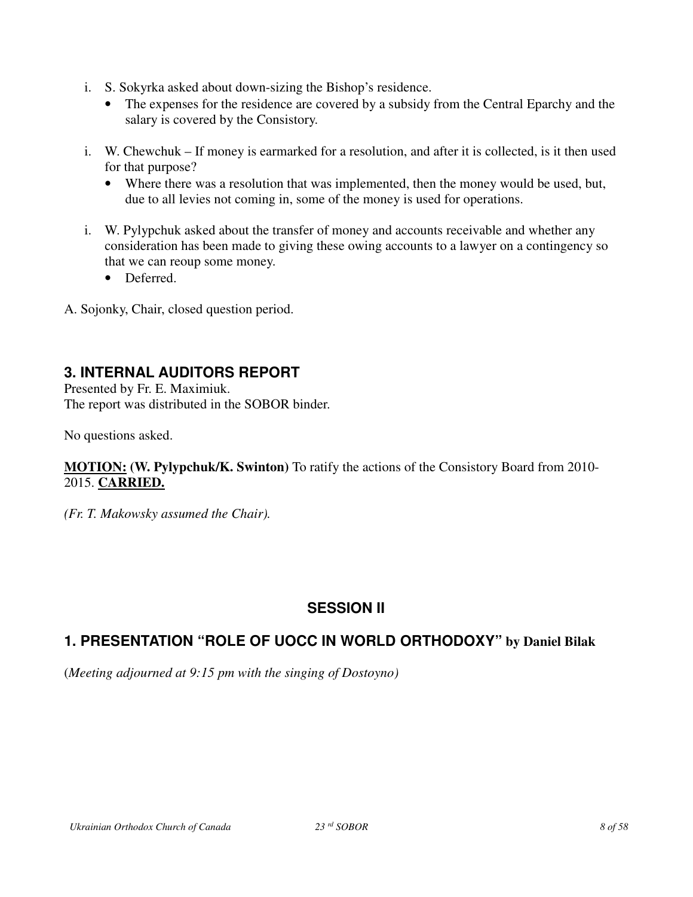i. S. Sokyrka asked about down-sizing the Bishop's residence.
   - The expenses for the residence are covered by a subsidy from the Central Eparchy and the salary is covered by the Consistory.

i. W. Chewchuk – If money is earmarked for a resolution, and after it is collected, is it then used for that purpose?
   - Where there was a resolution that was implemented, then the money would be used, but, due to all levies not coming in, some of the money is used for operations.

i. W. Pylypchuk asked about the transfer of money and accounts receivable and whether any consideration has been made to giving these owing accounts to a lawyer on a contingency so that we can reoup some money.
   - Deferred.

A. Sojonky, Chair, closed question period.

### 3. INTERNAL AUDITORS REPORT

Presented by Fr. E. Maximiuk.
The report was distributed in the SOBOR binder.

No questions asked.

**MOTION: (W. Pylypchuk/K. Swinton)** To ratify the actions of the Consistory Board from 2010-2015. **CARRIED.**

*(Fr. T. Makowsky assumed the Chair).*

## SESSION II

### 1. PRESENTATION "ROLE OF UOCC IN WORLD ORTHODOXY" by Daniel Bilak

(*Meeting adjourned at 9:15 pm with the singing of Dostoyno)*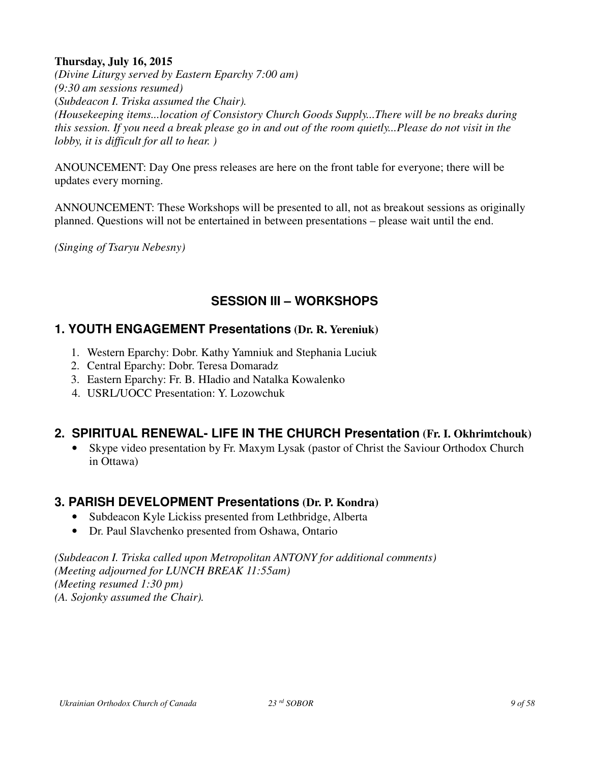**Thursday, July 16, 2015**

*(Divine Liturgy served by Eastern Eparchy 7:00 am)*
*(9:30 am sessions resumed)*
*(Subdeacon I. Triska assumed the Chair).*
*(Housekeeping items...location of Consistory Church Goods Supply...There will be no breaks during this session. If you need a break please go in and out of the room quietly...Please do not visit in the lobby, it is difficult for all to hear. )*

ANOUNCEMENT: Day One press releases are here on the front table for everyone; there will be updates every morning.

ANNOUNCEMENT: These Workshops will be presented to all, not as breakout sessions as originally planned. Questions will not be entertained in between presentations – please wait until the end.

*(Singing of Tsaryu Nebesny)*

## SESSION III – WORKSHOPS

### 1. YOUTH ENGAGEMENT Presentations (Dr. R. Yereniuk)

1. Western Eparchy: Dobr. Kathy Yamniuk and Stephania Luciuk
2. Central Eparchy: Dobr. Teresa Domaradz
3. Eastern Eparchy: Fr. B. HIadio and Natalka Kowalenko
4. USRL/UOCC Presentation: Y. Lozowchuk

### 2. SPIRITUAL RENEWAL- LIFE IN THE CHURCH Presentation (Fr. I. Okhrimtchouk)

- Skype video presentation by Fr. Maxym Lysak (pastor of Christ the Saviour Orthodox Church in Ottawa)

### 3. PARISH DEVELOPMENT Presentations (Dr. P. Kondra)

- Subdeacon Kyle Lickiss presented from Lethbridge, Alberta
- Dr. Paul Slavchenko presented from Oshawa, Ontario

*(Subdeacon I. Triska called upon Metropolitan ANTONY for additional comments)*
*(Meeting adjourned for LUNCH BREAK 11:55am)*
*(Meeting resumed 1:30 pm)*
*(A. Sojonky assumed the Chair).*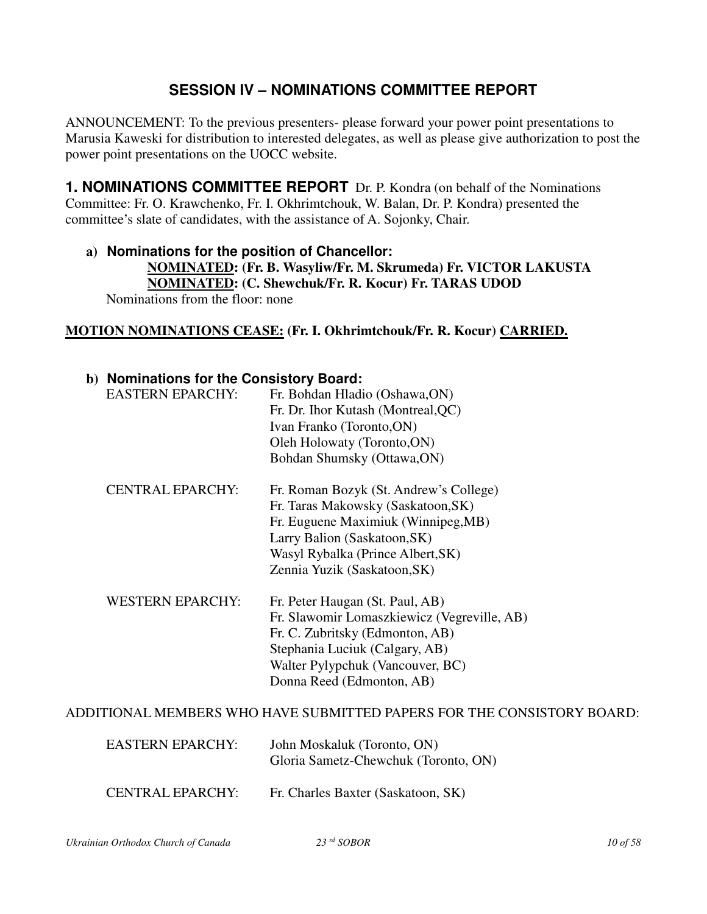## SESSION IV – NOMINATIONS COMMITTEE REPORT

ANNOUNCEMENT: To the previous presenters- please forward your power point presentations to Marusia Kaweski for distribution to interested delegates, as well as please give authorization to post the power point presentations on the UOCC website.

**1. NOMINATIONS COMMITTEE REPORT** Dr. P. Kondra (on behalf of the Nominations Committee: Fr. O. Krawchenko, Fr. I. Okhrimtchouk, W. Balan, Dr. P. Kondra) presented the committee's slate of candidates, with the assistance of A. Sojonky, Chair.

**a) Nominations for the position of Chancellor:**

**NOMINATED: (Fr. B. Wasyliw/Fr. M. Skrumeda) Fr. VICTOR LAKUSTA**
**NOMINATED: (C. Shewchuk/Fr. R. Kocur) Fr. TARAS UDOD**

Nominations from the floor: none

**MOTION NOMINATIONS CEASE: (Fr. I. Okhrimtchouk/Fr. R. Kocur) CARRIED.**

**b) Nominations for the Consistory Board:**

| | |
|---|---|
| EASTERN EPARCHY: | Fr. Bohdan Hladio (Oshawa,ON) |
| | Fr. Dr. Ihor Kutash (Montreal,QC) |
| | Ivan Franko (Toronto,ON) |
| | Oleh Holowaty (Toronto,ON) |
| | Bohdan Shumsky (Ottawa,ON) |
| CENTRAL EPARCHY: | Fr. Roman Bozyk (St. Andrew's College) |
| | Fr. Taras Makowsky (Saskatoon,SK) |
| | Fr. Euguene Maximiuk (Winnipeg,MB) |
| | Larry Balion (Saskatoon,SK) |
| | Wasyl Rybalka (Prince Albert,SK) |
| | Zennia Yuzik (Saskatoon,SK) |
| WESTERN EPARCHY: | Fr. Peter Haugan (St. Paul, AB) |
| | Fr. Slawomir Lomaszkiewicz (Vegreville, AB) |
| | Fr. C. Zubritsky (Edmonton, AB) |
| | Stephania Luciuk (Calgary, AB) |
| | Walter Pylypchuk (Vancouver, BC) |
| | Donna Reed (Edmonton, AB) |

ADDITIONAL MEMBERS WHO HAVE SUBMITTED PAPERS FOR THE CONSISTORY BOARD:

| | |
|---|---|
| EASTERN EPARCHY: | John Moskaluk (Toronto, ON) |
| | Gloria Sametz-Chewchuk (Toronto, ON) |
| CENTRAL EPARCHY: | Fr. Charles Baxter (Saskatoon, SK) |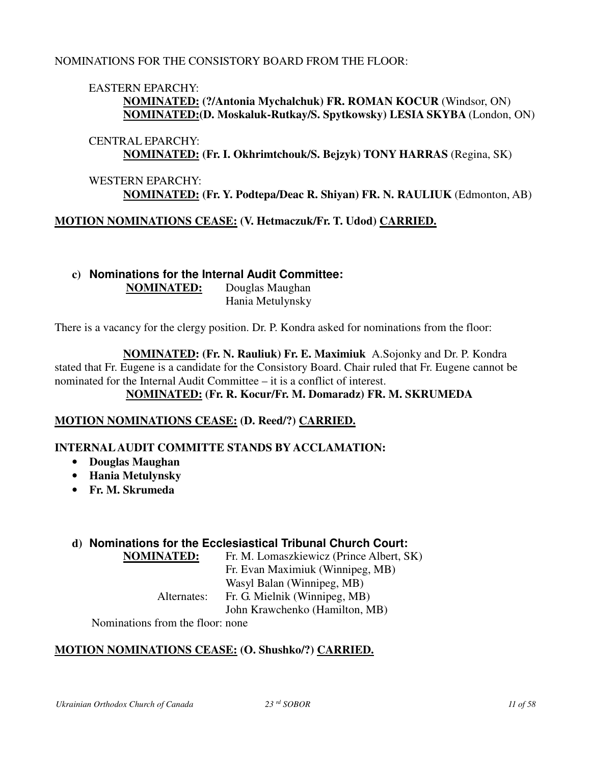NOMINATIONS FOR THE CONSISTORY BOARD FROM THE FLOOR:

EASTERN EPARCHY:

**<u>NOMINATED:</u> (?/Antonia Mychalchuk) FR. ROMAN KOCUR** (Windsor, ON)
**<u>NOMINATED:</u>(D. Moskaluk-Rutkay/S. Spytkowsky) LESIA SKYBA** (London, ON)

CENTRAL EPARCHY:

**<u>NOMINATED:</u> (Fr. I. Okhrimtchouk/S. Bejzyk) TONY HARRAS** (Regina, SK)

WESTERN EPARCHY:

**<u>NOMINATED:</u> (Fr. Y. Podtepa/Deac R. Shiyan) FR. N. RAULIUK** (Edmonton, AB)

**<u>MOTION NOMINATIONS CEASE:</u> (V. Hetmaczuk/Fr. T. Udod) <u>CARRIED.</u>**

### c) Nominations for the Internal Audit Committee:

**<u>NOMINATED:</u>** Douglas Maughan
Hania Metulynsky

There is a vacancy for the clergy position. Dr. P. Kondra asked for nominations from the floor:

**<u>NOMINATED:</u> (Fr. N. Rauliuk) Fr. E. Maximiuk** A.Sojonky and Dr. P. Kondra stated that Fr. Eugene is a candidate for the Consistory Board. Chair ruled that Fr. Eugene cannot be nominated for the Internal Audit Committee – it is a conflict of interest.

**<u>NOMINATED:</u> (Fr. R. Kocur/Fr. M. Domaradz) FR. M. SKRUMEDA**

**<u>MOTION NOMINATIONS CEASE:</u> (D. Reed/?) <u>CARRIED.</u>**

**INTERNAL AUDIT COMMITTE STANDS BY ACCLAMATION:**

- **Douglas Maughan**
- **Hania Metulynsky**
- **Fr. M. Skrumeda**

### d) Nominations for the Ecclesiastical Tribunal Church Court:

**<u>NOMINATED:</u>** Fr. M. Lomaszkiewicz (Prince Albert, SK)
Fr. Evan Maximiuk (Winnipeg, MB)
Wasyl Balan (Winnipeg, MB)

Alternates: Fr. G. Mielnik (Winnipeg, MB)
John Krawchenko (Hamilton, MB)

Nominations from the floor: none

**<u>MOTION NOMINATIONS CEASE:</u> (O. Shushko/?) <u>CARRIED.</u>**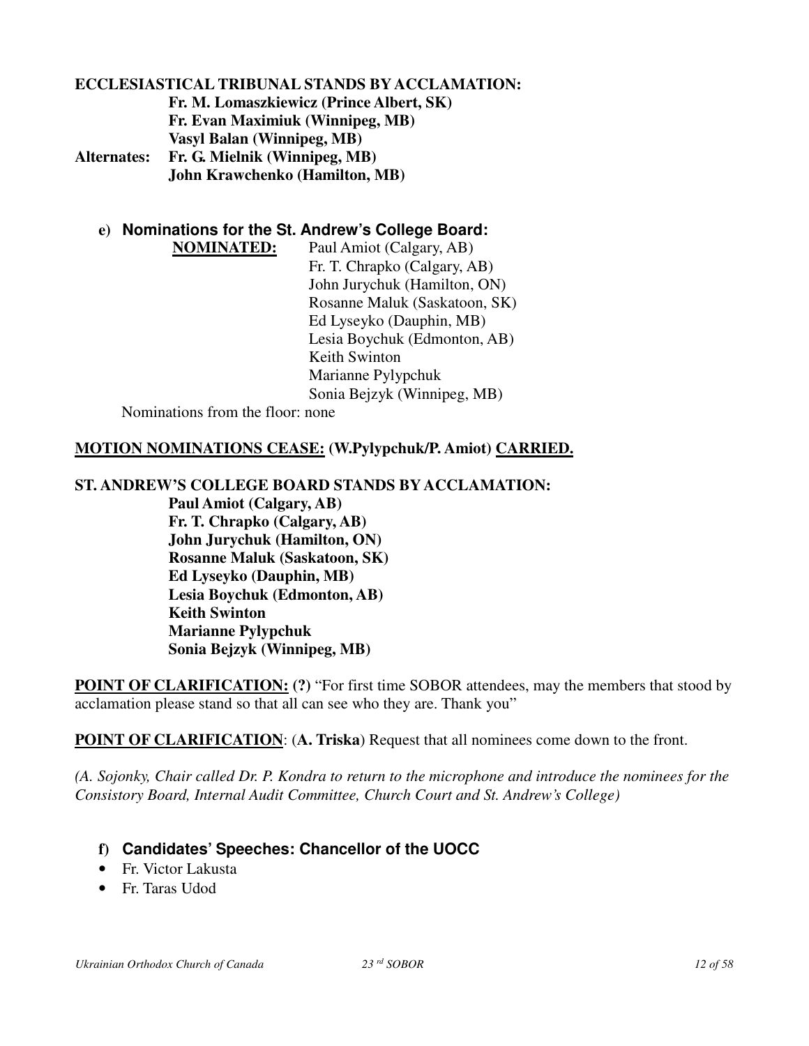**ECCLESIASTICAL TRIBUNAL STANDS BY ACCLAMATION:**

**Fr. M. Lomaszkiewicz (Prince Albert, SK)**
**Fr. Evan Maximiuk (Winnipeg, MB)**
**Vasyl Balan (Winnipeg, MB)**

**Alternates: Fr. G. Mielnik (Winnipeg, MB)**
**John Krawchenko (Hamilton, MB)**

**e) Nominations for the St. Andrew's College Board:**

**NOMINATED:** Paul Amiot (Calgary, AB)
Fr. T. Chrapko (Calgary, AB)
John Jurychuk (Hamilton, ON)
Rosanne Maluk (Saskatoon, SK)
Ed Lyseyko (Dauphin, MB)
Lesia Boychuk (Edmonton, AB)
Keith Swinton
Marianne Pylypchuk
Sonia Bejzyk (Winnipeg, MB)

Nominations from the floor: none

**MOTION NOMINATIONS CEASE: (W.Pylypchuk/P. Amiot) CARRIED.**

**ST. ANDREW'S COLLEGE BOARD STANDS BY ACCLAMATION:**

**Paul Amiot (Calgary, AB)**
**Fr. T. Chrapko (Calgary, AB)**
**John Jurychuk (Hamilton, ON)**
**Rosanne Maluk (Saskatoon, SK)**
**Ed Lyseyko (Dauphin, MB)**
**Lesia Boychuk (Edmonton, AB)**
**Keith Swinton**
**Marianne Pylypchuk**
**Sonia Bejzyk (Winnipeg, MB)**

**POINT OF CLARIFICATION: (?)** "For first time SOBOR attendees, may the members that stood by acclamation please stand so that all can see who they are. Thank you"

**POINT OF CLARIFICATION**: (**A. Triska**) Request that all nominees come down to the front.

*(A. Sojonky, Chair called Dr. P. Kondra to return to the microphone and introduce the nominees for the Consistory Board, Internal Audit Committee, Church Court and St. Andrew's College)*

**f) Candidates' Speeches: Chancellor of the UOCC**

- Fr. Victor Lakusta
- Fr. Taras Udod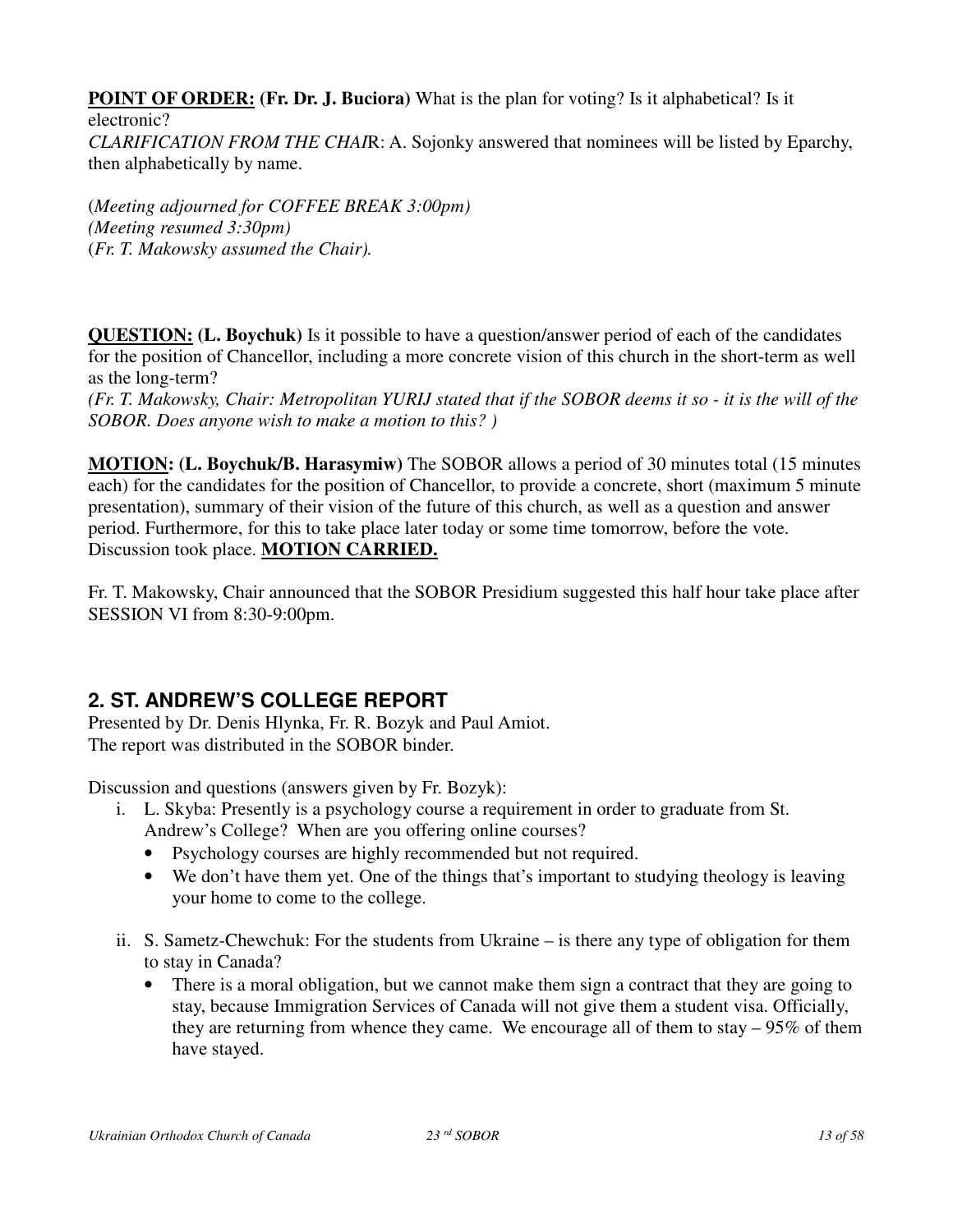**POINT OF ORDER:** **(Fr. Dr. J. Buciora)** What is the plan for voting? Is it alphabetical? Is it electronic?
*CLARIFICATION FROM THE CHAIR*: A. Sojonky answered that nominees will be listed by Eparchy, then alphabetically by name.

(*Meeting adjourned for COFFEE BREAK 3:00pm)*
*(Meeting resumed 3:30pm)*
(*Fr. T. Makowsky assumed the Chair).*

**QUESTION:** **(L. Boychuk)** Is it possible to have a question/answer period of each of the candidates for the position of Chancellor, including a more concrete vision of this church in the short-term as well as the long-term?
*(Fr. T. Makowsky, Chair: Metropolitan YURIJ stated that if the SOBOR deems it so - it is the will of the SOBOR. Does anyone wish to make a motion to this? )*

**MOTION:** **(L. Boychuk/B. Harasymiw)** The SOBOR allows a period of 30 minutes total (15 minutes each) for the candidates for the position of Chancellor, to provide a concrete, short (maximum 5 minute presentation), summary of their vision of the future of this church, as well as a question and answer period. Furthermore, for this to take place later today or some time tomorrow, before the vote. Discussion took place. **MOTION CARRIED.**

Fr. T. Makowsky, Chair announced that the SOBOR Presidium suggested this half hour take place after SESSION VI from 8:30-9:00pm.

## 2. ST. ANDREW'S COLLEGE REPORT

Presented by Dr. Denis Hlynka, Fr. R. Bozyk and Paul Amiot.
The report was distributed in the SOBOR binder.

Discussion and questions (answers given by Fr. Bozyk):

i. L. Skyba: Presently is a psychology course a requirement in order to graduate from St. Andrew's College? When are you offering online courses?
   - Psychology courses are highly recommended but not required.
   - We don't have them yet. One of the things that's important to studying theology is leaving your home to come to the college.

ii. S. Sametz-Chewchuk: For the students from Ukraine – is there any type of obligation for them to stay in Canada?
   - There is a moral obligation, but we cannot make them sign a contract that they are going to stay, because Immigration Services of Canada will not give them a student visa. Officially, they are returning from whence they came. We encourage all of them to stay – 95% of them have stayed.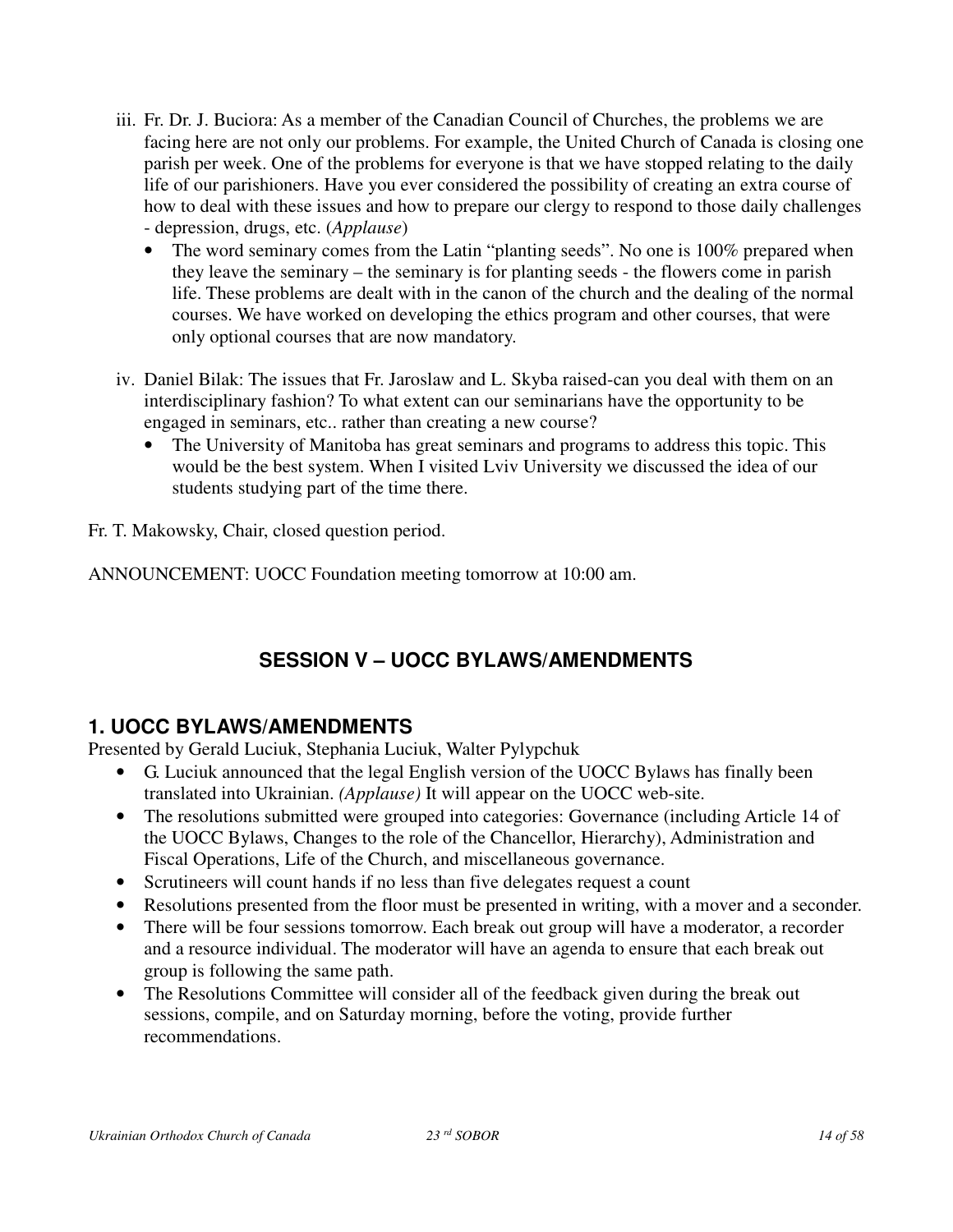iii. Fr. Dr. J. Buciora: As a member of the Canadian Council of Churches, the problems we are facing here are not only our problems. For example, the United Church of Canada is closing one parish per week. One of the problems for everyone is that we have stopped relating to the daily life of our parishioners. Have you ever considered the possibility of creating an extra course of how to deal with these issues and how to prepare our clergy to respond to those daily challenges - depression, drugs, etc. (*Applause*)

- The word seminary comes from the Latin "planting seeds". No one is 100% prepared when they leave the seminary – the seminary is for planting seeds - the flowers come in parish life. These problems are dealt with in the canon of the church and the dealing of the normal courses. We have worked on developing the ethics program and other courses, that were only optional courses that are now mandatory.

iv. Daniel Bilak: The issues that Fr. Jaroslaw and L. Skyba raised-can you deal with them on an interdisciplinary fashion? To what extent can our seminarians have the opportunity to be engaged in seminars, etc.. rather than creating a new course?

- The University of Manitoba has great seminars and programs to address this topic. This would be the best system. When I visited Lviv University we discussed the idea of our students studying part of the time there.

Fr. T. Makowsky, Chair, closed question period.

ANNOUNCEMENT: UOCC Foundation meeting tomorrow at 10:00 am.

## SESSION V – UOCC BYLAWS/AMENDMENTS

### 1. UOCC BYLAWS/AMENDMENTS

Presented by Gerald Luciuk, Stephania Luciuk, Walter Pylypchuk

- G. Luciuk announced that the legal English version of the UOCC Bylaws has finally been translated into Ukrainian. *(Applause)* It will appear on the UOCC web-site.
- The resolutions submitted were grouped into categories: Governance (including Article 14 of the UOCC Bylaws, Changes to the role of the Chancellor, Hierarchy), Administration and Fiscal Operations, Life of the Church, and miscellaneous governance.
- Scrutineers will count hands if no less than five delegates request a count
- Resolutions presented from the floor must be presented in writing, with a mover and a seconder.
- There will be four sessions tomorrow. Each break out group will have a moderator, a recorder and a resource individual. The moderator will have an agenda to ensure that each break out group is following the same path.
- The Resolutions Committee will consider all of the feedback given during the break out sessions, compile, and on Saturday morning, before the voting, provide further recommendations.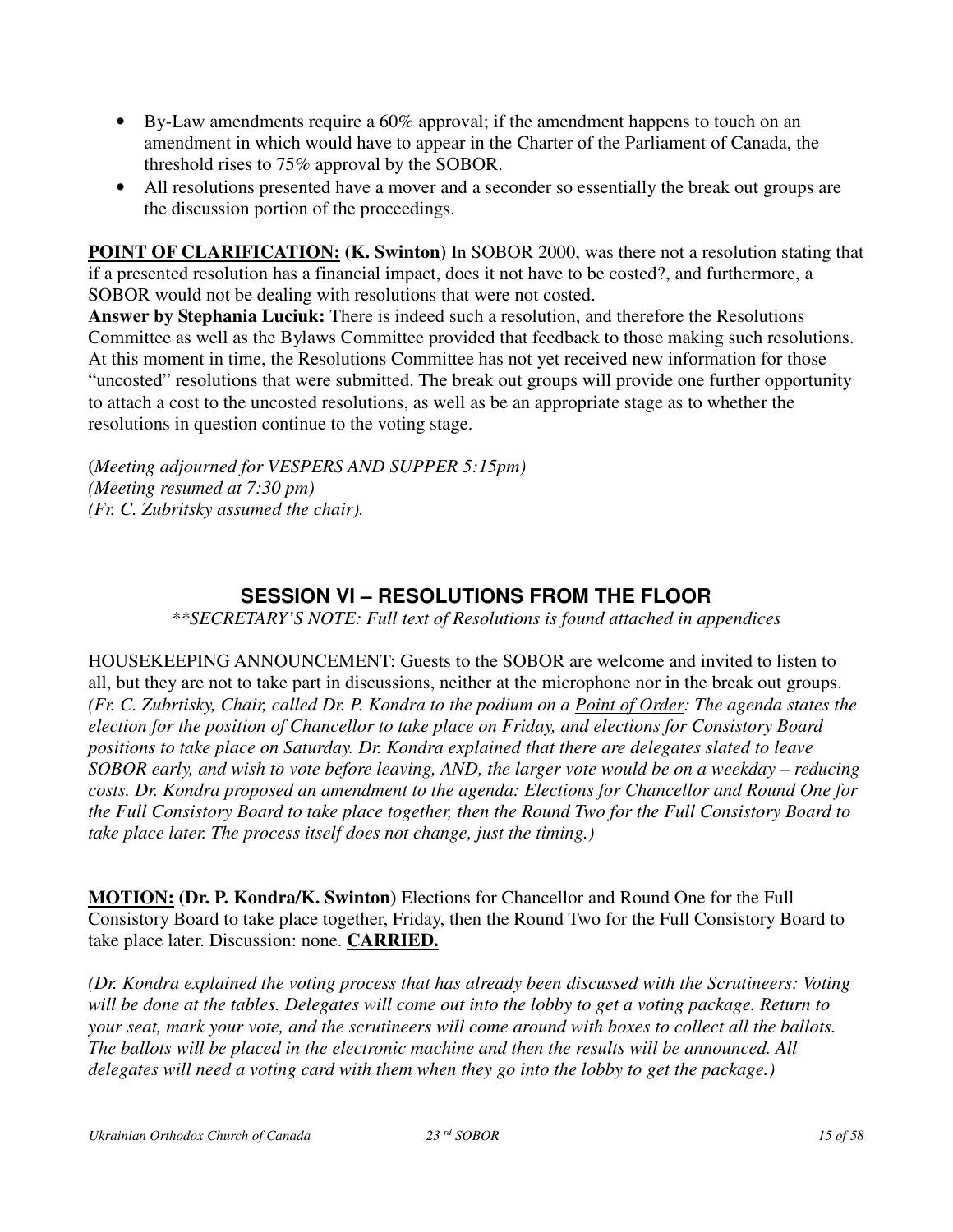- By-Law amendments require a 60% approval; if the amendment happens to touch on an amendment in which would have to appear in the Charter of the Parliament of Canada, the threshold rises to 75% approval by the SOBOR.
- All resolutions presented have a mover and a seconder so essentially the break out groups are the discussion portion of the proceedings.

**POINT OF CLARIFICATION: (K. Swinton)** In SOBOR 2000, was there not a resolution stating that if a presented resolution has a financial impact, does it not have to be costed?, and furthermore, a SOBOR would not be dealing with resolutions that were not costed.
**Answer by Stephania Luciuk:** There is indeed such a resolution, and therefore the Resolutions Committee as well as the Bylaws Committee provided that feedback to those making such resolutions. At this moment in time, the Resolutions Committee has not yet received new information for those "uncosted" resolutions that were submitted. The break out groups will provide one further opportunity to attach a cost to the uncosted resolutions, as well as be an appropriate stage as to whether the resolutions in question continue to the voting stage.

(*Meeting adjourned for VESPERS AND SUPPER 5:15pm)*
*(Meeting resumed at 7:30 pm)*
*(Fr. C. Zubritsky assumed the chair).*

## SESSION VI – RESOLUTIONS FROM THE FLOOR

*\*\*SECRETARY'S NOTE: Full text of Resolutions is found attached in appendices*

HOUSEKEEPING ANNOUNCEMENT: Guests to the SOBOR are welcome and invited to listen to all, but they are not to take part in discussions, neither at the microphone nor in the break out groups. *(Fr. C. Zubrtisky, Chair, called Dr. P. Kondra to the podium on a Point of Order: The agenda states the election for the position of Chancellor to take place on Friday, and elections for Consistory Board positions to take place on Saturday. Dr. Kondra explained that there are delegates slated to leave SOBOR early, and wish to vote before leaving, AND, the larger vote would be on a weekday – reducing costs. Dr. Kondra proposed an amendment to the agenda: Elections for Chancellor and Round One for the Full Consistory Board to take place together, then the Round Two for the Full Consistory Board to take place later. The process itself does not change, just the timing.)*

**MOTION: (Dr. P. Kondra/K. Swinton)** Elections for Chancellor and Round One for the Full Consistory Board to take place together, Friday, then the Round Two for the Full Consistory Board to take place later. Discussion: none. **CARRIED.**

*(Dr. Kondra explained the voting process that has already been discussed with the Scrutineers: Voting will be done at the tables. Delegates will come out into the lobby to get a voting package. Return to your seat, mark your vote, and the scrutineers will come around with boxes to collect all the ballots. The ballots will be placed in the electronic machine and then the results will be announced. All delegates will need a voting card with them when they go into the lobby to get the package.)*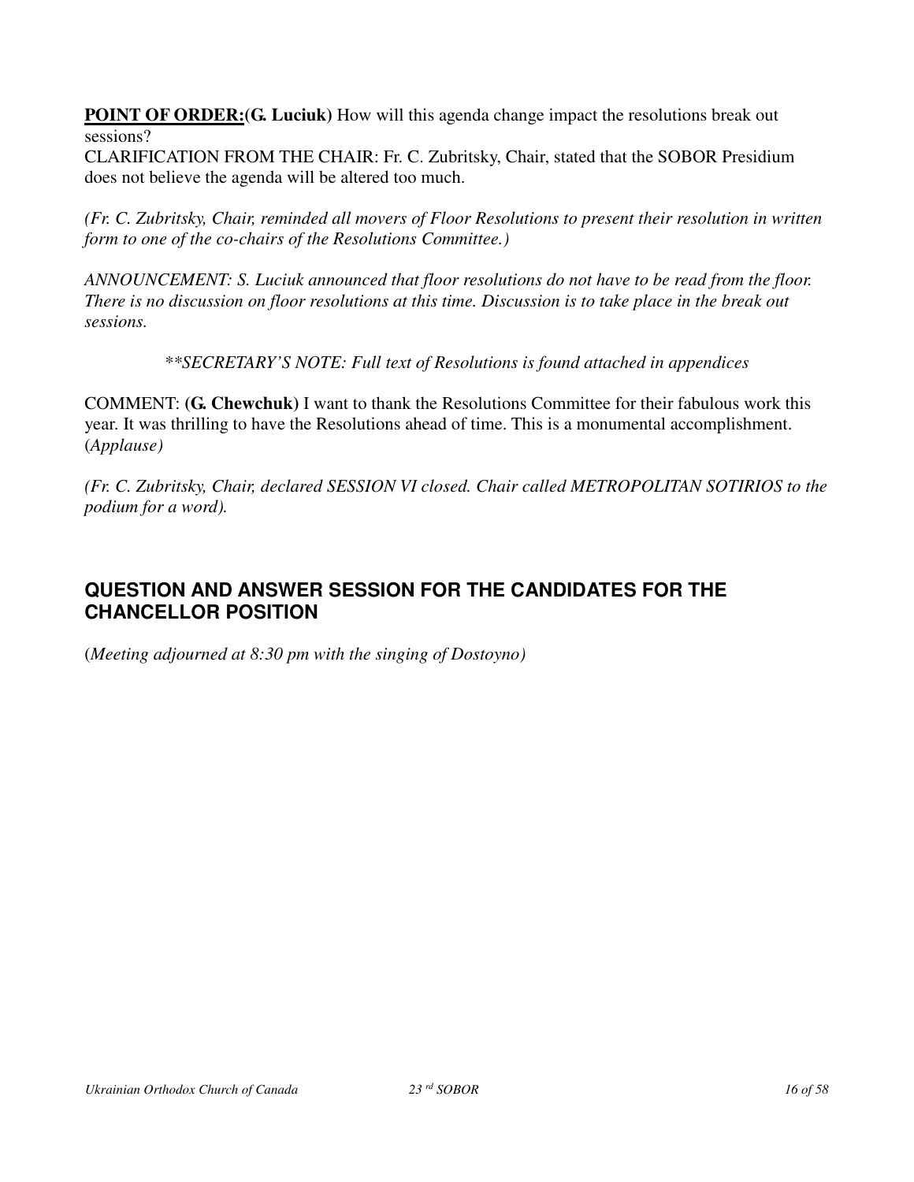**POINT OF ORDER:**(**G. Luciuk**) How will this agenda change impact the resolutions break out sessions?
CLARIFICATION FROM THE CHAIR: Fr. C. Zubritsky, Chair, stated that the SOBOR Presidium does not believe the agenda will be altered too much.

*(Fr. C. Zubritsky, Chair, reminded all movers of Floor Resolutions to present their resolution in written form to one of the co-chairs of the Resolutions Committee.)*

*ANNOUNCEMENT: S. Luciuk announced that floor resolutions do not have to be read from the floor. There is no discussion on floor resolutions at this time. Discussion is to take place in the break out sessions.*

*\*\*SECRETARY'S NOTE: Full text of Resolutions is found attached in appendices*

COMMENT: **(G. Chewchuk)** I want to thank the Resolutions Committee for their fabulous work this year. It was thrilling to have the Resolutions ahead of time. This is a monumental accomplishment. (*Applause)*

*(Fr. C. Zubritsky, Chair, declared SESSION VI closed. Chair called METROPOLITAN SOTIRIOS to the podium for a word).*

## QUESTION AND ANSWER SESSION FOR THE CANDIDATES FOR THE CHANCELLOR POSITION

(*Meeting adjourned at 8:30 pm with the singing of Dostoyno)*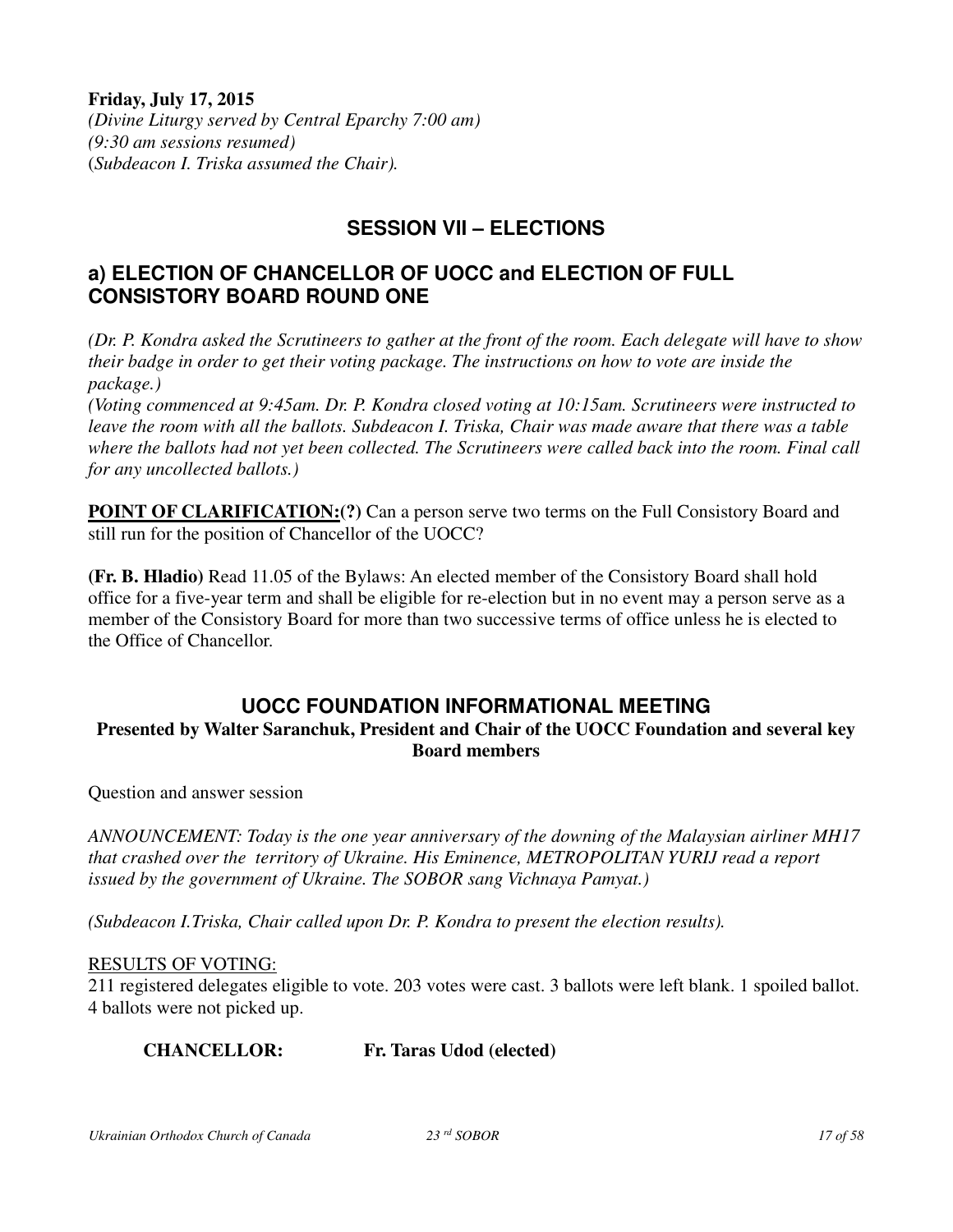**Friday, July 17, 2015**
*(Divine Liturgy served by Central Eparchy 7:00 am)*
*(9:30 am sessions resumed)*
(*Subdeacon I. Triska assumed the Chair).*

## SESSION VII – ELECTIONS

### a) ELECTION OF CHANCELLOR OF UOCC and ELECTION OF FULL CONSISTORY BOARD ROUND ONE

*(Dr. P. Kondra asked the Scrutineers to gather at the front of the room. Each delegate will have to show their badge in order to get their voting package. The instructions on how to vote are inside the package.)*
*(Voting commenced at 9:45am. Dr. P. Kondra closed voting at 10:15am. Scrutineers were instructed to leave the room with all the ballots. Subdeacon I. Triska, Chair was made aware that there was a table where the ballots had not yet been collected. The Scrutineers were called back into the room. Final call for any uncollected ballots.)*

**POINT OF CLARIFICATION:(?)** Can a person serve two terms on the Full Consistory Board and still run for the position of Chancellor of the UOCC?

**(Fr. B. Hladio)** Read 11.05 of the Bylaws: An elected member of the Consistory Board shall hold office for a five-year term and shall be eligible for re-election but in no event may a person serve as a member of the Consistory Board for more than two successive terms of office unless he is elected to the Office of Chancellor.

## UOCC FOUNDATION INFORMATIONAL MEETING

**Presented by Walter Saranchuk, President and Chair of the UOCC Foundation and several key Board members**

Question and answer session

*ANNOUNCEMENT: Today is the one year anniversary of the downing of the Malaysian airliner MH17 that crashed over the territory of Ukraine. His Eminence, METROPOLITAN YURIJ read a report issued by the government of Ukraine. The SOBOR sang Vichnaya Pamyat.)*

*(Subdeacon I.Triska, Chair called upon Dr. P. Kondra to present the election results).*

RESULTS OF VOTING:
211 registered delegates eligible to vote. 203 votes were cast. 3 ballots were left blank. 1 spoiled ballot. 4 ballots were not picked up.

**CHANCELLOR: Fr. Taras Udod (elected)**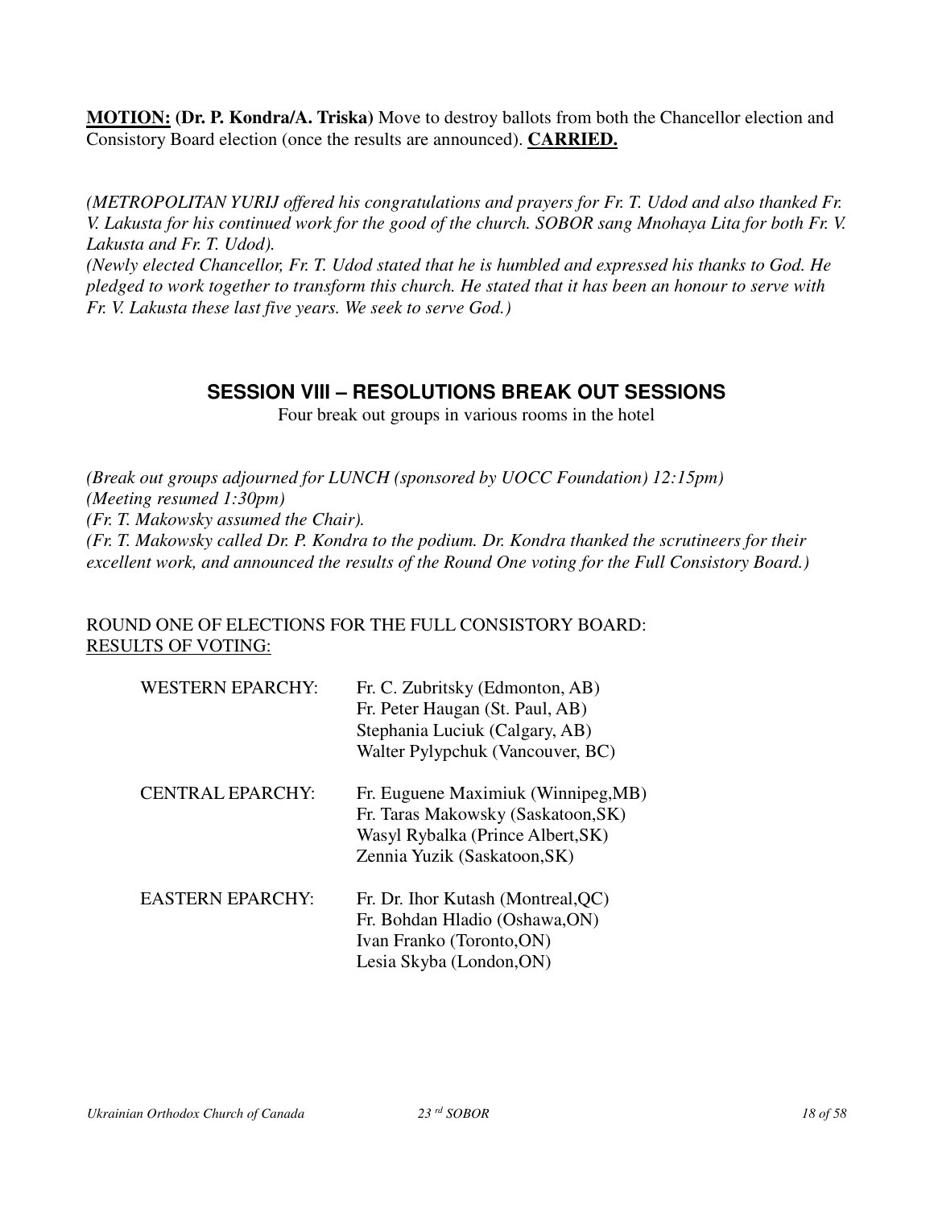**MOTION: (Dr. P. Kondra/A. Triska)** Move to destroy ballots from both the Chancellor election and Consistory Board election (once the results are announced). **CARRIED.**

*(METROPOLITAN YURIJ offered his congratulations and prayers for Fr. T. Udod and also thanked Fr. V. Lakusta for his continued work for the good of the church. SOBOR sang Mnohaya Lita for both Fr. V. Lakusta and Fr. T. Udod).*
*(Newly elected Chancellor, Fr. T. Udod stated that he is humbled and expressed his thanks to God. He pledged to work together to transform this church. He stated that it has been an honour to serve with Fr. V. Lakusta these last five years. We seek to serve God.)*

## SESSION VIII – RESOLUTIONS BREAK OUT SESSIONS

Four break out groups in various rooms in the hotel

*(Break out groups adjourned for LUNCH (sponsored by UOCC Foundation) 12:15pm)*
*(Meeting resumed 1:30pm)*
*(Fr. T. Makowsky assumed the Chair).*
*(Fr. T. Makowsky called Dr. P. Kondra to the podium. Dr. Kondra thanked the scrutineers for their excellent work, and announced the results of the Round One voting for the Full Consistory Board.)*

ROUND ONE OF ELECTIONS FOR THE FULL CONSISTORY BOARD:
RESULTS OF VOTING:

| | |
|---|---|
| WESTERN EPARCHY: | Fr. C. Zubritsky (Edmonton, AB)<br>Fr. Peter Haugan (St. Paul, AB)<br>Stephania Luciuk (Calgary, AB)<br>Walter Pylypchuk (Vancouver, BC) |
| CENTRAL EPARCHY: | Fr. Euguene Maximiuk (Winnipeg,MB)<br>Fr. Taras Makowsky (Saskatoon,SK)<br>Wasyl Rybalka (Prince Albert,SK)<br>Zennia Yuzik (Saskatoon,SK) |
| EASTERN EPARCHY: | Fr. Dr. Ihor Kutash (Montreal,QC)<br>Fr. Bohdan Hladio (Oshawa,ON)<br>Ivan Franko (Toronto,ON)<br>Lesia Skyba (London,ON) |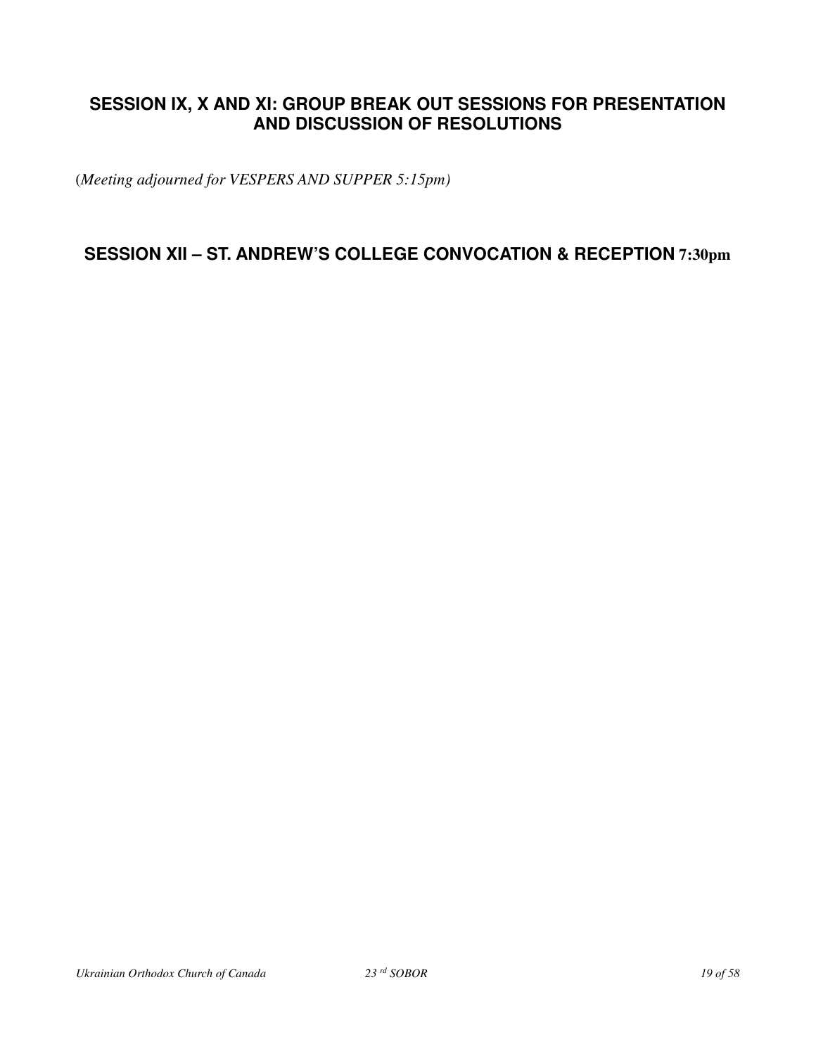## SESSION IX, X AND XI: GROUP BREAK OUT SESSIONS FOR PRESENTATION AND DISCUSSION OF RESOLUTIONS

(*Meeting adjourned for VESPERS AND SUPPER 5:15pm)*

## SESSION XII – ST. ANDREW'S COLLEGE CONVOCATION & RECEPTION 7:30pm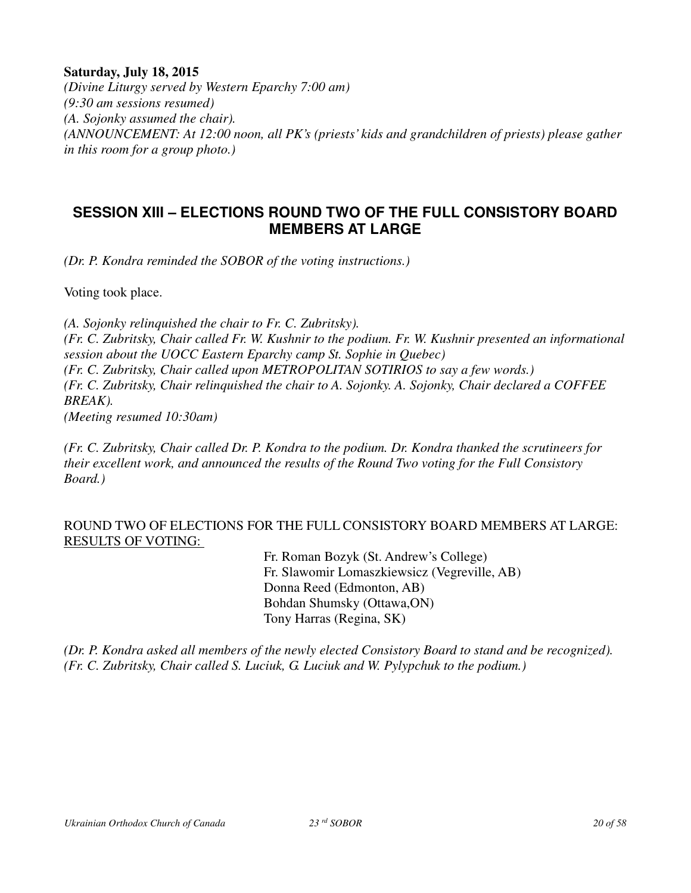**Saturday, July 18, 2015**

*(Divine Liturgy served by Western Eparchy 7:00 am)*
*(9:30 am sessions resumed)*
*(A. Sojonky assumed the chair).*
*(ANNOUNCEMENT: At 12:00 noon, all PK's (priests' kids and grandchildren of priests) please gather in this room for a group photo.)*

## SESSION XIII – ELECTIONS ROUND TWO OF THE FULL CONSISTORY BOARD MEMBERS AT LARGE

*(Dr. P. Kondra reminded the SOBOR of the voting instructions.)*

Voting took place.

*(A. Sojonky relinquished the chair to Fr. C. Zubritsky).*
*(Fr. C. Zubritsky, Chair called Fr. W. Kushnir to the podium. Fr. W. Kushnir presented an informational session about the UOCC Eastern Eparchy camp St. Sophie in Quebec)*
*(Fr. C. Zubritsky, Chair called upon METROPOLITAN SOTIRIOS to say a few words.)*
*(Fr. C. Zubritsky, Chair relinquished the chair to A. Sojonky. A. Sojonky, Chair declared a COFFEE BREAK).*
*(Meeting resumed 10:30am)*

*(Fr. C. Zubritsky, Chair called Dr. P. Kondra to the podium. Dr. Kondra thanked the scrutineers for their excellent work, and announced the results of the Round Two voting for the Full Consistory Board.)*

ROUND TWO OF ELECTIONS FOR THE FULL CONSISTORY BOARD MEMBERS AT LARGE:
<u>RESULTS OF VOTING:</u>

Fr. Roman Bozyk (St. Andrew's College)
Fr. Slawomir Lomaszkiewsicz (Vegreville, AB)
Donna Reed (Edmonton, AB)
Bohdan Shumsky (Ottawa,ON)
Tony Harras (Regina, SK)

*(Dr. P. Kondra asked all members of the newly elected Consistory Board to stand and be recognized).*
*(Fr. C. Zubritsky, Chair called S. Luciuk, G. Luciuk and W. Pylypchuk to the podium.)*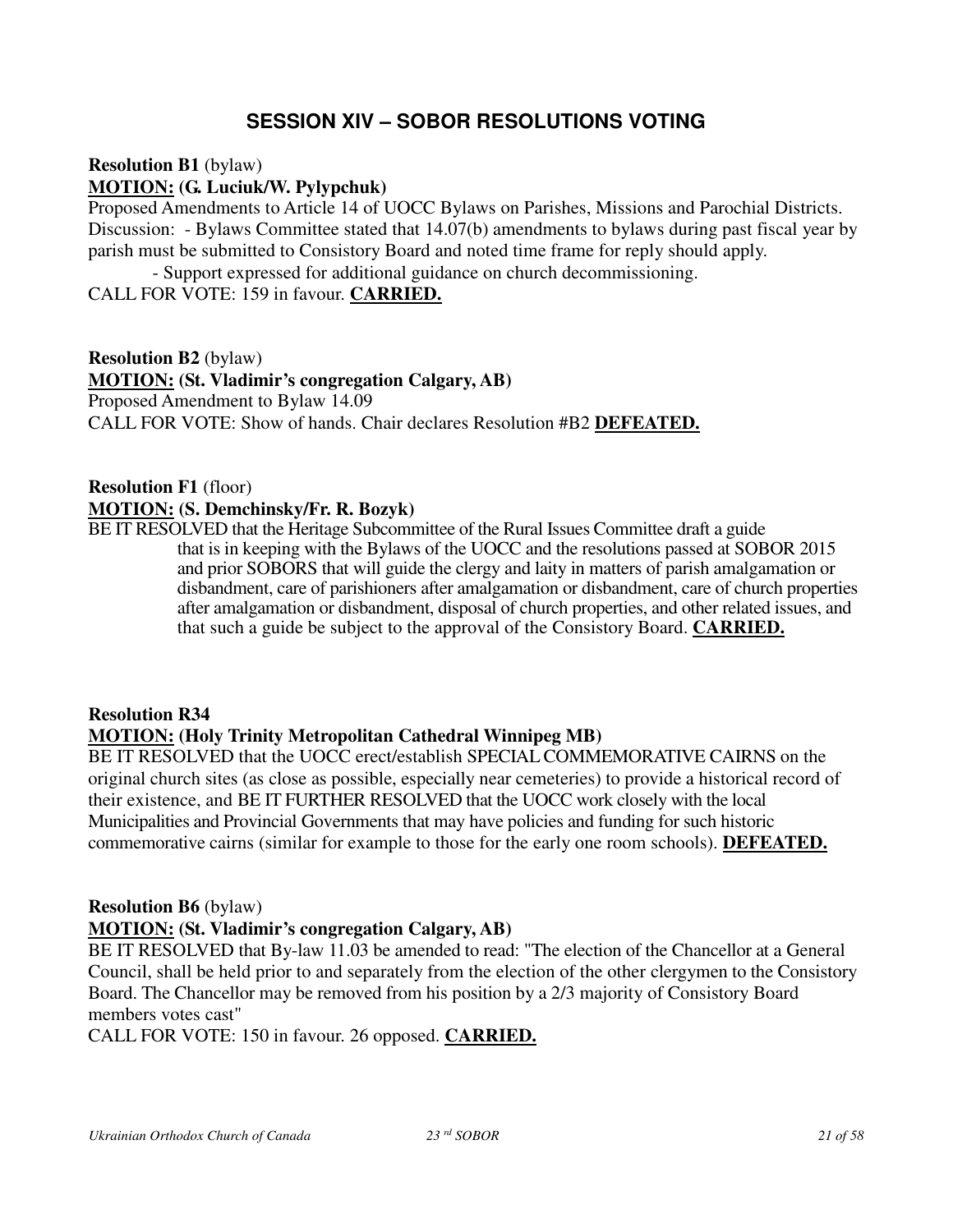## SESSION XIV – SOBOR RESOLUTIONS VOTING

**Resolution B1** (bylaw)
**MOTION: (G. Luciuk/W. Pylypchuk)**
Proposed Amendments to Article 14 of UOCC Bylaws on Parishes, Missions and Parochial Districts.
Discussion: - Bylaws Committee stated that 14.07(b) amendments to bylaws during past fiscal year by parish must be submitted to Consistory Board and noted time frame for reply should apply.
- Support expressed for additional guidance on church decommissioning.
CALL FOR VOTE: 159 in favour. **CARRIED.**

**Resolution B2** (bylaw)
**MOTION: (St. Vladimir's congregation Calgary, AB)**
Proposed Amendment to Bylaw 14.09
CALL FOR VOTE: Show of hands. Chair declares Resolution #B2 **DEFEATED.**

**Resolution F1** (floor)
**MOTION: (S. Demchinsky/Fr. R. Bozyk)**
BE IT RESOLVED that the Heritage Subcommittee of the Rural Issues Committee draft a guide that is in keeping with the Bylaws of the UOCC and the resolutions passed at SOBOR 2015 and prior SOBORS that will guide the clergy and laity in matters of parish amalgamation or disbandment, care of parishioners after amalgamation or disbandment, care of church properties after amalgamation or disbandment, disposal of church properties, and other related issues, and that such a guide be subject to the approval of the Consistory Board. **CARRIED.**

**Resolution R34**
**MOTION: (Holy Trinity Metropolitan Cathedral Winnipeg MB)**
BE IT RESOLVED that the UOCC erect/establish SPECIAL COMMEMORATIVE CAIRNS on the original church sites (as close as possible, especially near cemeteries) to provide a historical record of their existence, and BE IT FURTHER RESOLVED that the UOCC work closely with the local Municipalities and Provincial Governments that may have policies and funding for such historic commemorative cairns (similar for example to those for the early one room schools). **DEFEATED.**

**Resolution B6** (bylaw)
**MOTION: (St. Vladimir's congregation Calgary, AB)**
BE IT RESOLVED that By-law 11.03 be amended to read: "The election of the Chancellor at a General Council, shall be held prior to and separately from the election of the other clergymen to the Consistory Board. The Chancellor may be removed from his position by a 2/3 majority of Consistory Board members votes cast"
CALL FOR VOTE: 150 in favour. 26 opposed. **CARRIED.**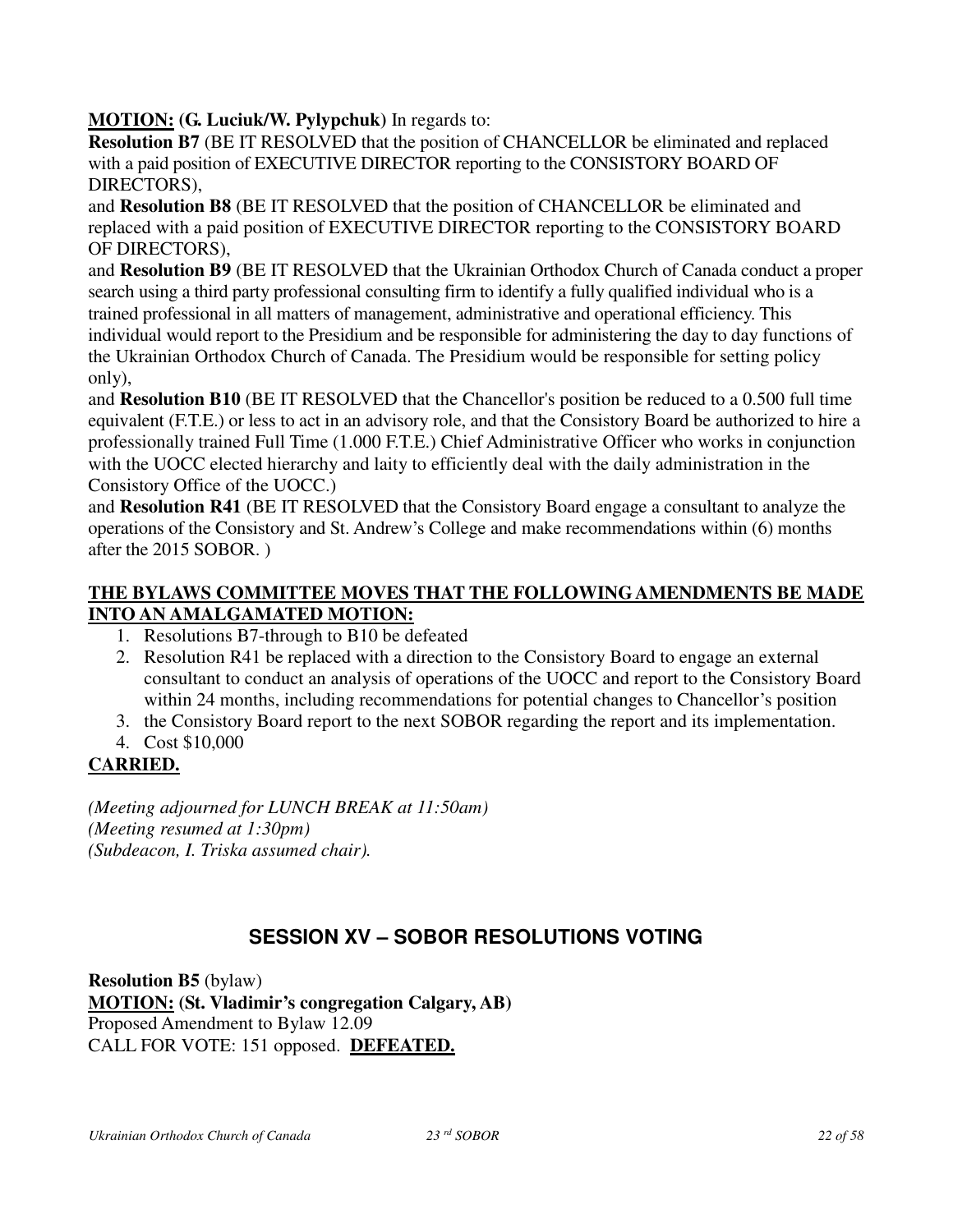**MOTION: (G. Luciuk/W. Pylypchuk)** In regards to:

**Resolution B7** (BE IT RESOLVED that the position of CHANCELLOR be eliminated and replaced with a paid position of EXECUTIVE DIRECTOR reporting to the CONSISTORY BOARD OF DIRECTORS),

and **Resolution B8** (BE IT RESOLVED that the position of CHANCELLOR be eliminated and replaced with a paid position of EXECUTIVE DIRECTOR reporting to the CONSISTORY BOARD OF DIRECTORS),

and **Resolution B9** (BE IT RESOLVED that the Ukrainian Orthodox Church of Canada conduct a proper search using a third party professional consulting firm to identify a fully qualified individual who is a trained professional in all matters of management, administrative and operational efficiency. This individual would report to the Presidium and be responsible for administering the day to day functions of the Ukrainian Orthodox Church of Canada. The Presidium would be responsible for setting policy only),

and **Resolution B10** (BE IT RESOLVED that the Chancellor's position be reduced to a 0.500 full time equivalent (F.T.E.) or less to act in an advisory role, and that the Consistory Board be authorized to hire a professionally trained Full Time (1.000 F.T.E.) Chief Administrative Officer who works in conjunction with the UOCC elected hierarchy and laity to efficiently deal with the daily administration in the Consistory Office of the UOCC.)

and **Resolution R41** (BE IT RESOLVED that the Consistory Board engage a consultant to analyze the operations of the Consistory and St. Andrew's College and make recommendations within (6) months after the 2015 SOBOR. )

**THE BYLAWS COMMITTEE MOVES THAT THE FOLLOWING AMENDMENTS BE MADE INTO AN AMALGAMATED MOTION:**

1. Resolutions B7-through to B10 be defeated
2. Resolution R41 be replaced with a direction to the Consistory Board to engage an external consultant to conduct an analysis of operations of the UOCC and report to the Consistory Board within 24 months, including recommendations for potential changes to Chancellor's position
3. the Consistory Board report to the next SOBOR regarding the report and its implementation.
4. Cost $10,000

**CARRIED.**

*(Meeting adjourned for LUNCH BREAK at 11:50am)*
*(Meeting resumed at 1:30pm)*
*(Subdeacon, I. Triska assumed chair).*

## SESSION XV – SOBOR RESOLUTIONS VOTING

**Resolution B5** (bylaw)
**MOTION: (St. Vladimir's congregation Calgary, AB)**
Proposed Amendment to Bylaw 12.09
CALL FOR VOTE: 151 opposed. **DEFEATED.**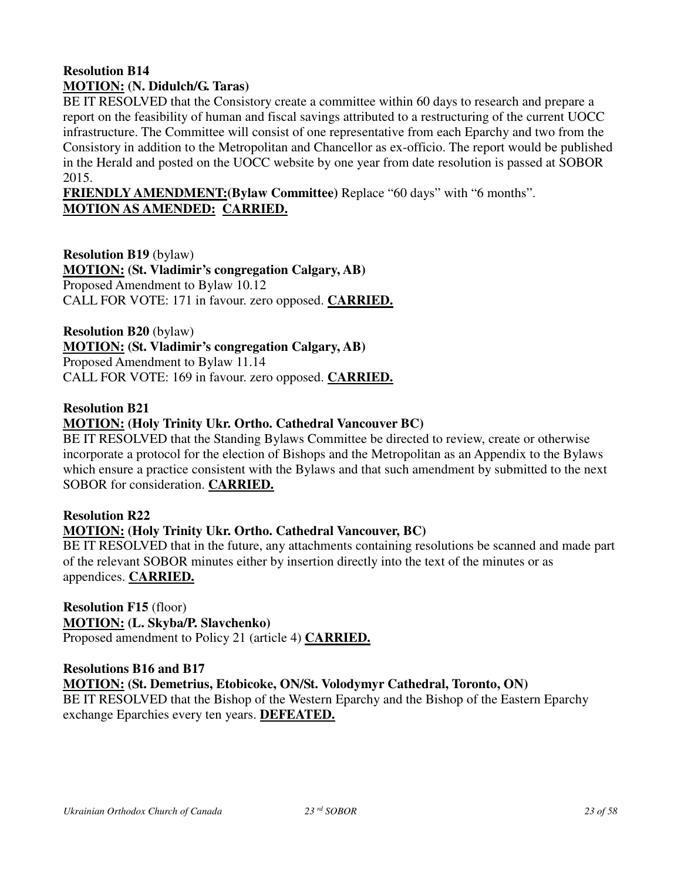**Resolution B14**
**<u>MOTION:</u> (N. Didulch/G. Taras)**
BE IT RESOLVED that the Consistory create a committee within 60 days to research and prepare a report on the feasibility of human and fiscal savings attributed to a restructuring of the current UOCC infrastructure. The Committee will consist of one representative from each Eparchy and two from the Consistory in addition to the Metropolitan and Chancellor as ex-officio. The report would be published in the Herald and posted on the UOCC website by one year from date resolution is passed at SOBOR 2015.
**<u>FRIENDLY AMENDMENT:</u>(Bylaw Committee)** Replace "60 days" with "6 months".
**<u>MOTION AS AMENDED: CARRIED.</u>**

**Resolution B19** (bylaw)
**<u>MOTION:</u> (St. Vladimir's congregation Calgary, AB)**
Proposed Amendment to Bylaw 10.12
CALL FOR VOTE: 171 in favour. zero opposed. **<u>CARRIED.</u>**

**Resolution B20** (bylaw)
**<u>MOTION:</u> (St. Vladimir's congregation Calgary, AB)**
Proposed Amendment to Bylaw 11.14
CALL FOR VOTE: 169 in favour. zero opposed. **<u>CARRIED.</u>**

**Resolution B21**
**<u>MOTION:</u> (Holy Trinity Ukr. Ortho. Cathedral Vancouver BC)**
BE IT RESOLVED that the Standing Bylaws Committee be directed to review, create or otherwise incorporate a protocol for the election of Bishops and the Metropolitan as an Appendix to the Bylaws which ensure a practice consistent with the Bylaws and that such amendment by submitted to the next SOBOR for consideration. **<u>CARRIED.</u>**

**Resolution R22**
**<u>MOTION:</u> (Holy Trinity Ukr. Ortho. Cathedral Vancouver, BC)**
BE IT RESOLVED that in the future, any attachments containing resolutions be scanned and made part of the relevant SOBOR minutes either by insertion directly into the text of the minutes or as appendices. **<u>CARRIED.</u>**

**Resolution F15** (floor)
**<u>MOTION:</u> (L. Skyba/P. Slavchenko)**
Proposed amendment to Policy 21 (article 4) **<u>CARRIED.</u>**

**Resolutions B16 and B17**
**<u>MOTION:</u> (St. Demetrius, Etobicoke, ON/St. Volodymyr Cathedral, Toronto, ON)**
BE IT RESOLVED that the Bishop of the Western Eparchy and the Bishop of the Eastern Eparchy exchange Eparchies every ten years. **<u>DEFEATED.</u>**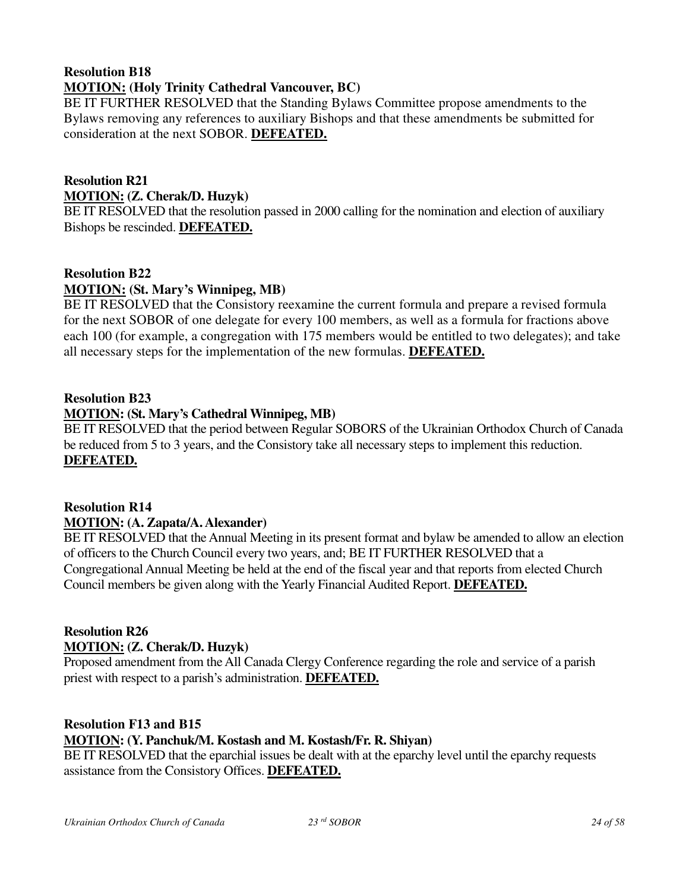**Resolution B18**
**MOTION: (Holy Trinity Cathedral Vancouver, BC)**
BE IT FURTHER RESOLVED that the Standing Bylaws Committee propose amendments to the Bylaws removing any references to auxiliary Bishops and that these amendments be submitted for consideration at the next SOBOR. **DEFEATED.**

**Resolution R21**
**MOTION: (Z. Cherak/D. Huzyk)**
BE IT RESOLVED that the resolution passed in 2000 calling for the nomination and election of auxiliary Bishops be rescinded. **DEFEATED.**

**Resolution B22**
**MOTION: (St. Mary's Winnipeg, MB)**
BE IT RESOLVED that the Consistory reexamine the current formula and prepare a revised formula for the next SOBOR of one delegate for every 100 members, as well as a formula for fractions above each 100 (for example, a congregation with 175 members would be entitled to two delegates); and take all necessary steps for the implementation of the new formulas. **DEFEATED.**

**Resolution B23**
**MOTION: (St. Mary's Cathedral Winnipeg, MB)**
BE IT RESOLVED that the period between Regular SOBORS of the Ukrainian Orthodox Church of Canada be reduced from 5 to 3 years, and the Consistory take all necessary steps to implement this reduction. **DEFEATED.**

**Resolution R14**
**MOTION: (A. Zapata/A. Alexander)**
BE IT RESOLVED that the Annual Meeting in its present format and bylaw be amended to allow an election of officers to the Church Council every two years, and; BE IT FURTHER RESOLVED that a Congregational Annual Meeting be held at the end of the fiscal year and that reports from elected Church Council members be given along with the Yearly Financial Audited Report. **DEFEATED.**

**Resolution R26**
**MOTION: (Z. Cherak/D. Huzyk)**
Proposed amendment from the All Canada Clergy Conference regarding the role and service of a parish priest with respect to a parish's administration. **DEFEATED.**

**Resolution F13 and B15**
**MOTION: (Y. Panchuk/M. Kostash and M. Kostash/Fr. R. Shiyan)**
BE IT RESOLVED that the eparchial issues be dealt with at the eparchy level until the eparchy requests assistance from the Consistory Offices. **DEFEATED.**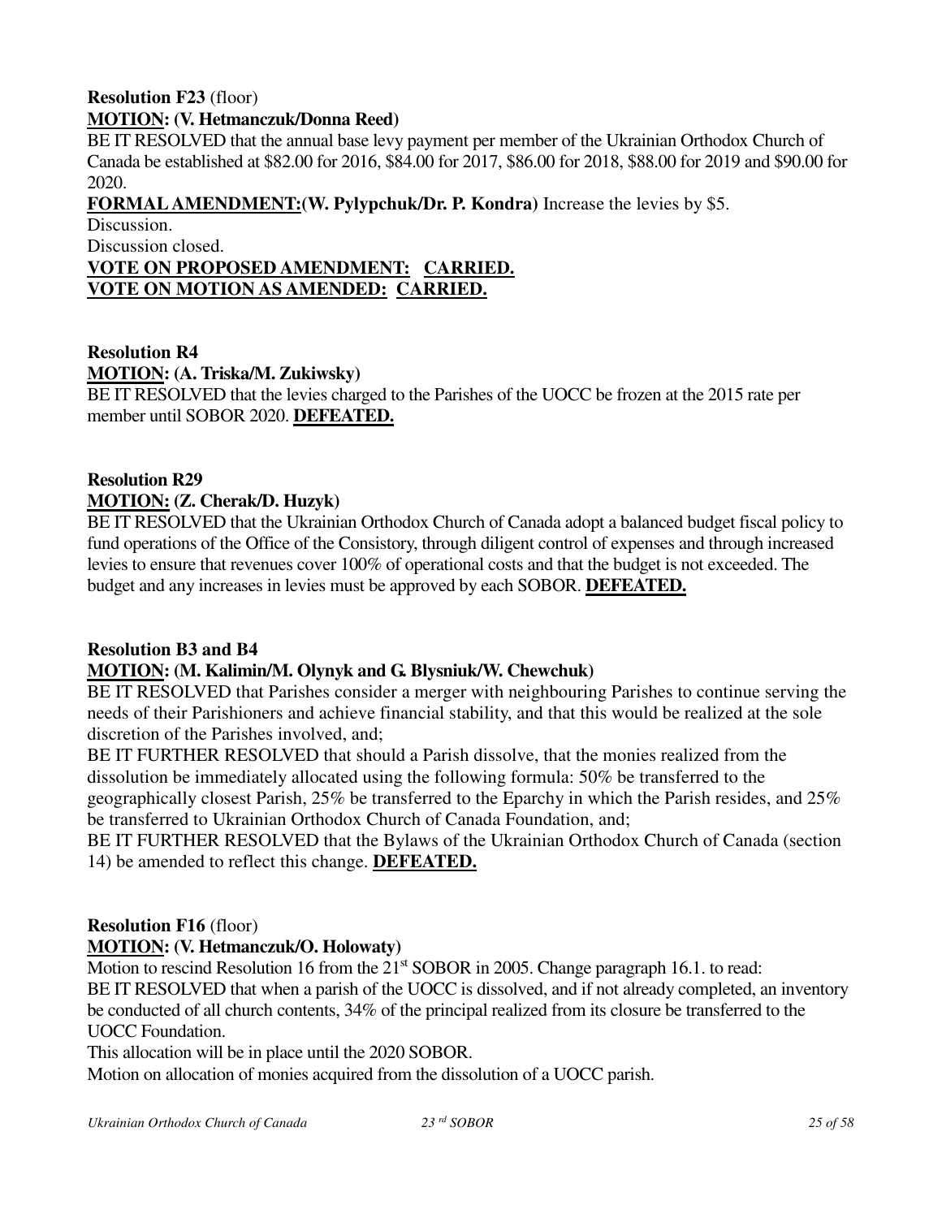**Resolution F23** (floor)

**MOTION: (V. Hetmanczuk/Donna Reed)**

BE IT RESOLVED that the annual base levy payment per member of the Ukrainian Orthodox Church of Canada be established at $82.00 for 2016, $84.00 for 2017, $86.00 for 2018, $88.00 for 2019 and $90.00 for 2020.

**FORMAL AMENDMENT:(W. Pylypchuk/Dr. P. Kondra)** Increase the levies by $5.

Discussion.

Discussion closed.

**VOTE ON PROPOSED AMENDMENT: CARRIED.**

**VOTE ON MOTION AS AMENDED: CARRIED.**

**Resolution R4**

**MOTION: (A. Triska/M. Zukiwsky)**

BE IT RESOLVED that the levies charged to the Parishes of the UOCC be frozen at the 2015 rate per member until SOBOR 2020. **DEFEATED.**

**Resolution R29**

**MOTION: (Z. Cherak/D. Huzyk)**

BE IT RESOLVED that the Ukrainian Orthodox Church of Canada adopt a balanced budget fiscal policy to fund operations of the Office of the Consistory, through diligent control of expenses and through increased levies to ensure that revenues cover 100% of operational costs and that the budget is not exceeded. The budget and any increases in levies must be approved by each SOBOR. **DEFEATED.**

**Resolution B3 and B4**

**MOTION: (M. Kalimin/M. Olynyk and G. Blysniuk/W. Chewchuk)**

BE IT RESOLVED that Parishes consider a merger with neighbouring Parishes to continue serving the needs of their Parishioners and achieve financial stability, and that this would be realized at the sole discretion of the Parishes involved, and;

BE IT FURTHER RESOLVED that should a Parish dissolve, that the monies realized from the dissolution be immediately allocated using the following formula: 50% be transferred to the geographically closest Parish, 25% be transferred to the Eparchy in which the Parish resides, and 25% be transferred to Ukrainian Orthodox Church of Canada Foundation, and;

BE IT FURTHER RESOLVED that the Bylaws of the Ukrainian Orthodox Church of Canada (section 14) be amended to reflect this change. **DEFEATED.**

**Resolution F16** (floor)

**MOTION: (V. Hetmanczuk/O. Holowaty)**

Motion to rescind Resolution 16 from the 21st SOBOR in 2005. Change paragraph 16.1. to read:

BE IT RESOLVED that when a parish of the UOCC is dissolved, and if not already completed, an inventory be conducted of all church contents, 34% of the principal realized from its closure be transferred to the UOCC Foundation.

This allocation will be in place until the 2020 SOBOR.

Motion on allocation of monies acquired from the dissolution of a UOCC parish.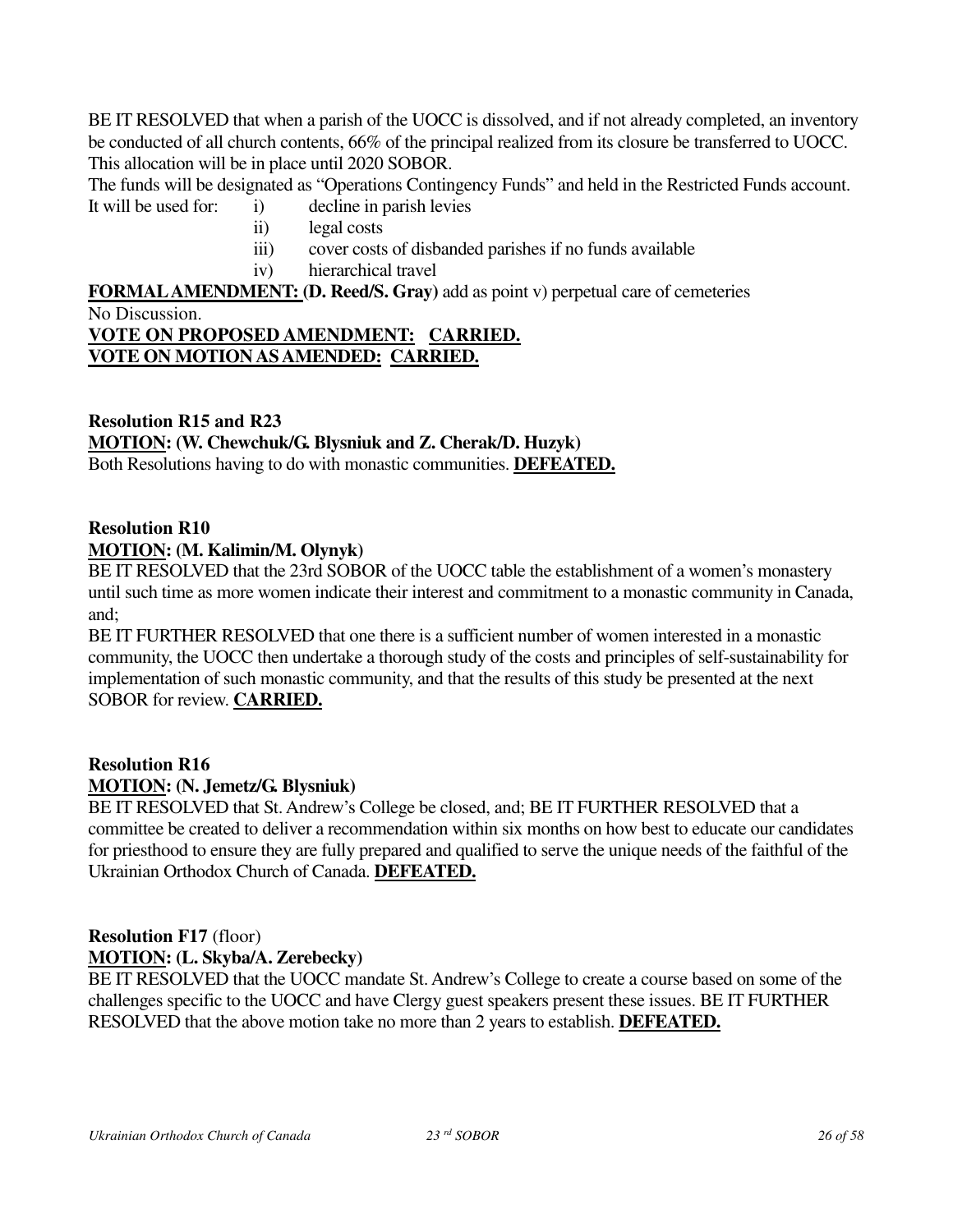BE IT RESOLVED that when a parish of the UOCC is dissolved, and if not already completed, an inventory be conducted of all church contents, 66% of the principal realized from its closure be transferred to UOCC. This allocation will be in place until 2020 SOBOR.

The funds will be designated as "Operations Contingency Funds" and held in the Restricted Funds account.

It will be used for:
- i) decline in parish levies
- ii) legal costs
- iii) cover costs of disbanded parishes if no funds available
- iv) hierarchical travel

**FORMAL AMENDMENT: (D. Reed/S. Gray)** add as point v) perpetual care of cemeteries

No Discussion.

**VOTE ON PROPOSED AMENDMENT: CARRIED.**

**VOTE ON MOTION AS AMENDED: CARRIED.**

**Resolution R15 and R23**

**MOTION: (W. Chewchuk/G. Blysniuk and Z. Cherak/D. Huzyk)**

Both Resolutions having to do with monastic communities. **DEFEATED.**

**Resolution R10**

**MOTION: (M. Kalimin/M. Olynyk)**

BE IT RESOLVED that the 23rd SOBOR of the UOCC table the establishment of a women's monastery until such time as more women indicate their interest and commitment to a monastic community in Canada, and;

BE IT FURTHER RESOLVED that one there is a sufficient number of women interested in a monastic community, the UOCC then undertake a thorough study of the costs and principles of self-sustainability for implementation of such monastic community, and that the results of this study be presented at the next SOBOR for review. **CARRIED.**

**Resolution R16**

**MOTION: (N. Jemetz/G. Blysniuk)**

BE IT RESOLVED that St. Andrew's College be closed, and; BE IT FURTHER RESOLVED that a committee be created to deliver a recommendation within six months on how best to educate our candidates for priesthood to ensure they are fully prepared and qualified to serve the unique needs of the faithful of the Ukrainian Orthodox Church of Canada. **DEFEATED.**

**Resolution F17** (floor)

**MOTION: (L. Skyba/A. Zerebecky)**

BE IT RESOLVED that the UOCC mandate St. Andrew's College to create a course based on some of the challenges specific to the UOCC and have Clergy guest speakers present these issues. BE IT FURTHER RESOLVED that the above motion take no more than 2 years to establish. **DEFEATED.**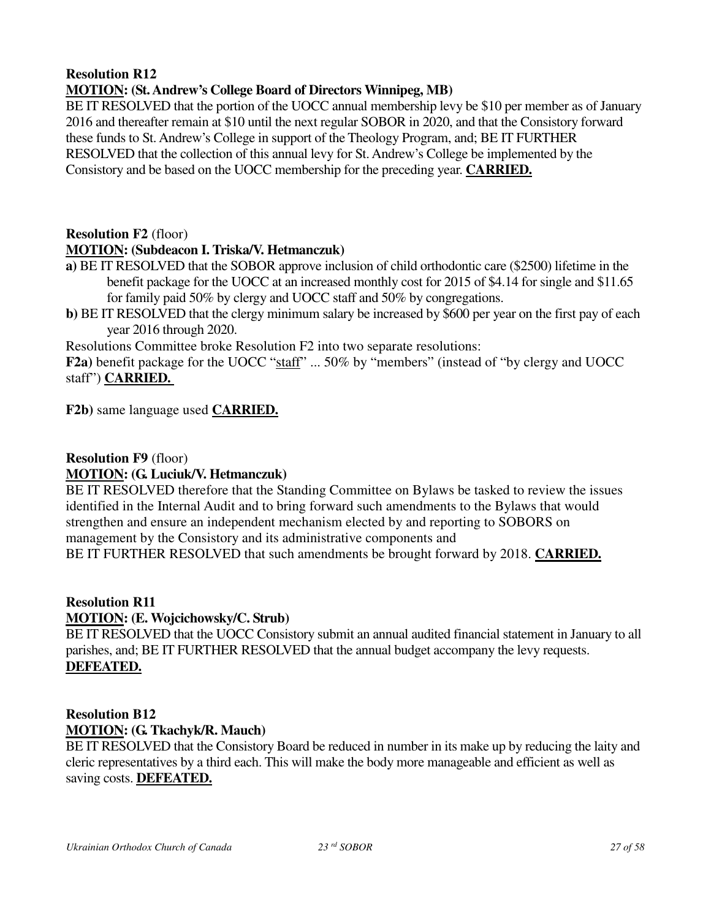**Resolution R12**

**<u>MOTION</u>: (St. Andrew's College Board of Directors Winnipeg, MB)**

BE IT RESOLVED that the portion of the UOCC annual membership levy be $10 per member as of January 2016 and thereafter remain at $10 until the next regular SOBOR in 2020, and that the Consistory forward these funds to St. Andrew's College in support of the Theology Program, and; BE IT FURTHER RESOLVED that the collection of this annual levy for St. Andrew's College be implemented by the Consistory and be based on the UOCC membership for the preceding year. **<u>CARRIED.</u>**

**Resolution F2** (floor)

**<u>MOTION</u>: (Subdeacon I. Triska/V. Hetmanczuk)**

**a)** BE IT RESOLVED that the SOBOR approve inclusion of child orthodontic care ($2500) lifetime in the benefit package for the UOCC at an increased monthly cost for 2015 of $4.14 for single and $11.65 for family paid 50% by clergy and UOCC staff and 50% by congregations.

**b)** BE IT RESOLVED that the clergy minimum salary be increased by $600 per year on the first pay of each year 2016 through 2020.

Resolutions Committee broke Resolution F2 into two separate resolutions:

**F2a)** benefit package for the UOCC "<u>staff</u>" ... 50% by "members" (instead of "by clergy and UOCC staff") **<u>CARRIED.</u>**

**F2b)** same language used **<u>CARRIED.</u>**

**Resolution F9** (floor)

**<u>MOTION</u>: (G. Luciuk/V. Hetmanczuk)**

BE IT RESOLVED therefore that the Standing Committee on Bylaws be tasked to review the issues identified in the Internal Audit and to bring forward such amendments to the Bylaws that would strengthen and ensure an independent mechanism elected by and reporting to SOBORS on management by the Consistory and its administrative components and

BE IT FURTHER RESOLVED that such amendments be brought forward by 2018. **<u>CARRIED.</u>**

**Resolution R11**

**<u>MOTION</u>: (E. Wojcichowsky/C. Strub)**

BE IT RESOLVED that the UOCC Consistory submit an annual audited financial statement in January to all parishes, and; BE IT FURTHER RESOLVED that the annual budget accompany the levy requests. **<u>DEFEATED.</u>**

**Resolution B12**

**<u>MOTION</u>: (G. Tkachyk/R. Mauch)**

BE IT RESOLVED that the Consistory Board be reduced in number in its make up by reducing the laity and cleric representatives by a third each. This will make the body more manageable and efficient as well as saving costs. **<u>DEFEATED.</u>**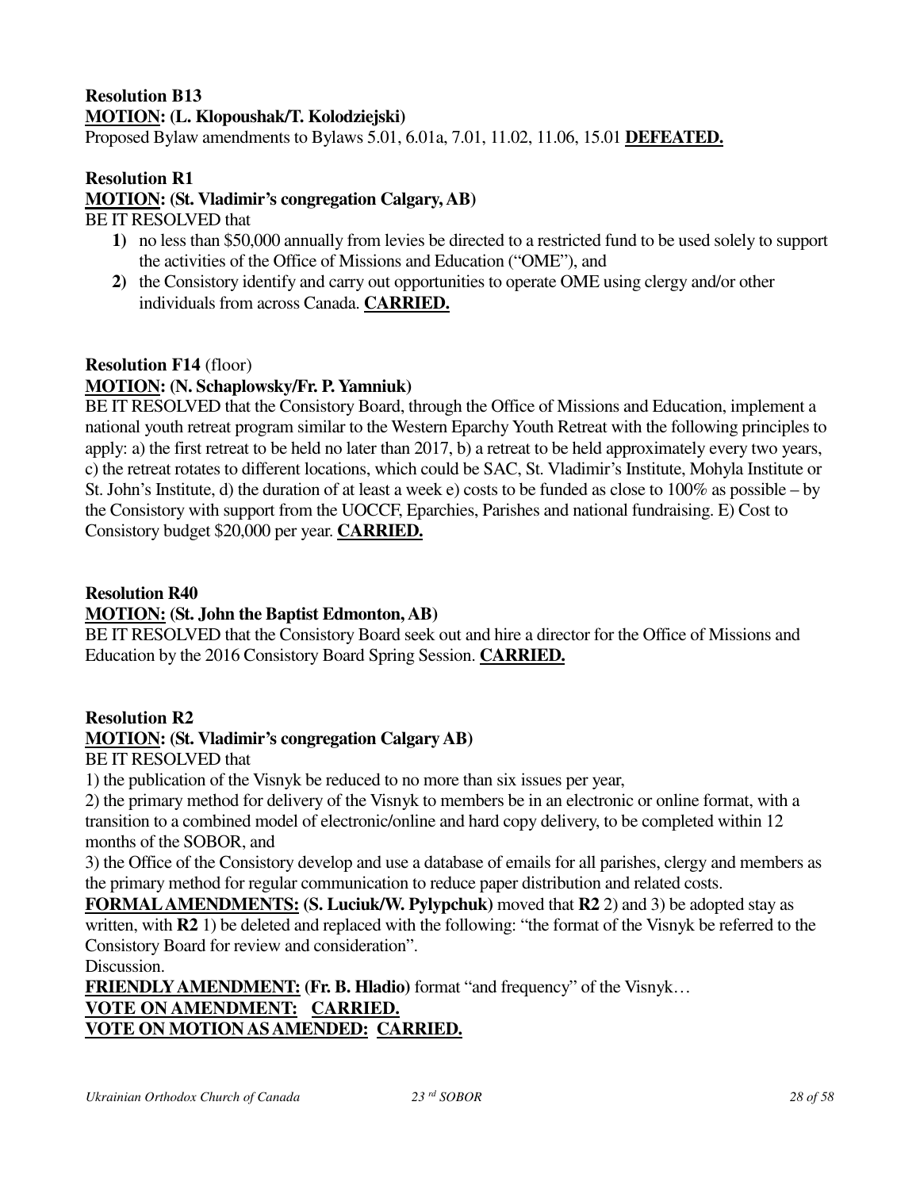**Resolution B13**

**<u>MOTION</u>: (L. Klopoushak/T. Kolodziejski)**

Proposed Bylaw amendments to Bylaws 5.01, 6.01a, 7.01, 11.02, 11.06, 15.01 **<u>DEFEATED.</u>**

**Resolution R1**

**<u>MOTION</u>: (St. Vladimir's congregation Calgary, AB)**

BE IT RESOLVED that

1) no less than $50,000 annually from levies be directed to a restricted fund to be used solely to support the activities of the Office of Missions and Education ("OME"), and
2) the Consistory identify and carry out opportunities to operate OME using clergy and/or other individuals from across Canada. **<u>CARRIED.</u>**

**Resolution F14** (floor)

**<u>MOTION</u>: (N. Schaplowsky/Fr. P. Yamniuk)**

BE IT RESOLVED that the Consistory Board, through the Office of Missions and Education, implement a national youth retreat program similar to the Western Eparchy Youth Retreat with the following principles to apply: a) the first retreat to be held no later than 2017, b) a retreat to be held approximately every two years, c) the retreat rotates to different locations, which could be SAC, St. Vladimir's Institute, Mohyla Institute or St. John's Institute, d) the duration of at least a week e) costs to be funded as close to 100% as possible – by the Consistory with support from the UOCCF, Eparchies, Parishes and national fundraising. E) Cost to Consistory budget $20,000 per year. **<u>CARRIED.</u>**

**Resolution R40**

**<u>MOTION:</u> (St. John the Baptist Edmonton, AB)**

BE IT RESOLVED that the Consistory Board seek out and hire a director for the Office of Missions and Education by the 2016 Consistory Board Spring Session. **<u>CARRIED.</u>**

**Resolution R2**

**<u>MOTION</u>: (St. Vladimir's congregation Calgary AB)**

BE IT RESOLVED that

1) the publication of the Visnyk be reduced to no more than six issues per year,

2) the primary method for delivery of the Visnyk to members be in an electronic or online format, with a transition to a combined model of electronic/online and hard copy delivery, to be completed within 12 months of the SOBOR, and

3) the Office of the Consistory develop and use a database of emails for all parishes, clergy and members as the primary method for regular communication to reduce paper distribution and related costs.

**<u>FORMAL AMENDMENTS:</u> (S. Luciuk/W. Pylypchuk)** moved that **R2** 2) and 3) be adopted stay as written, with **R2** 1) be deleted and replaced with the following: "the format of the Visnyk be referred to the Consistory Board for review and consideration".

Discussion.

**<u>FRIENDLY AMENDMENT:</u> (Fr. B. Hladio)** format "and frequency" of the Visnyk…

**<u>VOTE ON AMENDMENT: CARRIED.</u>**

**<u>VOTE ON MOTION AS AMENDED: CARRIED.</u>**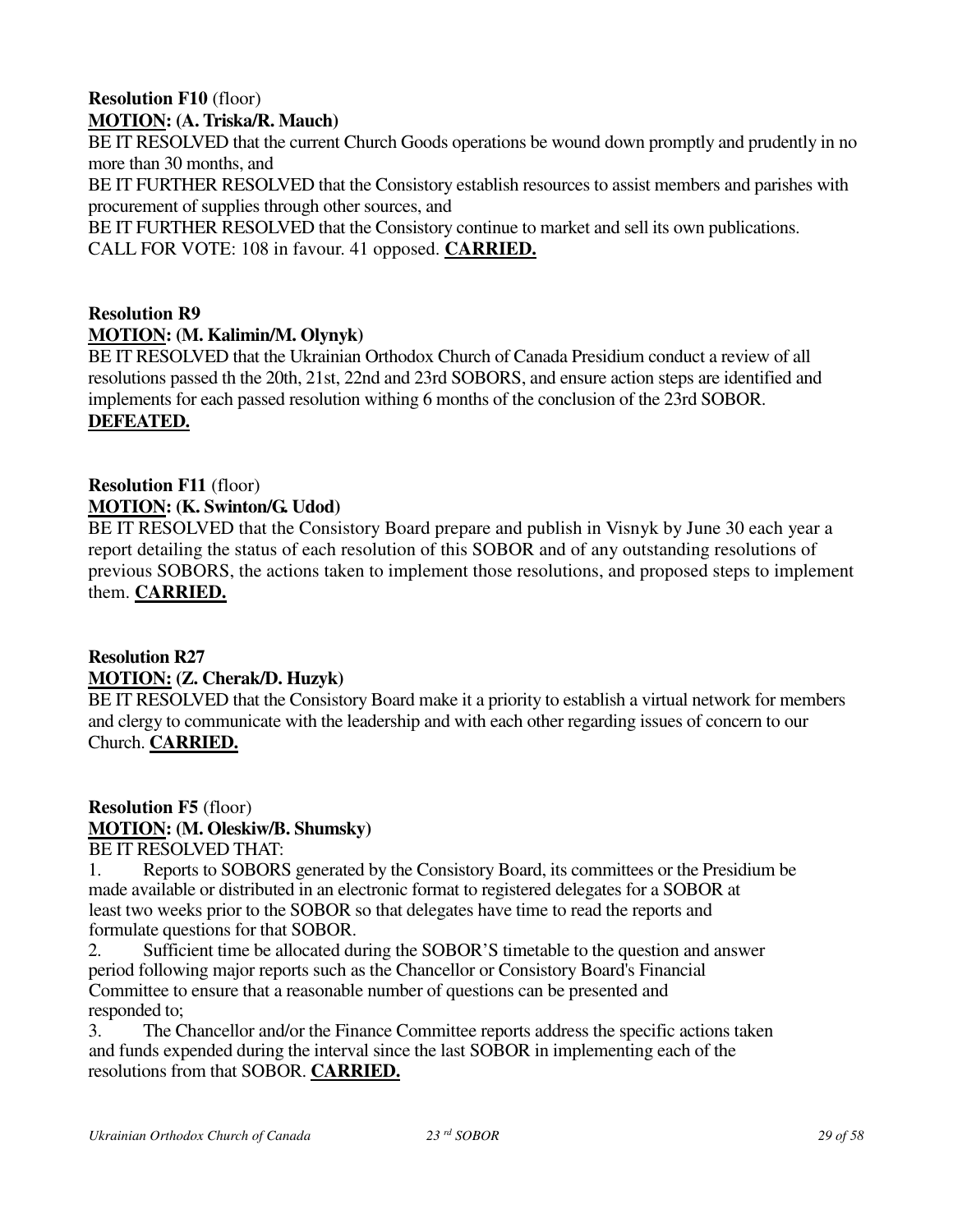**Resolution F10** (floor)
**<u>MOTION</u>: (A. Triska/R. Mauch)**
BE IT RESOLVED that the current Church Goods operations be wound down promptly and prudently in no more than 30 months, and
BE IT FURTHER RESOLVED that the Consistory establish resources to assist members and parishes with procurement of supplies through other sources, and
BE IT FURTHER RESOLVED that the Consistory continue to market and sell its own publications.
CALL FOR VOTE: 108 in favour. 41 opposed. **<u>CARRIED.</u>**

**Resolution R9**
**<u>MOTION</u>: (M. Kalimin/M. Olynyk)**
BE IT RESOLVED that the Ukrainian Orthodox Church of Canada Presidium conduct a review of all resolutions passed th the 20th, 21st, 22nd and 23rd SOBORS, and ensure action steps are identified and implements for each passed resolution withing 6 months of the conclusion of the 23rd SOBOR.
**<u>DEFEATED.</u>**

**Resolution F11** (floor)
**<u>MOTION</u>: (K. Swinton/G. Udod)**
BE IT RESOLVED that the Consistory Board prepare and publish in Visnyk by June 30 each year a report detailing the status of each resolution of this SOBOR and of any outstanding resolutions of previous SOBORS, the actions taken to implement those resolutions, and proposed steps to implement them. **<u>CARRIED.</u>**

**Resolution R27**
**<u>MOTION:</u> (Z. Cherak/D. Huzyk)**
BE IT RESOLVED that the Consistory Board make it a priority to establish a virtual network for members and clergy to communicate with the leadership and with each other regarding issues of concern to our Church. **<u>CARRIED.</u>**

**Resolution F5** (floor)
**<u>MOTION</u>: (M. Oleskiw/B. Shumsky)**
BE IT RESOLVED THAT:

1. Reports to SOBORS generated by the Consistory Board, its committees or the Presidium be made available or distributed in an electronic format to registered delegates for a SOBOR at least two weeks prior to the SOBOR so that delegates have time to read the reports and formulate questions for that SOBOR.
2. Sufficient time be allocated during the SOBOR'S timetable to the question and answer period following major reports such as the Chancellor or Consistory Board's Financial Committee to ensure that a reasonable number of questions can be presented and responded to;
3. The Chancellor and/or the Finance Committee reports address the specific actions taken and funds expended during the interval since the last SOBOR in implementing each of the resolutions from that SOBOR. **<u>CARRIED.</u>**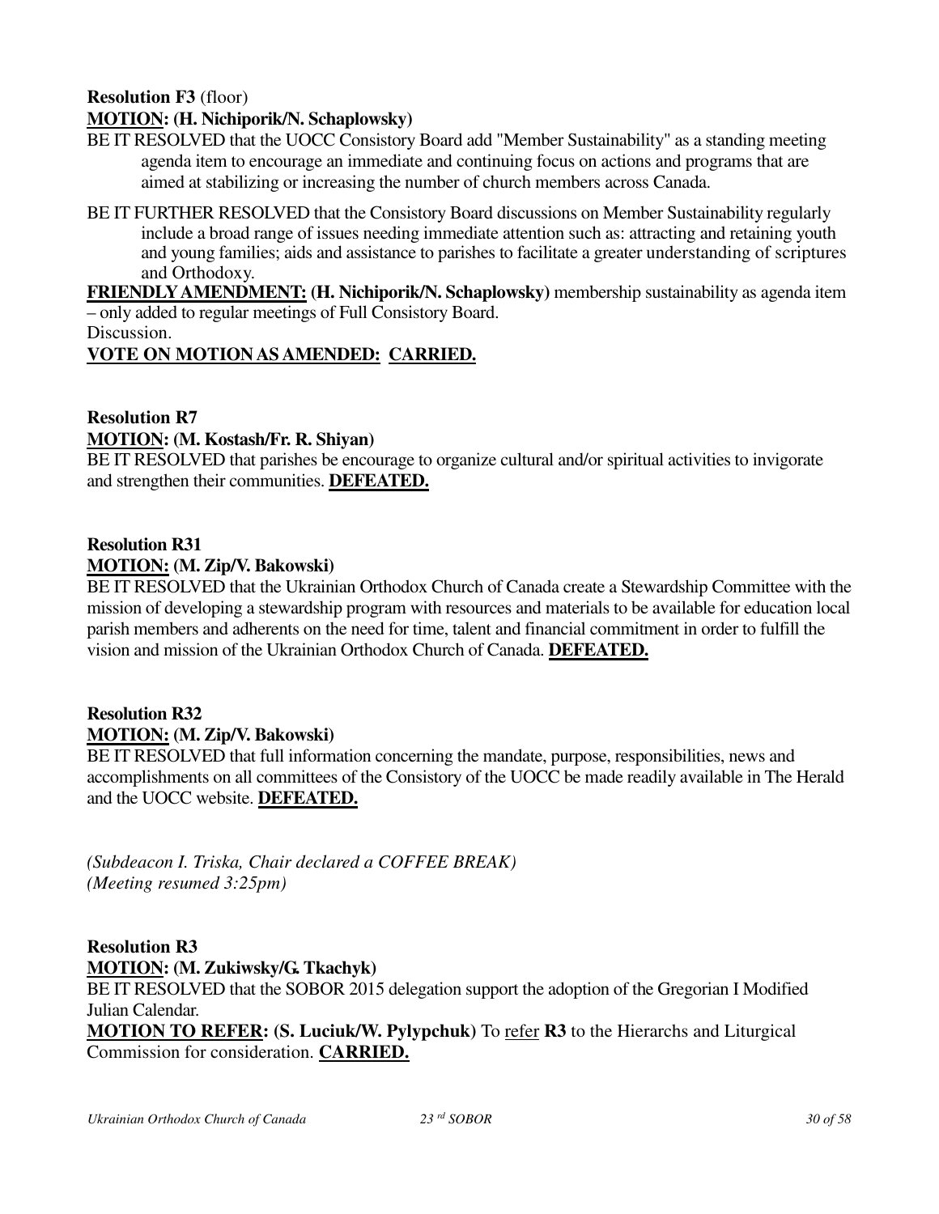**Resolution F3** (floor)

**MOTION: (H. Nichiporik/N. Schaplowsky)**

BE IT RESOLVED that the UOCC Consistory Board add "Member Sustainability" as a standing meeting agenda item to encourage an immediate and continuing focus on actions and programs that are aimed at stabilizing or increasing the number of church members across Canada.

BE IT FURTHER RESOLVED that the Consistory Board discussions on Member Sustainability regularly include a broad range of issues needing immediate attention such as: attracting and retaining youth and young families; aids and assistance to parishes to facilitate a greater understanding of scriptures and Orthodoxy.

**FRIENDLY AMENDMENT: (H. Nichiporik/N. Schaplowsky)** membership sustainability as agenda item – only added to regular meetings of Full Consistory Board.

Discussion.

**VOTE ON MOTION AS AMENDED: CARRIED.**

**Resolution R7**

**MOTION: (M. Kostash/Fr. R. Shiyan)**

BE IT RESOLVED that parishes be encourage to organize cultural and/or spiritual activities to invigorate and strengthen their communities. **DEFEATED.**

**Resolution R31**

**MOTION: (M. Zip/V. Bakowski)**

BE IT RESOLVED that the Ukrainian Orthodox Church of Canada create a Stewardship Committee with the mission of developing a stewardship program with resources and materials to be available for education local parish members and adherents on the need for time, talent and financial commitment in order to fulfill the vision and mission of the Ukrainian Orthodox Church of Canada. **DEFEATED.**

**Resolution R32**

**MOTION: (M. Zip/V. Bakowski)**

BE IT RESOLVED that full information concerning the mandate, purpose, responsibilities, news and accomplishments on all committees of the Consistory of the UOCC be made readily available in The Herald and the UOCC website. **DEFEATED.**

*(Subdeacon I. Triska, Chair declared a COFFEE BREAK)*
*(Meeting resumed 3:25pm)*

**Resolution R3**

**MOTION: (M. Zukiwsky/G. Tkachyk)**

BE IT RESOLVED that the SOBOR 2015 delegation support the adoption of the Gregorian I Modified Julian Calendar.

**MOTION TO REFER: (S. Luciuk/W. Pylypchuk)** To refer **R3** to the Hierarchs and Liturgical Commission for consideration. **CARRIED.**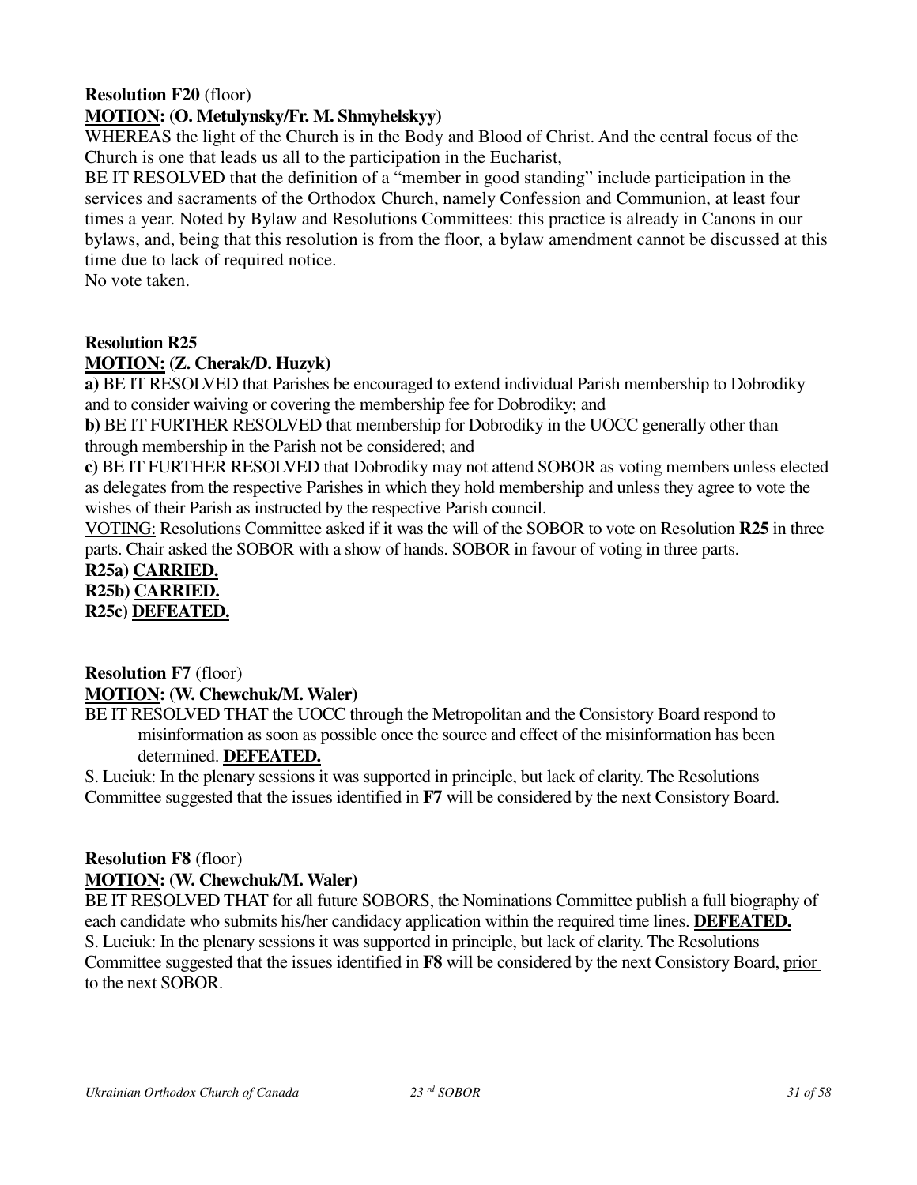**Resolution F20** (floor)

**<u>MOTION</u>: (O. Metulynsky/Fr. M. Shmyhelskyy)**

WHEREAS the light of the Church is in the Body and Blood of Christ. And the central focus of the Church is one that leads us all to the participation in the Eucharist,

BE IT RESOLVED that the definition of a "member in good standing" include participation in the services and sacraments of the Orthodox Church, namely Confession and Communion, at least four times a year. Noted by Bylaw and Resolutions Committees: this practice is already in Canons in our bylaws, and, being that this resolution is from the floor, a bylaw amendment cannot be discussed at this time due to lack of required notice.

No vote taken.

**Resolution R25**

**<u>MOTION:</u> (Z. Cherak/D. Huzyk)**

**a)** BE IT RESOLVED that Parishes be encouraged to extend individual Parish membership to Dobrodiky and to consider waiving or covering the membership fee for Dobrodiky; and

**b**) BE IT FURTHER RESOLVED that membership for Dobrodiky in the UOCC generally other than through membership in the Parish not be considered; and

**c)** BE IT FURTHER RESOLVED that Dobrodiky may not attend SOBOR as voting members unless elected as delegates from the respective Parishes in which they hold membership and unless they agree to vote the wishes of their Parish as instructed by the respective Parish council.

<u>VOTING:</u> Resolutions Committee asked if it was the will of the SOBOR to vote on Resolution **R25** in three parts. Chair asked the SOBOR with a show of hands. SOBOR in favour of voting in three parts.

**R25a) <u>CARRIED.</u>**
**R25b) <u>CARRIED.</u>**
**R25c) <u>DEFEATED.</u>**

**Resolution F7** (floor)

**<u>MOTION</u>: (W. Chewchuk/M. Waler)**

BE IT RESOLVED THAT the UOCC through the Metropolitan and the Consistory Board respond to misinformation as soon as possible once the source and effect of the misinformation has been determined. **<u>DEFEATED.</u>**

S. Luciuk: In the plenary sessions it was supported in principle, but lack of clarity. The Resolutions Committee suggested that the issues identified in **F7** will be considered by the next Consistory Board.

**Resolution F8** (floor)

**<u>MOTION</u>: (W. Chewchuk/M. Waler)**

BE IT RESOLVED THAT for all future SOBORS, the Nominations Committee publish a full biography of each candidate who submits his/her candidacy application within the required time lines. **<u>DEFEATED.</u>**

S. Luciuk: In the plenary sessions it was supported in principle, but lack of clarity. The Resolutions Committee suggested that the issues identified in **F8** will be considered by the next Consistory Board, <u>prior to the next SOBOR</u>.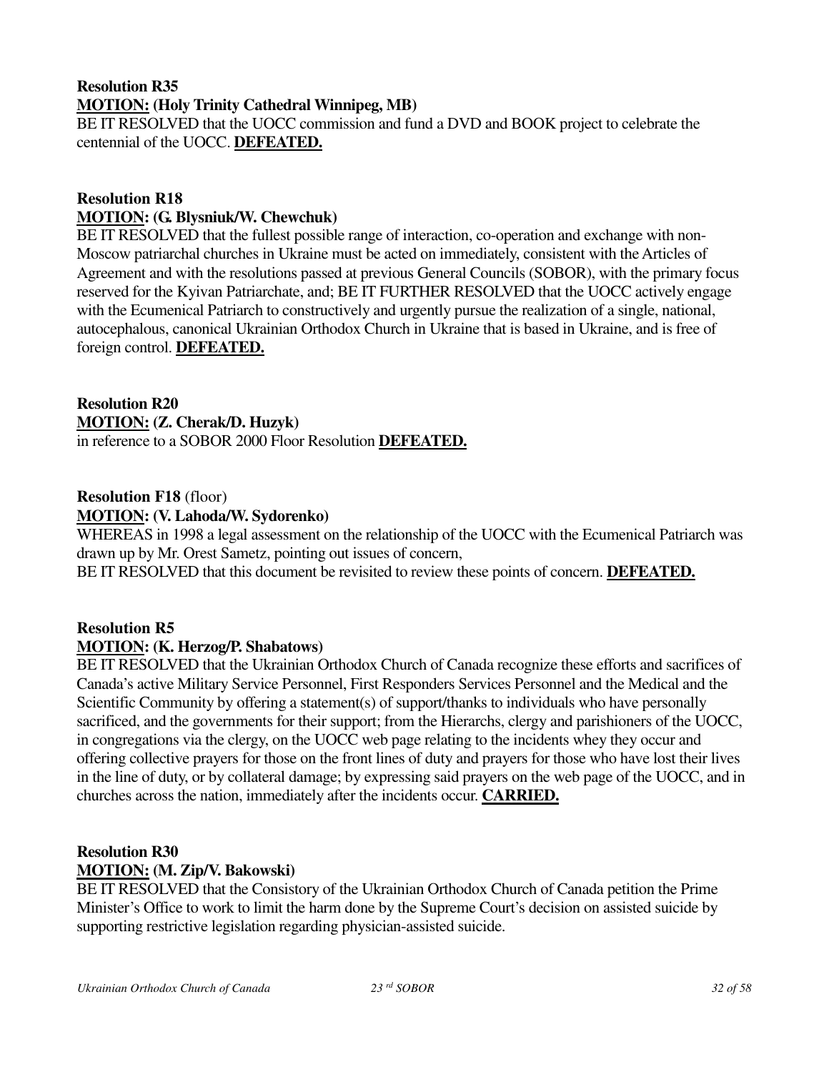**Resolution R35**

**MOTION: (Holy Trinity Cathedral Winnipeg, MB)**

BE IT RESOLVED that the UOCC commission and fund a DVD and BOOK project to celebrate the centennial of the UOCC. **DEFEATED.**

**Resolution R18**

**MOTION: (G. Blysniuk/W. Chewchuk)**

BE IT RESOLVED that the fullest possible range of interaction, co-operation and exchange with non-Moscow patriarchal churches in Ukraine must be acted on immediately, consistent with the Articles of Agreement and with the resolutions passed at previous General Councils (SOBOR), with the primary focus reserved for the Kyivan Patriarchate, and; BE IT FURTHER RESOLVED that the UOCC actively engage with the Ecumenical Patriarch to constructively and urgently pursue the realization of a single, national, autocephalous, canonical Ukrainian Orthodox Church in Ukraine that is based in Ukraine, and is free of foreign control. **DEFEATED.**

**Resolution R20**

**MOTION: (Z. Cherak/D. Huzyk)**

in reference to a SOBOR 2000 Floor Resolution **DEFEATED.**

**Resolution F18** (floor)

**MOTION: (V. Lahoda/W. Sydorenko)**

WHEREAS in 1998 a legal assessment on the relationship of the UOCC with the Ecumenical Patriarch was drawn up by Mr. Orest Sametz, pointing out issues of concern,

BE IT RESOLVED that this document be revisited to review these points of concern. **DEFEATED.**

**Resolution R5**

**MOTION: (K. Herzog/P. Shabatows)**

BE IT RESOLVED that the Ukrainian Orthodox Church of Canada recognize these efforts and sacrifices of Canada's active Military Service Personnel, First Responders Services Personnel and the Medical and the Scientific Community by offering a statement(s) of support/thanks to individuals who have personally sacrificed, and the governments for their support; from the Hierarchs, clergy and parishioners of the UOCC, in congregations via the clergy, on the UOCC web page relating to the incidents whey they occur and offering collective prayers for those on the front lines of duty and prayers for those who have lost their lives in the line of duty, or by collateral damage; by expressing said prayers on the web page of the UOCC, and in churches across the nation, immediately after the incidents occur. **CARRIED.**

**Resolution R30**

**MOTION: (M. Zip/V. Bakowski)**

BE IT RESOLVED that the Consistory of the Ukrainian Orthodox Church of Canada petition the Prime Minister's Office to work to limit the harm done by the Supreme Court's decision on assisted suicide by supporting restrictive legislation regarding physician-assisted suicide.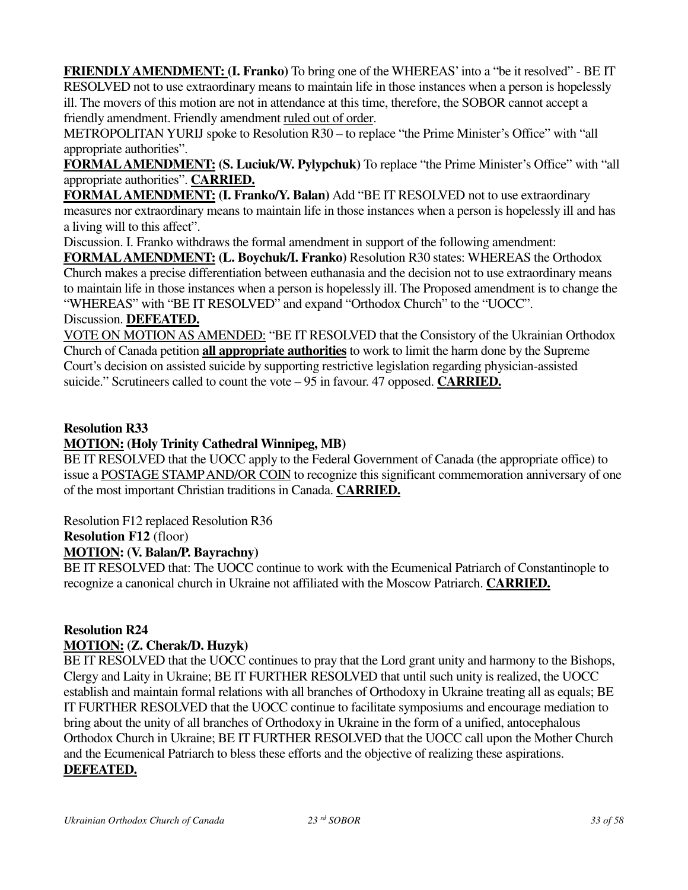**FRIENDLY AMENDMENT: (I. Franko)** To bring one of the WHEREAS' into a "be it resolved" - BE IT RESOLVED not to use extraordinary means to maintain life in those instances when a person is hopelessly ill. The movers of this motion are not in attendance at this time, therefore, the SOBOR cannot accept a friendly amendment. Friendly amendment ruled out of order.

METROPOLITAN YURIJ spoke to Resolution R30 – to replace "the Prime Minister's Office" with "all appropriate authorities".

**FORMAL AMENDMENT: (S. Luciuk/W. Pylypchuk)** To replace "the Prime Minister's Office" with "all appropriate authorities". **CARRIED.**

**FORMAL AMENDMENT: (I. Franko/Y. Balan)** Add "BE IT RESOLVED not to use extraordinary measures nor extraordinary means to maintain life in those instances when a person is hopelessly ill and has a living will to this affect".

Discussion. I. Franko withdraws the formal amendment in support of the following amendment:

**FORMAL AMENDMENT: (L. Boychuk/I. Franko)** Resolution R30 states: WHEREAS the Orthodox Church makes a precise differentiation between euthanasia and the decision not to use extraordinary means to maintain life in those instances when a person is hopelessly ill. The Proposed amendment is to change the "WHEREAS" with "BE IT RESOLVED" and expand "Orthodox Church" to the "UOCC".

Discussion. **DEFEATED.**

VOTE ON MOTION AS AMENDED: "BE IT RESOLVED that the Consistory of the Ukrainian Orthodox Church of Canada petition **all appropriate authorities** to work to limit the harm done by the Supreme Court's decision on assisted suicide by supporting restrictive legislation regarding physician-assisted suicide." Scrutineers called to count the vote – 95 in favour. 47 opposed. **CARRIED.**

**Resolution R33**

**MOTION: (Holy Trinity Cathedral Winnipeg, MB)**

BE IT RESOLVED that the UOCC apply to the Federal Government of Canada (the appropriate office) to issue a POSTAGE STAMP AND/OR COIN to recognize this significant commemoration anniversary of one of the most important Christian traditions in Canada. **CARRIED.**

Resolution F12 replaced Resolution R36

**Resolution F12** (floor)

**MOTION: (V. Balan/P. Bayrachny)**

BE IT RESOLVED that: The UOCC continue to work with the Ecumenical Patriarch of Constantinople to recognize a canonical church in Ukraine not affiliated with the Moscow Patriarch. **CARRIED.**

**Resolution R24**

**MOTION: (Z. Cherak/D. Huzyk)**

BE IT RESOLVED that the UOCC continues to pray that the Lord grant unity and harmony to the Bishops, Clergy and Laity in Ukraine; BE IT FURTHER RESOLVED that until such unity is realized, the UOCC establish and maintain formal relations with all branches of Orthodoxy in Ukraine treating all as equals; BE IT FURTHER RESOLVED that the UOCC continue to facilitate symposiums and encourage mediation to bring about the unity of all branches of Orthodoxy in Ukraine in the form of a unified, antocephalous Orthodox Church in Ukraine; BE IT FURTHER RESOLVED that the UOCC call upon the Mother Church and the Ecumenical Patriarch to bless these efforts and the objective of realizing these aspirations. **DEFEATED.**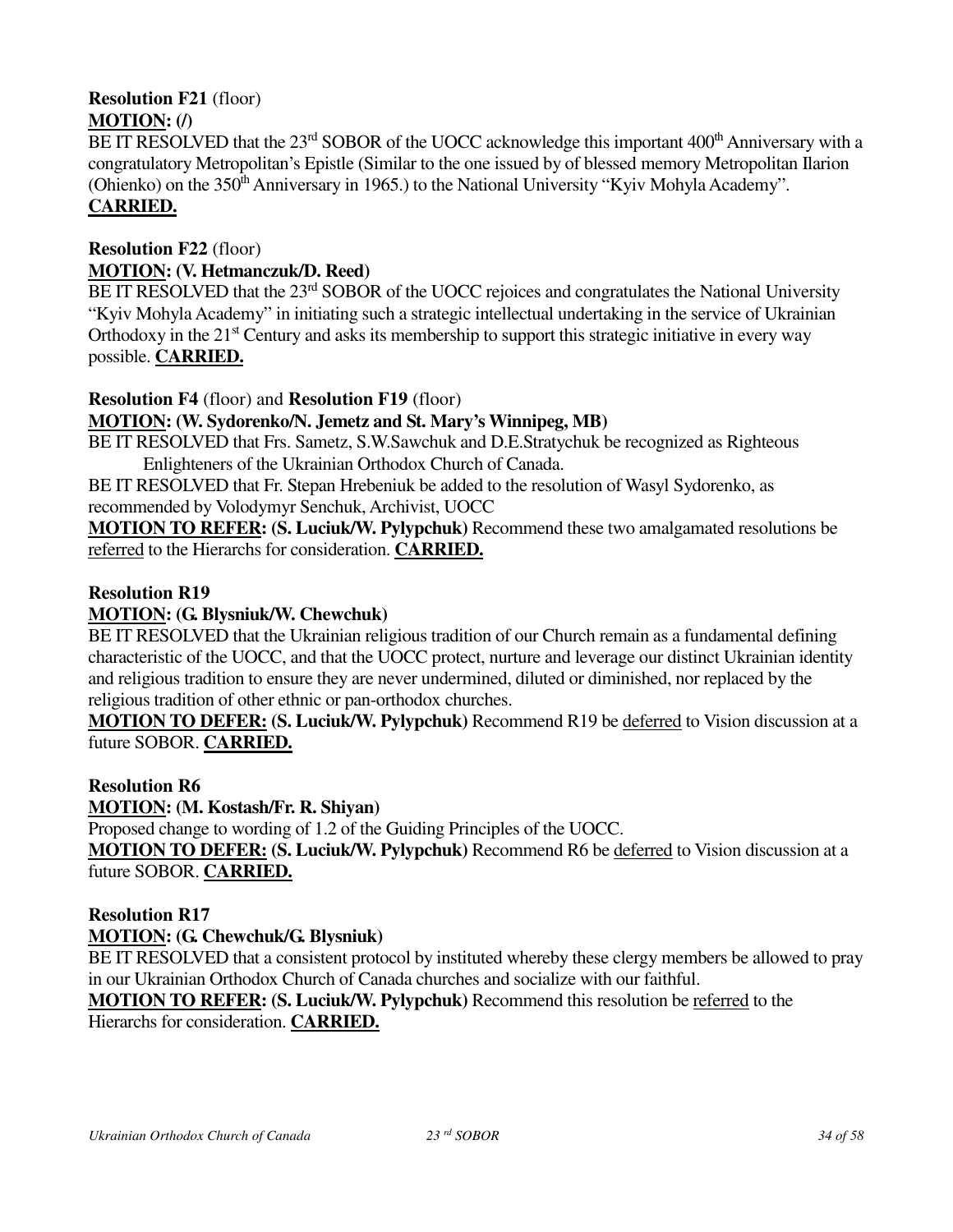**Resolution F21** (floor)

**MOTION: (/)**

BE IT RESOLVED that the 23rd SOBOR of the UOCC acknowledge this important 400th Anniversary with a congratulatory Metropolitan's Epistle (Similar to the one issued by of blessed memory Metropolitan Ilarion (Ohienko) on the 350th Anniversary in 1965.) to the National University "Kyiv Mohyla Academy". **CARRIED.**

**Resolution F22** (floor)

**MOTION: (V. Hetmanczuk/D. Reed)**

BE IT RESOLVED that the 23rd SOBOR of the UOCC rejoices and congratulates the National University "Kyiv Mohyla Academy" in initiating such a strategic intellectual undertaking in the service of Ukrainian Orthodoxy in the 21st Century and asks its membership to support this strategic initiative in every way possible. **CARRIED.**

**Resolution F4** (floor) and **Resolution F19** (floor)

**MOTION: (W. Sydorenko/N. Jemetz and St. Mary's Winnipeg, MB)**

BE IT RESOLVED that Frs. Sametz, S.W.Sawchuk and D.E.Stratychuk be recognized as Righteous Enlighteners of the Ukrainian Orthodox Church of Canada.

BE IT RESOLVED that Fr. Stepan Hrebeniuk be added to the resolution of Wasyl Sydorenko, as recommended by Volodymyr Senchuk, Archivist, UOCC

**MOTION TO REFER: (S. Luciuk/W. Pylypchuk)** Recommend these two amalgamated resolutions be referred to the Hierarchs for consideration. **CARRIED.**

**Resolution R19**

**MOTION: (G. Blysniuk/W. Chewchuk)**

BE IT RESOLVED that the Ukrainian religious tradition of our Church remain as a fundamental defining characteristic of the UOCC, and that the UOCC protect, nurture and leverage our distinct Ukrainian identity and religious tradition to ensure they are never undermined, diluted or diminished, nor replaced by the religious tradition of other ethnic or pan-orthodox churches.

**MOTION TO DEFER: (S. Luciuk/W. Pylypchuk)** Recommend R19 be deferred to Vision discussion at a future SOBOR. **CARRIED.**

**Resolution R6**

**MOTION: (M. Kostash/Fr. R. Shiyan)**

Proposed change to wording of 1.2 of the Guiding Principles of the UOCC.

**MOTION TO DEFER: (S. Luciuk/W. Pylypchuk)** Recommend R6 be deferred to Vision discussion at a future SOBOR. **CARRIED.**

**Resolution R17**

**MOTION: (G. Chewchuk/G. Blysniuk)**

BE IT RESOLVED that a consistent protocol by instituted whereby these clergy members be allowed to pray in our Ukrainian Orthodox Church of Canada churches and socialize with our faithful.

**MOTION TO REFER: (S. Luciuk/W. Pylypchuk)** Recommend this resolution be referred to the Hierarchs for consideration. **CARRIED.**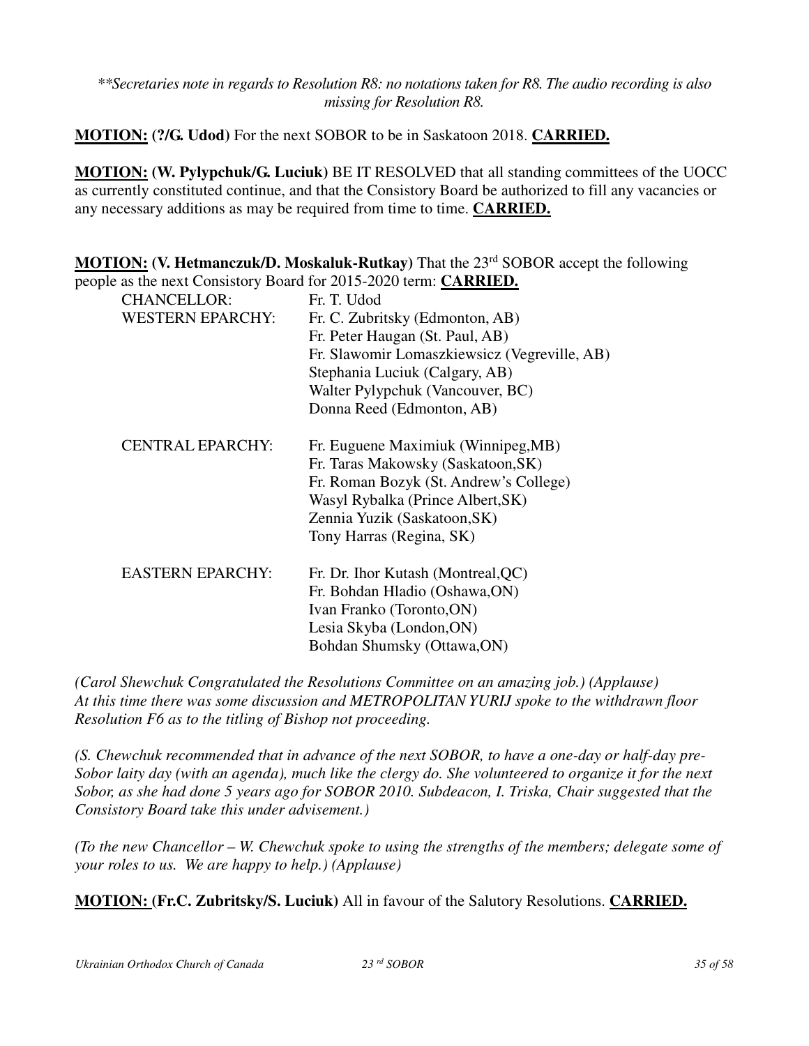*\*\*Secretaries note in regards to Resolution R8: no notations taken for R8. The audio recording is also missing for Resolution R8.*

**MOTION: (?/G. Udod)** For the next SOBOR to be in Saskatoon 2018. **CARRIED.**

**MOTION: (W. Pylypchuk/G. Luciuk)** BE IT RESOLVED that all standing committees of the UOCC as currently constituted continue, and that the Consistory Board be authorized to fill any vacancies or any necessary additions as may be required from time to time. **CARRIED.**

**MOTION: (V. Hetmanczuk/D. Moskaluk-Rutkay)** That the 23rd SOBOR accept the following people as the next Consistory Board for 2015-2020 term: **CARRIED.**

| | |
|---|---|
| CHANCELLOR: | Fr. T. Udod |
| WESTERN EPARCHY: | Fr. C. Zubritsky (Edmonton, AB) |
| | Fr. Peter Haugan (St. Paul, AB) |
| | Fr. Slawomir Lomaszkiewsicz (Vegreville, AB) |
| | Stephania Luciuk (Calgary, AB) |
| | Walter Pylypchuk (Vancouver, BC) |
| | Donna Reed (Edmonton, AB) |
| CENTRAL EPARCHY: | Fr. Euguene Maximiuk (Winnipeg,MB) |
| | Fr. Taras Makowsky (Saskatoon,SK) |
| | Fr. Roman Bozyk (St. Andrew's College) |
| | Wasyl Rybalka (Prince Albert,SK) |
| | Zennia Yuzik (Saskatoon,SK) |
| | Tony Harras (Regina, SK) |
| EASTERN EPARCHY: | Fr. Dr. Ihor Kutash (Montreal,QC) |
| | Fr. Bohdan Hladio (Oshawa,ON) |
| | Ivan Franko (Toronto,ON) |
| | Lesia Skyba (London,ON) |
| | Bohdan Shumsky (Ottawa,ON) |

*(Carol Shewchuk Congratulated the Resolutions Committee on an amazing job.) (Applause)*
*At this time there was some discussion and METROPOLITAN YURIJ spoke to the withdrawn floor Resolution F6 as to the titling of Bishop not proceeding.*

*(S. Chewchuk recommended that in advance of the next SOBOR, to have a one-day or half-day pre-Sobor laity day (with an agenda), much like the clergy do. She volunteered to organize it for the next Sobor, as she had done 5 years ago for SOBOR 2010. Subdeacon, I. Triska, Chair suggested that the Consistory Board take this under advisement.)*

*(To the new Chancellor – W. Chewchuk spoke to using the strengths of the members; delegate some of your roles to us. We are happy to help.) (Applause)*

**MOTION: (Fr.C. Zubritsky/S. Luciuk)** All in favour of the Salutory Resolutions. **CARRIED.**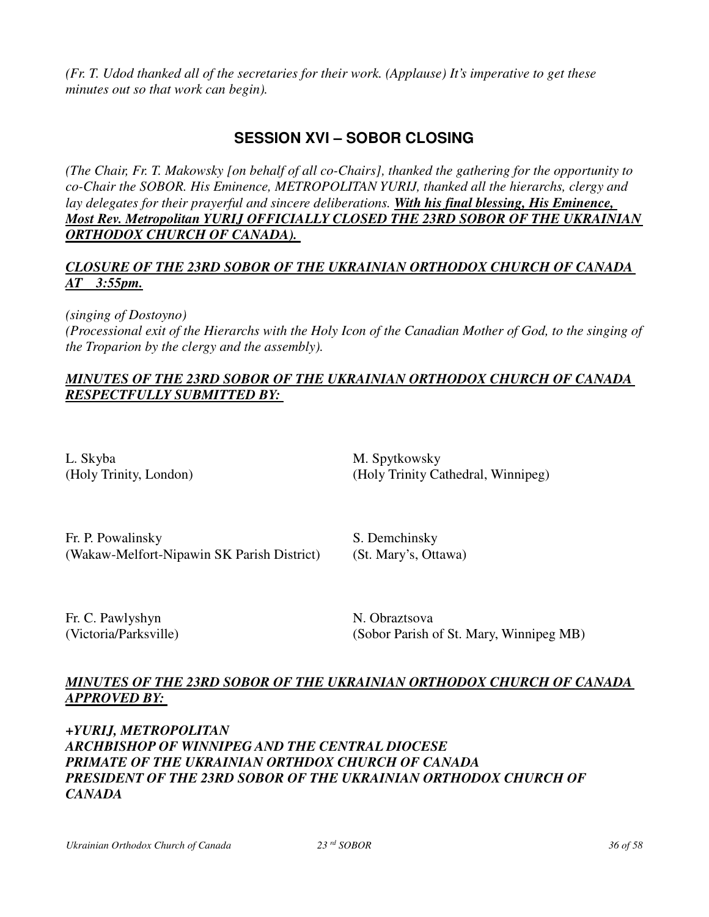*(Fr. T. Udod thanked all of the secretaries for their work. (Applause) It's imperative to get these minutes out so that work can begin).*

## SESSION XVI – SOBOR CLOSING

*(The Chair, Fr. T. Makowsky [on behalf of all co-Chairs], thanked the gathering for the opportunity to co-Chair the SOBOR. His Eminence, METROPOLITAN YURIJ, thanked all the hierarchs, clergy and lay delegates for their prayerful and sincere deliberations.* ***With his final blessing, His Eminence, Most Rev. Metropolitan YURIJ OFFICIALLY CLOSED THE 23RD SOBOR OF THE UKRAINIAN ORTHODOX CHURCH OF CANADA).***

***CLOSURE OF THE 23RD SOBOR OF THE UKRAINIAN ORTHODOX CHURCH OF CANADA AT 3:55pm.***

*(singing of Dostoyno)*
*(Processional exit of the Hierarchs with the Holy Icon of the Canadian Mother of God, to the singing of the Troparion by the clergy and the assembly).*

***MINUTES OF THE 23RD SOBOR OF THE UKRAINIAN ORTHODOX CHURCH OF CANADA RESPECTFULLY SUBMITTED BY:***

L. Skyba
(Holy Trinity, London)

M. Spytkowsky
(Holy Trinity Cathedral, Winnipeg)

Fr. P. Powalinsky
(Wakaw-Melfort-Nipawin SK Parish District)

S. Demchinsky
(St. Mary's, Ottawa)

Fr. C. Pawlyshyn
(Victoria/Parksville)

N. Obraztsova
(Sobor Parish of St. Mary, Winnipeg MB)

***MINUTES OF THE 23RD SOBOR OF THE UKRAINIAN ORTHODOX CHURCH OF CANADA APPROVED BY:***

***+YURIJ, METROPOLITAN***
***ARCHBISHOP OF WINNIPEG AND THE CENTRAL DIOCESE***
***PRIMATE OF THE UKRAINIAN ORTHDOX CHURCH OF CANADA***
***PRESIDENT OF THE 23RD SOBOR OF THE UKRAINIAN ORTHODOX CHURCH OF CANADA***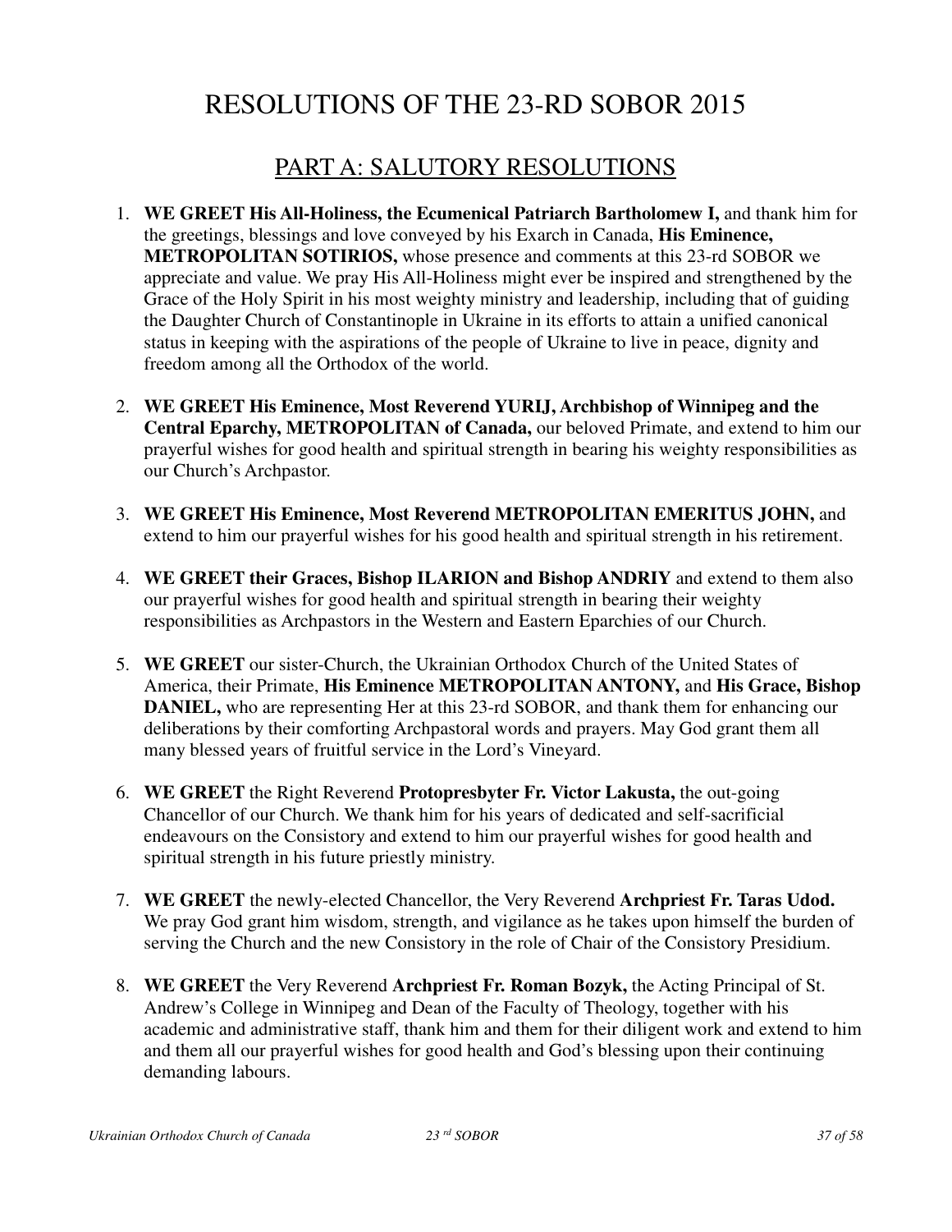# RESOLUTIONS OF THE 23-RD SOBOR 2015

## PART A: SALUTORY RESOLUTIONS

1. **WE GREET His All-Holiness, the Ecumenical Patriarch Bartholomew I,** and thank him for the greetings, blessings and love conveyed by his Exarch in Canada, **His Eminence, METROPOLITAN SOTIRIOS,** whose presence and comments at this 23-rd SOBOR we appreciate and value. We pray His All-Holiness might ever be inspired and strengthened by the Grace of the Holy Spirit in his most weighty ministry and leadership, including that of guiding the Daughter Church of Constantinople in Ukraine in its efforts to attain a unified canonical status in keeping with the aspirations of the people of Ukraine to live in peace, dignity and freedom among all the Orthodox of the world.

2. **WE GREET His Eminence, Most Reverend YURIJ, Archbishop of Winnipeg and the Central Eparchy, METROPOLITAN of Canada,** our beloved Primate, and extend to him our prayerful wishes for good health and spiritual strength in bearing his weighty responsibilities as our Church's Archpastor.

3. **WE GREET His Eminence, Most Reverend METROPOLITAN EMERITUS JOHN,** and extend to him our prayerful wishes for his good health and spiritual strength in his retirement.

4. **WE GREET their Graces, Bishop ILARION and Bishop ANDRIY** and extend to them also our prayerful wishes for good health and spiritual strength in bearing their weighty responsibilities as Archpastors in the Western and Eastern Eparchies of our Church.

5. **WE GREET** our sister-Church, the Ukrainian Orthodox Church of the United States of America, their Primate, **His Eminence METROPOLITAN ANTONY,** and **His Grace, Bishop DANIEL,** who are representing Her at this 23-rd SOBOR, and thank them for enhancing our deliberations by their comforting Archpastoral words and prayers. May God grant them all many blessed years of fruitful service in the Lord's Vineyard.

6. **WE GREET** the Right Reverend **Protopresbyter Fr. Victor Lakusta,** the out-going Chancellor of our Church. We thank him for his years of dedicated and self-sacrificial endeavours on the Consistory and extend to him our prayerful wishes for good health and spiritual strength in his future priestly ministry.

7. **WE GREET** the newly-elected Chancellor, the Very Reverend **Archpriest Fr. Taras Udod.** We pray God grant him wisdom, strength, and vigilance as he takes upon himself the burden of serving the Church and the new Consistory in the role of Chair of the Consistory Presidium.

8. **WE GREET** the Very Reverend **Archpriest Fr. Roman Bozyk,** the Acting Principal of St. Andrew's College in Winnipeg and Dean of the Faculty of Theology, together with his academic and administrative staff, thank him and them for their diligent work and extend to him and them all our prayerful wishes for good health and God's blessing upon their continuing demanding labours.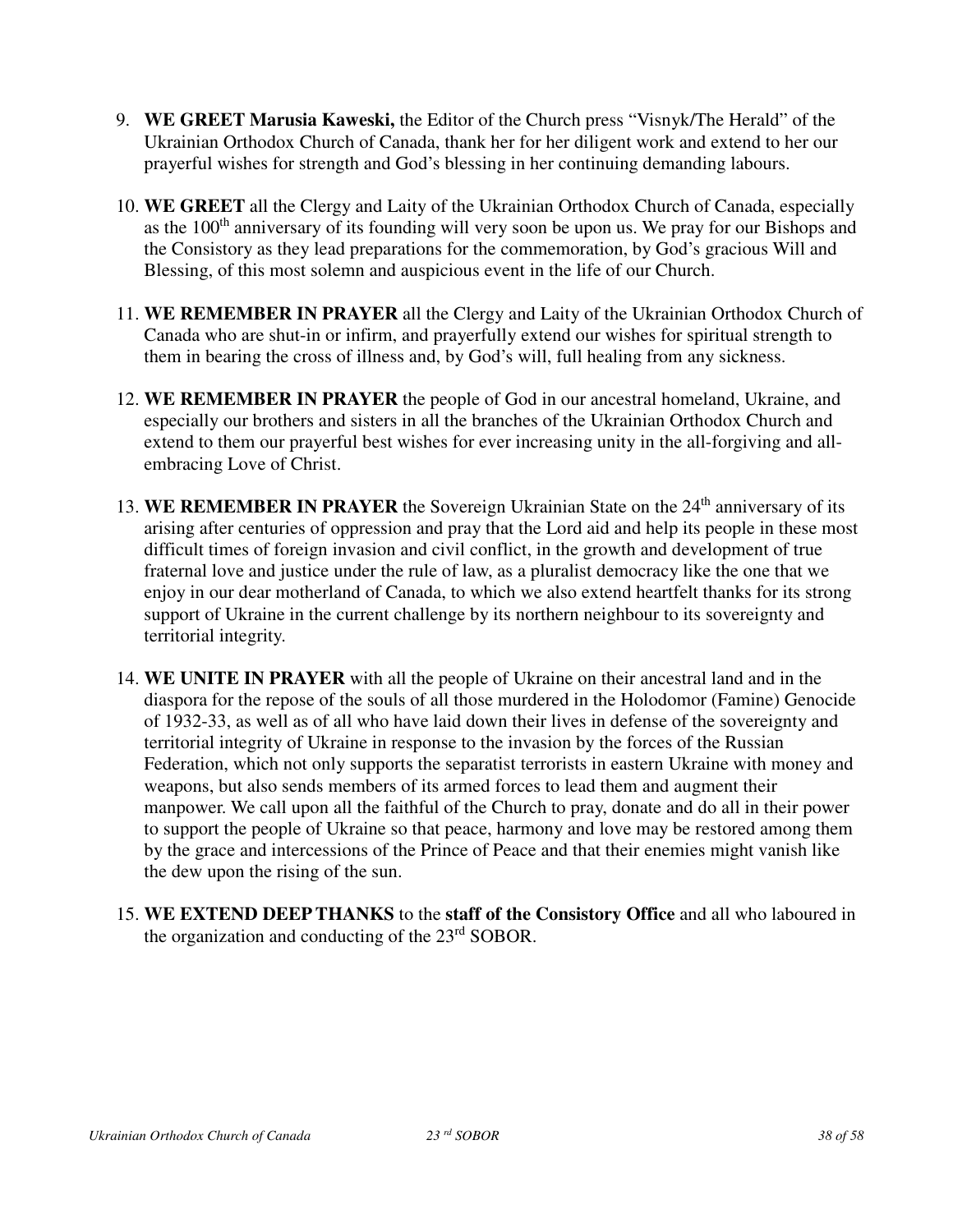9. **WE GREET Marusia Kaweski,** the Editor of the Church press "Visnyk/The Herald" of the Ukrainian Orthodox Church of Canada, thank her for her diligent work and extend to her our prayerful wishes for strength and God's blessing in her continuing demanding labours.

10. **WE GREET** all the Clergy and Laity of the Ukrainian Orthodox Church of Canada, especially as the 100th anniversary of its founding will very soon be upon us. We pray for our Bishops and the Consistory as they lead preparations for the commemoration, by God's gracious Will and Blessing, of this most solemn and auspicious event in the life of our Church.

11. **WE REMEMBER IN PRAYER** all the Clergy and Laity of the Ukrainian Orthodox Church of Canada who are shut-in or infirm, and prayerfully extend our wishes for spiritual strength to them in bearing the cross of illness and, by God's will, full healing from any sickness.

12. **WE REMEMBER IN PRAYER** the people of God in our ancestral homeland, Ukraine, and especially our brothers and sisters in all the branches of the Ukrainian Orthodox Church and extend to them our prayerful best wishes for ever increasing unity in the all-forgiving and all-embracing Love of Christ.

13. **WE REMEMBER IN PRAYER** the Sovereign Ukrainian State on the 24th anniversary of its arising after centuries of oppression and pray that the Lord aid and help its people in these most difficult times of foreign invasion and civil conflict, in the growth and development of true fraternal love and justice under the rule of law, as a pluralist democracy like the one that we enjoy in our dear motherland of Canada, to which we also extend heartfelt thanks for its strong support of Ukraine in the current challenge by its northern neighbour to its sovereignty and territorial integrity.

14. **WE UNITE IN PRAYER** with all the people of Ukraine on their ancestral land and in the diaspora for the repose of the souls of all those murdered in the Holodomor (Famine) Genocide of 1932-33, as well as of all who have laid down their lives in defense of the sovereignty and territorial integrity of Ukraine in response to the invasion by the forces of the Russian Federation, which not only supports the separatist terrorists in eastern Ukraine with money and weapons, but also sends members of its armed forces to lead them and augment their manpower. We call upon all the faithful of the Church to pray, donate and do all in their power to support the people of Ukraine so that peace, harmony and love may be restored among them by the grace and intercessions of the Prince of Peace and that their enemies might vanish like the dew upon the rising of the sun.

15. **WE EXTEND DEEP THANKS** to the **staff of the Consistory Office** and all who laboured in the organization and conducting of the 23rd SOBOR.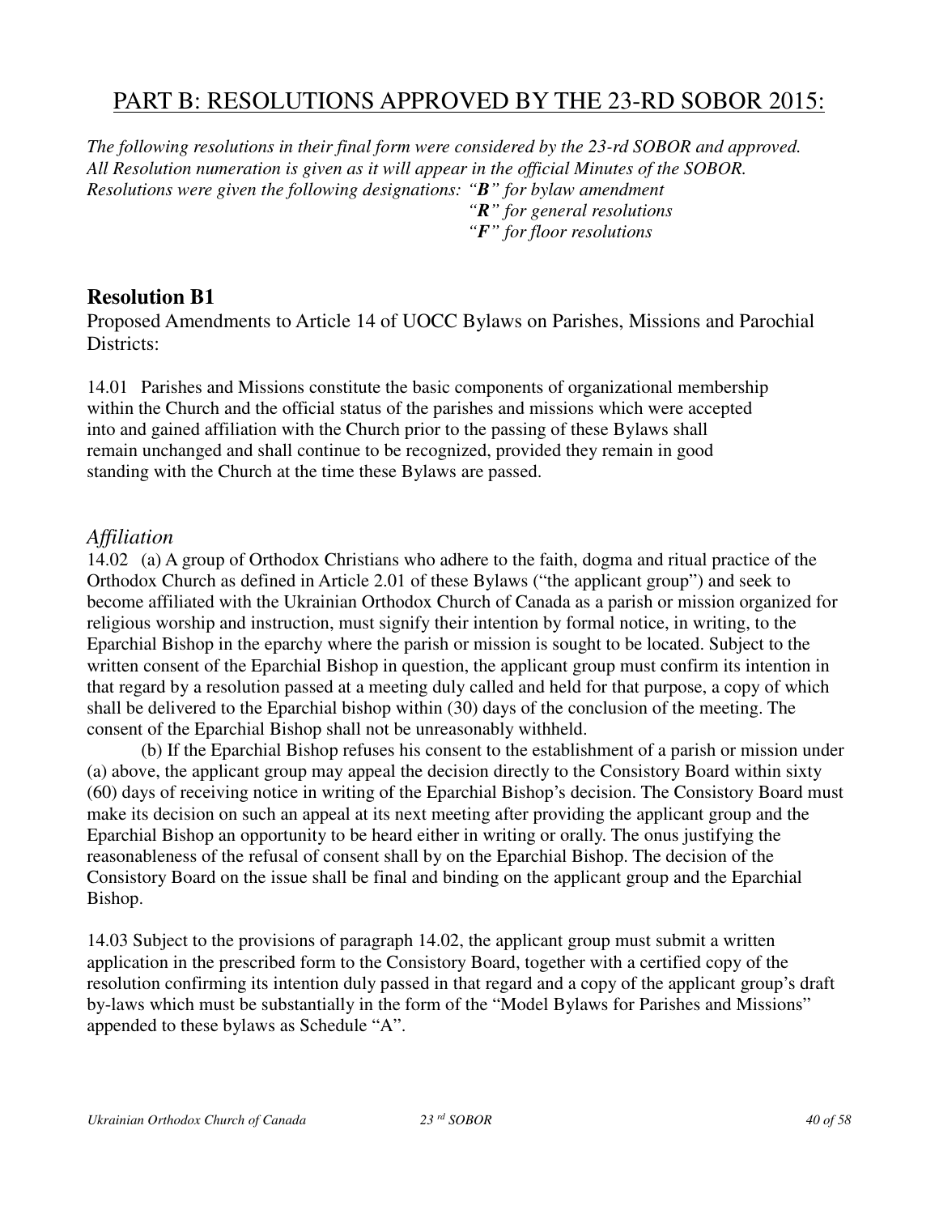# PART B: RESOLUTIONS APPROVED BY THE 23-RD SOBOR 2015:

*The following resolutions in their final form were considered by the 23-rd SOBOR and approved. All Resolution numeration is given as it will appear in the official Minutes of the SOBOR. Resolutions were given the following designations: "**B**" for bylaw amendment*
*"**R**" for general resolutions*
*"**F**" for floor resolutions*

## Resolution B1

Proposed Amendments to Article 14 of UOCC Bylaws on Parishes, Missions and Parochial Districts:

14.01 Parishes and Missions constitute the basic components of organizational membership within the Church and the official status of the parishes and missions which were accepted into and gained affiliation with the Church prior to the passing of these Bylaws shall remain unchanged and shall continue to be recognized, provided they remain in good standing with the Church at the time these Bylaws are passed.

### *Affiliation*

14.02 (a) A group of Orthodox Christians who adhere to the faith, dogma and ritual practice of the Orthodox Church as defined in Article 2.01 of these Bylaws ("the applicant group") and seek to become affiliated with the Ukrainian Orthodox Church of Canada as a parish or mission organized for religious worship and instruction, must signify their intention by formal notice, in writing, to the Eparchial Bishop in the eparchy where the parish or mission is sought to be located. Subject to the written consent of the Eparchial Bishop in question, the applicant group must confirm its intention in that regard by a resolution passed at a meeting duly called and held for that purpose, a copy of which shall be delivered to the Eparchial bishop within (30) days of the conclusion of the meeting. The consent of the Eparchial Bishop shall not be unreasonably withheld.

(b) If the Eparchial Bishop refuses his consent to the establishment of a parish or mission under (a) above, the applicant group may appeal the decision directly to the Consistory Board within sixty (60) days of receiving notice in writing of the Eparchial Bishop's decision. The Consistory Board must make its decision on such an appeal at its next meeting after providing the applicant group and the Eparchial Bishop an opportunity to be heard either in writing or orally. The onus justifying the reasonableness of the refusal of consent shall by on the Eparchial Bishop. The decision of the Consistory Board on the issue shall be final and binding on the applicant group and the Eparchial Bishop.

14.03 Subject to the provisions of paragraph 14.02, the applicant group must submit a written application in the prescribed form to the Consistory Board, together with a certified copy of the resolution confirming its intention duly passed in that regard and a copy of the applicant group's draft by-laws which must be substantially in the form of the "Model Bylaws for Parishes and Missions" appended to these bylaws as Schedule "A".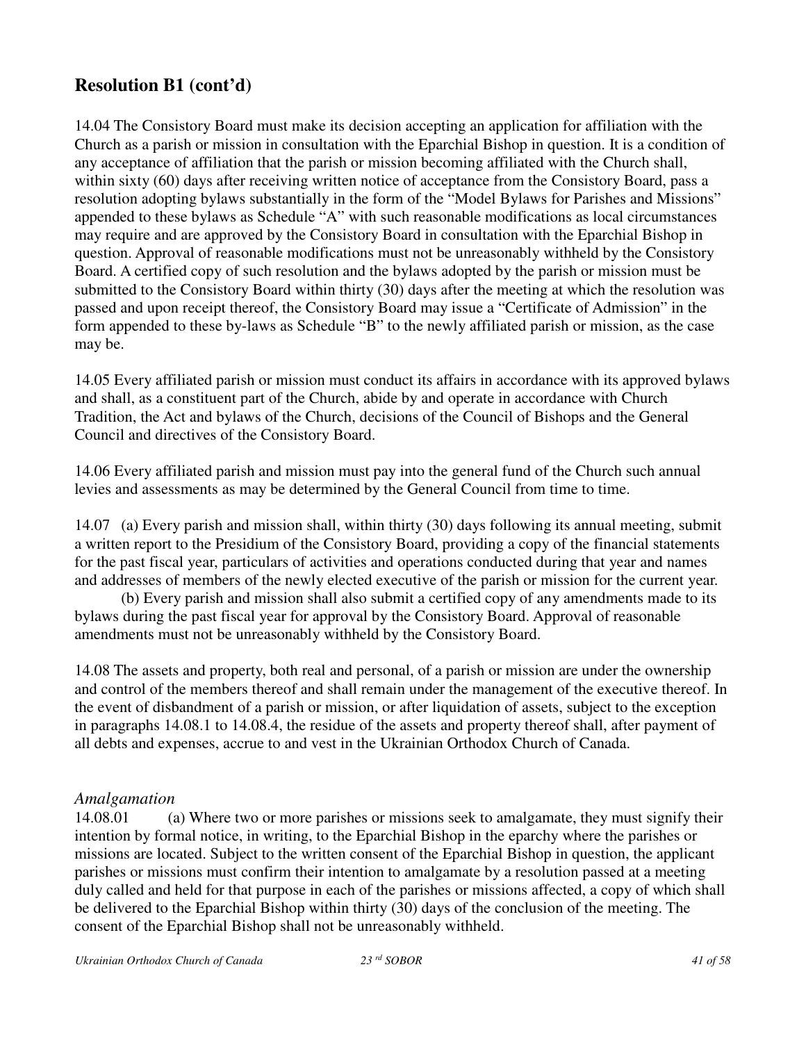## Resolution B1 (cont'd)

14.04 The Consistory Board must make its decision accepting an application for affiliation with the Church as a parish or mission in consultation with the Eparchial Bishop in question. It is a condition of any acceptance of affiliation that the parish or mission becoming affiliated with the Church shall, within sixty (60) days after receiving written notice of acceptance from the Consistory Board, pass a resolution adopting bylaws substantially in the form of the "Model Bylaws for Parishes and Missions" appended to these bylaws as Schedule "A" with such reasonable modifications as local circumstances may require and are approved by the Consistory Board in consultation with the Eparchial Bishop in question. Approval of reasonable modifications must not be unreasonably withheld by the Consistory Board. A certified copy of such resolution and the bylaws adopted by the parish or mission must be submitted to the Consistory Board within thirty (30) days after the meeting at which the resolution was passed and upon receipt thereof, the Consistory Board may issue a "Certificate of Admission" in the form appended to these by-laws as Schedule "B" to the newly affiliated parish or mission, as the case may be.

14.05 Every affiliated parish or mission must conduct its affairs in accordance with its approved bylaws and shall, as a constituent part of the Church, abide by and operate in accordance with Church Tradition, the Act and bylaws of the Church, decisions of the Council of Bishops and the General Council and directives of the Consistory Board.

14.06 Every affiliated parish and mission must pay into the general fund of the Church such annual levies and assessments as may be determined by the General Council from time to time.

14.07 (a) Every parish and mission shall, within thirty (30) days following its annual meeting, submit a written report to the Presidium of the Consistory Board, providing a copy of the financial statements for the past fiscal year, particulars of activities and operations conducted during that year and names and addresses of members of the newly elected executive of the parish or mission for the current year.

(b) Every parish and mission shall also submit a certified copy of any amendments made to its bylaws during the past fiscal year for approval by the Consistory Board. Approval of reasonable amendments must not be unreasonably withheld by the Consistory Board.

14.08 The assets and property, both real and personal, of a parish or mission are under the ownership and control of the members thereof and shall remain under the management of the executive thereof. In the event of disbandment of a parish or mission, or after liquidation of assets, subject to the exception in paragraphs 14.08.1 to 14.08.4, the residue of the assets and property thereof shall, after payment of all debts and expenses, accrue to and vest in the Ukrainian Orthodox Church of Canada.

*Amalgamation*

14.08.01 (a) Where two or more parishes or missions seek to amalgamate, they must signify their intention by formal notice, in writing, to the Eparchial Bishop in the eparchy where the parishes or missions are located. Subject to the written consent of the Eparchial Bishop in question, the applicant parishes or missions must confirm their intention to amalgamate by a resolution passed at a meeting duly called and held for that purpose in each of the parishes or missions affected, a copy of which shall be delivered to the Eparchial Bishop within thirty (30) days of the conclusion of the meeting. The consent of the Eparchial Bishop shall not be unreasonably withheld.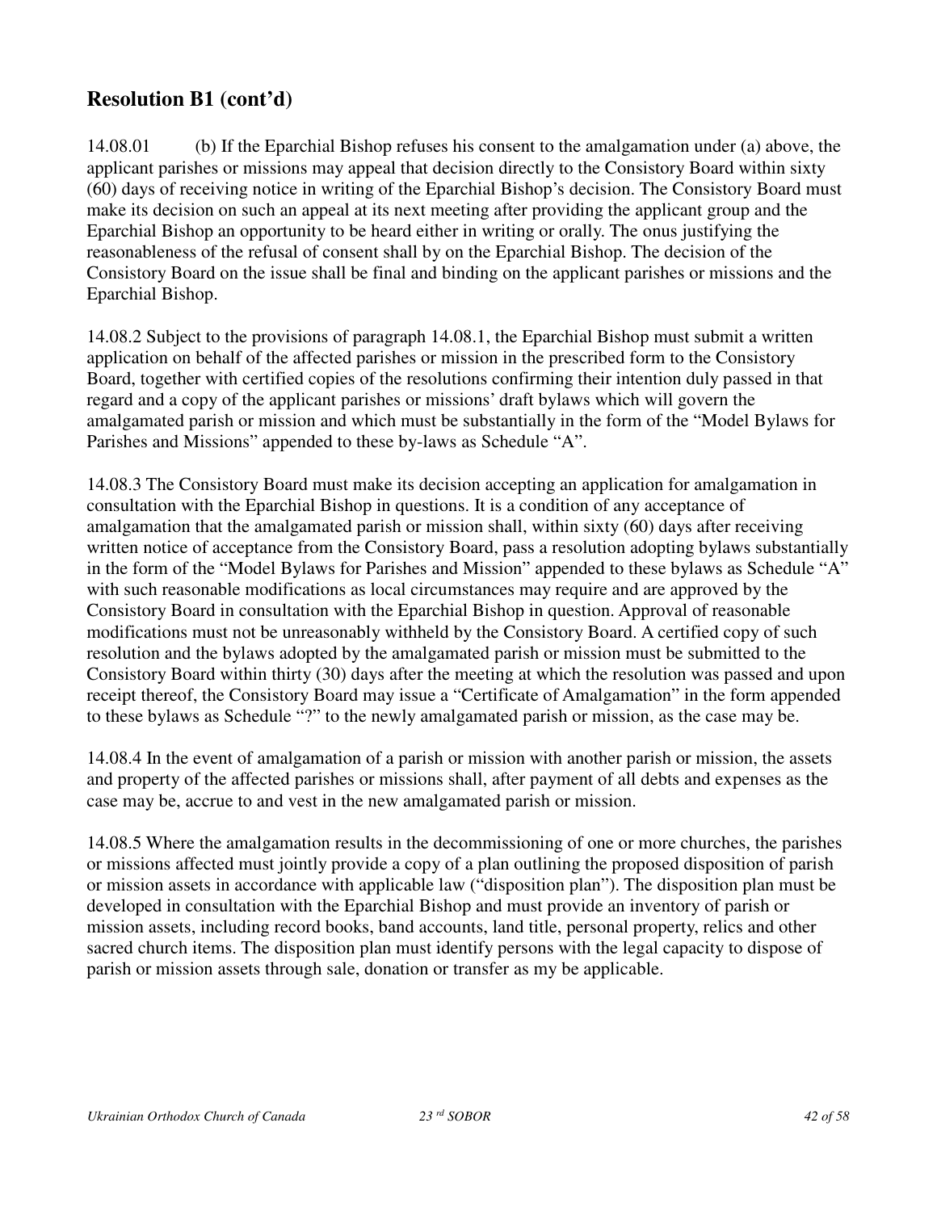## Resolution B1 (cont'd)

14.08.01 (b) If the Eparchial Bishop refuses his consent to the amalgamation under (a) above, the applicant parishes or missions may appeal that decision directly to the Consistory Board within sixty (60) days of receiving notice in writing of the Eparchial Bishop's decision. The Consistory Board must make its decision on such an appeal at its next meeting after providing the applicant group and the Eparchial Bishop an opportunity to be heard either in writing or orally. The onus justifying the reasonableness of the refusal of consent shall by on the Eparchial Bishop. The decision of the Consistory Board on the issue shall be final and binding on the applicant parishes or missions and the Eparchial Bishop.

14.08.2 Subject to the provisions of paragraph 14.08.1, the Eparchial Bishop must submit a written application on behalf of the affected parishes or mission in the prescribed form to the Consistory Board, together with certified copies of the resolutions confirming their intention duly passed in that regard and a copy of the applicant parishes or missions' draft bylaws which will govern the amalgamated parish or mission and which must be substantially in the form of the "Model Bylaws for Parishes and Missions" appended to these by-laws as Schedule "A".

14.08.3 The Consistory Board must make its decision accepting an application for amalgamation in consultation with the Eparchial Bishop in questions. It is a condition of any acceptance of amalgamation that the amalgamated parish or mission shall, within sixty (60) days after receiving written notice of acceptance from the Consistory Board, pass a resolution adopting bylaws substantially in the form of the "Model Bylaws for Parishes and Mission" appended to these bylaws as Schedule "A" with such reasonable modifications as local circumstances may require and are approved by the Consistory Board in consultation with the Eparchial Bishop in question. Approval of reasonable modifications must not be unreasonably withheld by the Consistory Board. A certified copy of such resolution and the bylaws adopted by the amalgamated parish or mission must be submitted to the Consistory Board within thirty (30) days after the meeting at which the resolution was passed and upon receipt thereof, the Consistory Board may issue a "Certificate of Amalgamation" in the form appended to these bylaws as Schedule "?" to the newly amalgamated parish or mission, as the case may be.

14.08.4 In the event of amalgamation of a parish or mission with another parish or mission, the assets and property of the affected parishes or missions shall, after payment of all debts and expenses as the case may be, accrue to and vest in the new amalgamated parish or mission.

14.08.5 Where the amalgamation results in the decommissioning of one or more churches, the parishes or missions affected must jointly provide a copy of a plan outlining the proposed disposition of parish or mission assets in accordance with applicable law ("disposition plan"). The disposition plan must be developed in consultation with the Eparchial Bishop and must provide an inventory of parish or mission assets, including record books, band accounts, land title, personal property, relics and other sacred church items. The disposition plan must identify persons with the legal capacity to dispose of parish or mission assets through sale, donation or transfer as my be applicable.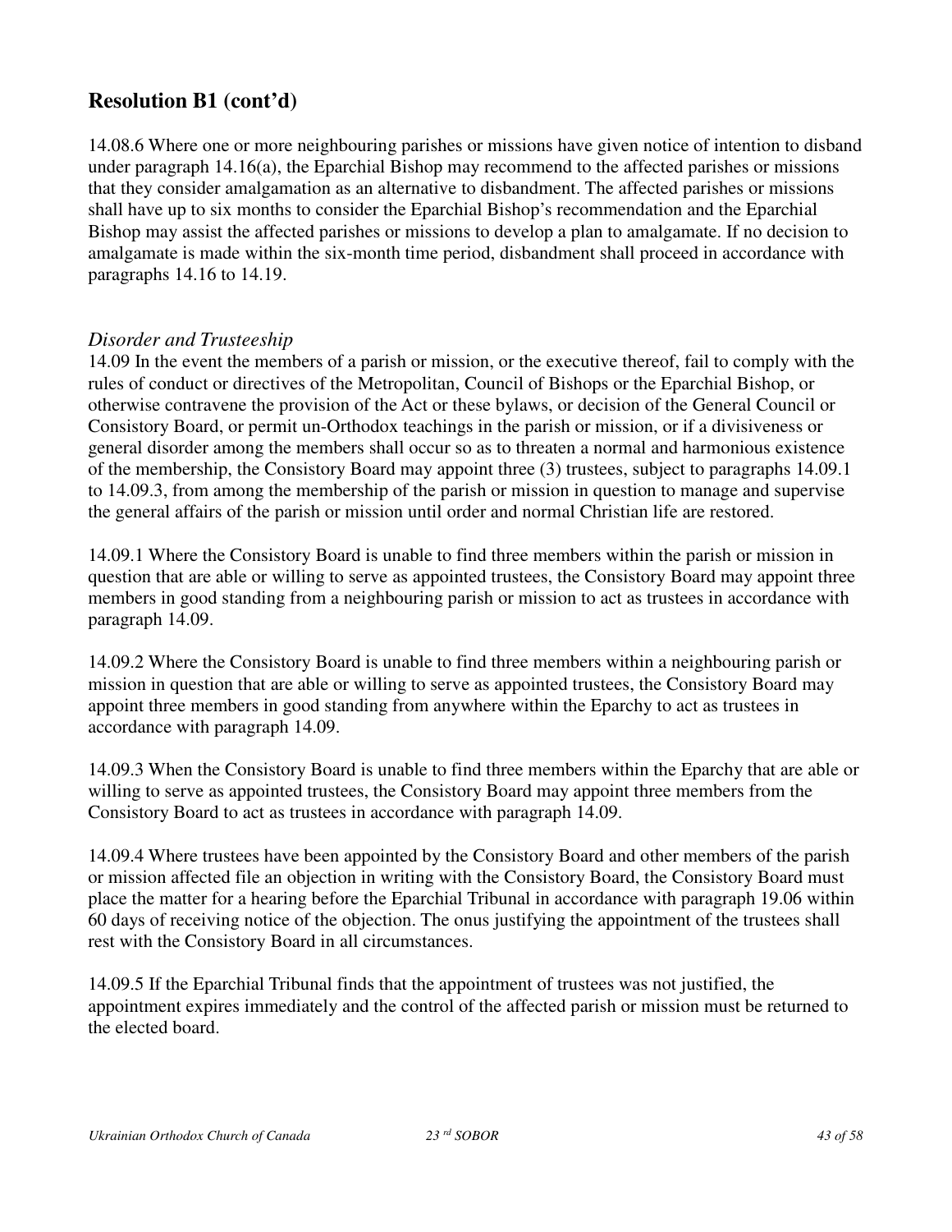## Resolution B1 (cont'd)

14.08.6 Where one or more neighbouring parishes or missions have given notice of intention to disband under paragraph 14.16(a), the Eparchial Bishop may recommend to the affected parishes or missions that they consider amalgamation as an alternative to disbandment. The affected parishes or missions shall have up to six months to consider the Eparchial Bishop's recommendation and the Eparchial Bishop may assist the affected parishes or missions to develop a plan to amalgamate. If no decision to amalgamate is made within the six-month time period, disbandment shall proceed in accordance with paragraphs 14.16 to 14.19.

*Disorder and Trusteeship*

14.09 In the event the members of a parish or mission, or the executive thereof, fail to comply with the rules of conduct or directives of the Metropolitan, Council of Bishops or the Eparchial Bishop, or otherwise contravene the provision of the Act or these bylaws, or decision of the General Council or Consistory Board, or permit un-Orthodox teachings in the parish or mission, or if a divisiveness or general disorder among the members shall occur so as to threaten a normal and harmonious existence of the membership, the Consistory Board may appoint three (3) trustees, subject to paragraphs 14.09.1 to 14.09.3, from among the membership of the parish or mission in question to manage and supervise the general affairs of the parish or mission until order and normal Christian life are restored.

14.09.1 Where the Consistory Board is unable to find three members within the parish or mission in question that are able or willing to serve as appointed trustees, the Consistory Board may appoint three members in good standing from a neighbouring parish or mission to act as trustees in accordance with paragraph 14.09.

14.09.2 Where the Consistory Board is unable to find three members within a neighbouring parish or mission in question that are able or willing to serve as appointed trustees, the Consistory Board may appoint three members in good standing from anywhere within the Eparchy to act as trustees in accordance with paragraph 14.09.

14.09.3 When the Consistory Board is unable to find three members within the Eparchy that are able or willing to serve as appointed trustees, the Consistory Board may appoint three members from the Consistory Board to act as trustees in accordance with paragraph 14.09.

14.09.4 Where trustees have been appointed by the Consistory Board and other members of the parish or mission affected file an objection in writing with the Consistory Board, the Consistory Board must place the matter for a hearing before the Eparchial Tribunal in accordance with paragraph 19.06 within 60 days of receiving notice of the objection. The onus justifying the appointment of the trustees shall rest with the Consistory Board in all circumstances.

14.09.5 If the Eparchial Tribunal finds that the appointment of trustees was not justified, the appointment expires immediately and the control of the affected parish or mission must be returned to the elected board.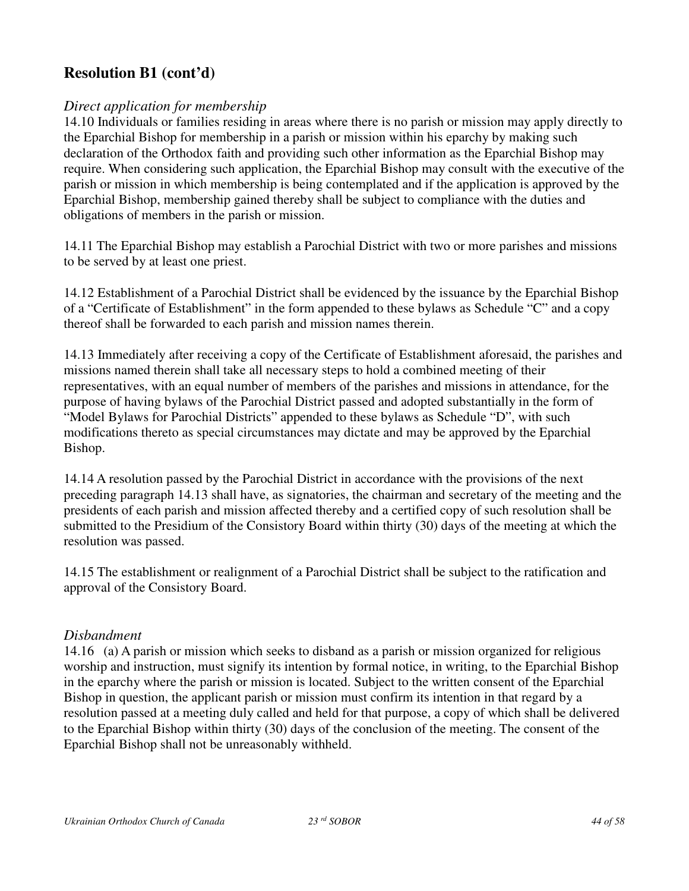## Resolution B1 (cont'd)

*Direct application for membership*

14.10 Individuals or families residing in areas where there is no parish or mission may apply directly to the Eparchial Bishop for membership in a parish or mission within his eparchy by making such declaration of the Orthodox faith and providing such other information as the Eparchial Bishop may require. When considering such application, the Eparchial Bishop may consult with the executive of the parish or mission in which membership is being contemplated and if the application is approved by the Eparchial Bishop, membership gained thereby shall be subject to compliance with the duties and obligations of members in the parish or mission.

14.11 The Eparchial Bishop may establish a Parochial District with two or more parishes and missions to be served by at least one priest.

14.12 Establishment of a Parochial District shall be evidenced by the issuance by the Eparchial Bishop of a "Certificate of Establishment" in the form appended to these bylaws as Schedule "C" and a copy thereof shall be forwarded to each parish and mission names therein.

14.13 Immediately after receiving a copy of the Certificate of Establishment aforesaid, the parishes and missions named therein shall take all necessary steps to hold a combined meeting of their representatives, with an equal number of members of the parishes and missions in attendance, for the purpose of having bylaws of the Parochial District passed and adopted substantially in the form of "Model Bylaws for Parochial Districts" appended to these bylaws as Schedule "D", with such modifications thereto as special circumstances may dictate and may be approved by the Eparchial Bishop.

14.14 A resolution passed by the Parochial District in accordance with the provisions of the next preceding paragraph 14.13 shall have, as signatories, the chairman and secretary of the meeting and the presidents of each parish and mission affected thereby and a certified copy of such resolution shall be submitted to the Presidium of the Consistory Board within thirty (30) days of the meeting at which the resolution was passed.

14.15 The establishment or realignment of a Parochial District shall be subject to the ratification and approval of the Consistory Board.

*Disbandment*

14.16 (a) A parish or mission which seeks to disband as a parish or mission organized for religious worship and instruction, must signify its intention by formal notice, in writing, to the Eparchial Bishop in the eparchy where the parish or mission is located. Subject to the written consent of the Eparchial Bishop in question, the applicant parish or mission must confirm its intention in that regard by a resolution passed at a meeting duly called and held for that purpose, a copy of which shall be delivered to the Eparchial Bishop within thirty (30) days of the conclusion of the meeting. The consent of the Eparchial Bishop shall not be unreasonably withheld.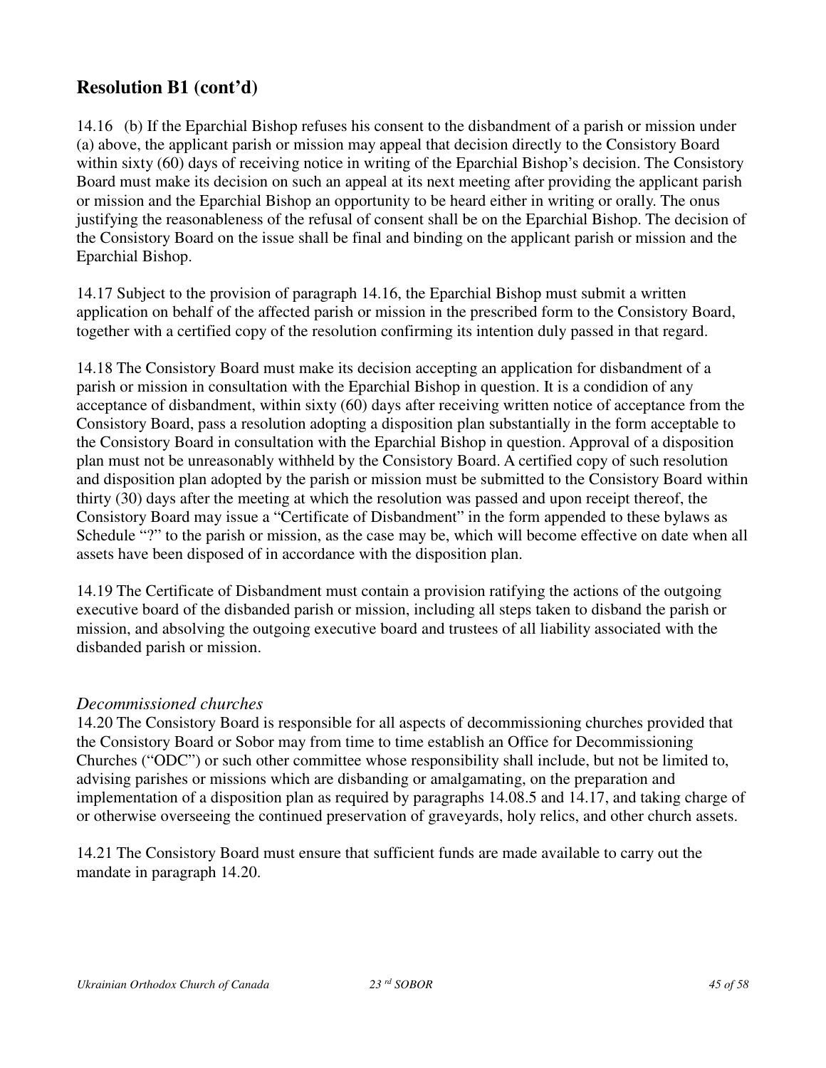## Resolution B1 (cont'd)

14.16 (b) If the Eparchial Bishop refuses his consent to the disbandment of a parish or mission under (a) above, the applicant parish or mission may appeal that decision directly to the Consistory Board within sixty (60) days of receiving notice in writing of the Eparchial Bishop's decision. The Consistory Board must make its decision on such an appeal at its next meeting after providing the applicant parish or mission and the Eparchial Bishop an opportunity to be heard either in writing or orally. The onus justifying the reasonableness of the refusal of consent shall be on the Eparchial Bishop. The decision of the Consistory Board on the issue shall be final and binding on the applicant parish or mission and the Eparchial Bishop.

14.17 Subject to the provision of paragraph 14.16, the Eparchial Bishop must submit a written application on behalf of the affected parish or mission in the prescribed form to the Consistory Board, together with a certified copy of the resolution confirming its intention duly passed in that regard.

14.18 The Consistory Board must make its decision accepting an application for disbandment of a parish or mission in consultation with the Eparchial Bishop in question. It is a condidion of any acceptance of disbandment, within sixty (60) days after receiving written notice of acceptance from the Consistory Board, pass a resolution adopting a disposition plan substantially in the form acceptable to the Consistory Board in consultation with the Eparchial Bishop in question. Approval of a disposition plan must not be unreasonably withheld by the Consistory Board. A certified copy of such resolution and disposition plan adopted by the parish or mission must be submitted to the Consistory Board within thirty (30) days after the meeting at which the resolution was passed and upon receipt thereof, the Consistory Board may issue a "Certificate of Disbandment" in the form appended to these bylaws as Schedule "?" to the parish or mission, as the case may be, which will become effective on date when all assets have been disposed of in accordance with the disposition plan.

14.19 The Certificate of Disbandment must contain a provision ratifying the actions of the outgoing executive board of the disbanded parish or mission, including all steps taken to disband the parish or mission, and absolving the outgoing executive board and trustees of all liability associated with the disbanded parish or mission.

*Decommissioned churches*

14.20 The Consistory Board is responsible for all aspects of decommissioning churches provided that the Consistory Board or Sobor may from time to time establish an Office for Decommissioning Churches ("ODC") or such other committee whose responsibility shall include, but not be limited to, advising parishes or missions which are disbanding or amalgamating, on the preparation and implementation of a disposition plan as required by paragraphs 14.08.5 and 14.17, and taking charge of or otherwise overseeing the continued preservation of graveyards, holy relics, and other church assets.

14.21 The Consistory Board must ensure that sufficient funds are made available to carry out the mandate in paragraph 14.20.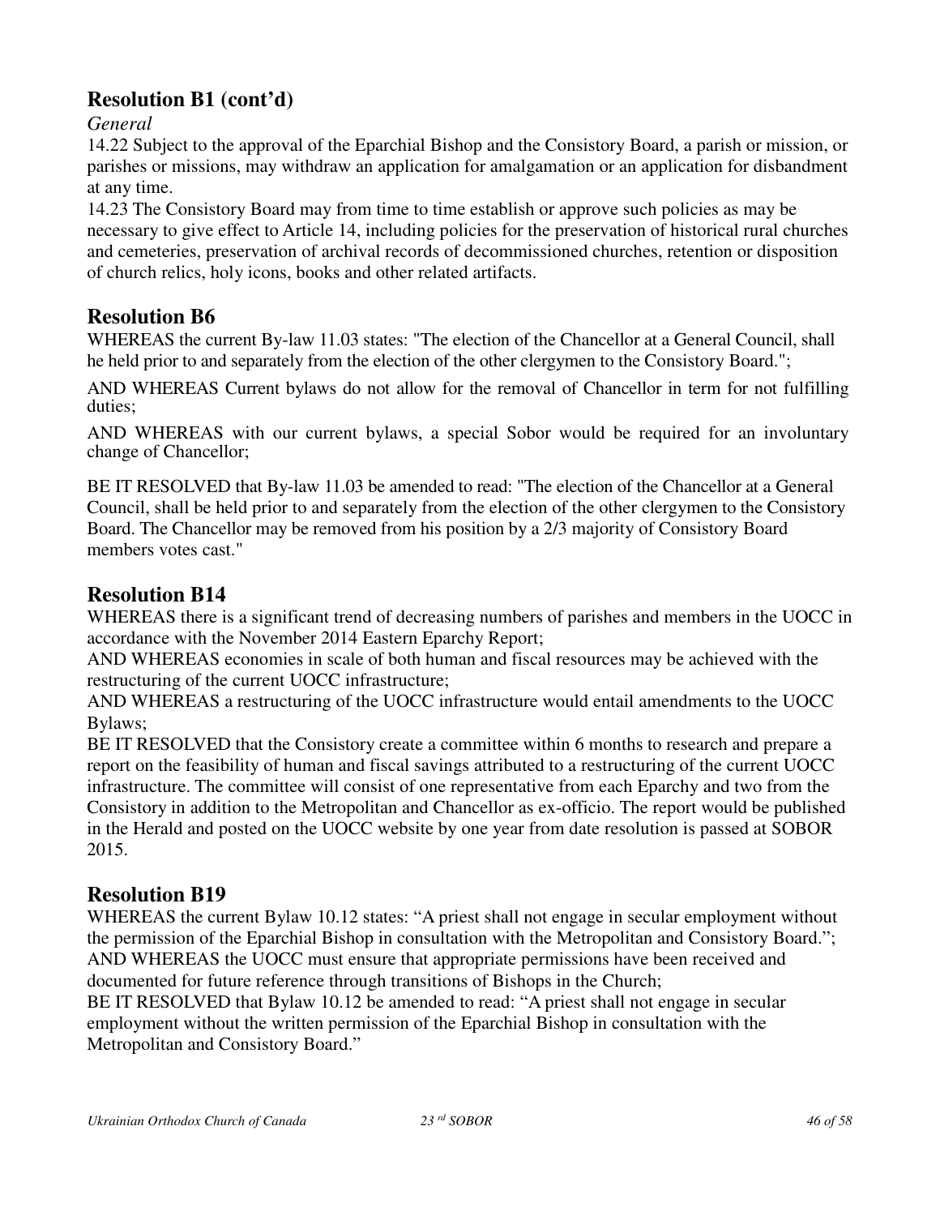## Resolution B1 (cont'd)

*General*

14.22 Subject to the approval of the Eparchial Bishop and the Consistory Board, a parish or mission, or parishes or missions, may withdraw an application for amalgamation or an application for disbandment at any time.

14.23 The Consistory Board may from time to time establish or approve such policies as may be necessary to give effect to Article 14, including policies for the preservation of historical rural churches and cemeteries, preservation of archival records of decommissioned churches, retention or disposition of church relics, holy icons, books and other related artifacts.

## Resolution B6

WHEREAS the current By-law 11.03 states: "The election of the Chancellor at a General Council, shall he held prior to and separately from the election of the other clergymen to the Consistory Board.";

AND WHEREAS Current bylaws do not allow for the removal of Chancellor in term for not fulfilling duties;

AND WHEREAS with our current bylaws, a special Sobor would be required for an involuntary change of Chancellor;

BE IT RESOLVED that By-law 11.03 be amended to read: "The election of the Chancellor at a General Council, shall be held prior to and separately from the election of the other clergymen to the Consistory Board. The Chancellor may be removed from his position by a 2/3 majority of Consistory Board members votes cast."

## Resolution B14

WHEREAS there is a significant trend of decreasing numbers of parishes and members in the UOCC in accordance with the November 2014 Eastern Eparchy Report;

AND WHEREAS economies in scale of both human and fiscal resources may be achieved with the restructuring of the current UOCC infrastructure;

AND WHEREAS a restructuring of the UOCC infrastructure would entail amendments to the UOCC Bylaws;

BE IT RESOLVED that the Consistory create a committee within 6 months to research and prepare a report on the feasibility of human and fiscal savings attributed to a restructuring of the current UOCC infrastructure. The committee will consist of one representative from each Eparchy and two from the Consistory in addition to the Metropolitan and Chancellor as ex-officio. The report would be published in the Herald and posted on the UOCC website by one year from date resolution is passed at SOBOR 2015.

## Resolution B19

WHEREAS the current Bylaw 10.12 states: "A priest shall not engage in secular employment without the permission of the Eparchial Bishop in consultation with the Metropolitan and Consistory Board.";

AND WHEREAS the UOCC must ensure that appropriate permissions have been received and documented for future reference through transitions of Bishops in the Church;

BE IT RESOLVED that Bylaw 10.12 be amended to read: "A priest shall not engage in secular employment without the written permission of the Eparchial Bishop in consultation with the Metropolitan and Consistory Board."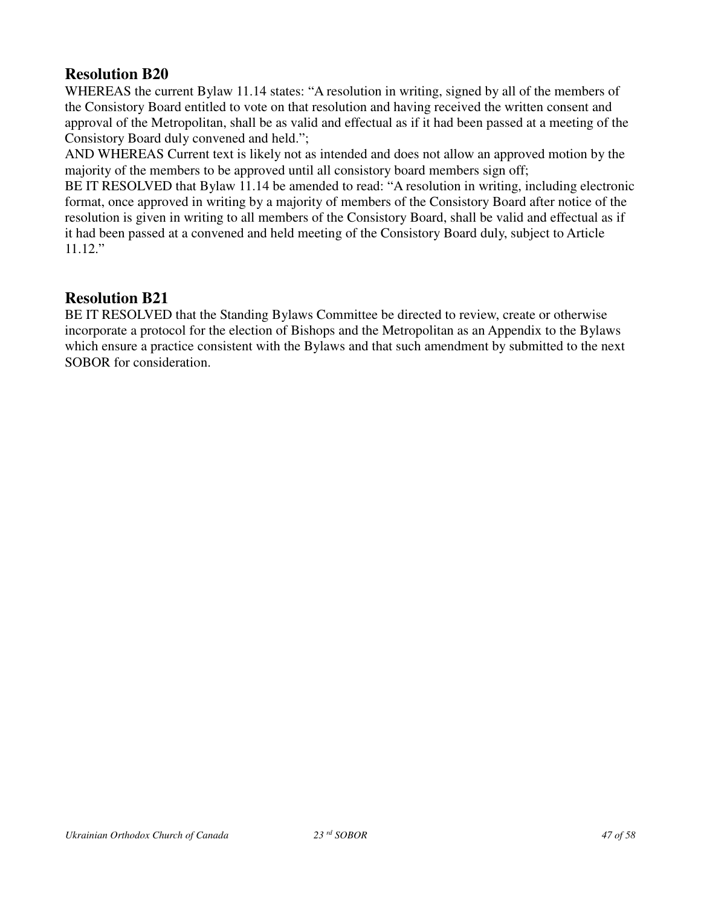## Resolution B20

WHEREAS the current Bylaw 11.14 states: "A resolution in writing, signed by all of the members of the Consistory Board entitled to vote on that resolution and having received the written consent and approval of the Metropolitan, shall be as valid and effectual as if it had been passed at a meeting of the Consistory Board duly convened and held.";

AND WHEREAS Current text is likely not as intended and does not allow an approved motion by the majority of the members to be approved until all consistory board members sign off;

BE IT RESOLVED that Bylaw 11.14 be amended to read: "A resolution in writing, including electronic format, once approved in writing by a majority of members of the Consistory Board after notice of the resolution is given in writing to all members of the Consistory Board, shall be valid and effectual as if it had been passed at a convened and held meeting of the Consistory Board duly, subject to Article 11.12."

## Resolution B21

BE IT RESOLVED that the Standing Bylaws Committee be directed to review, create or otherwise incorporate a protocol for the election of Bishops and the Metropolitan as an Appendix to the Bylaws which ensure a practice consistent with the Bylaws and that such amendment by submitted to the next SOBOR for consideration.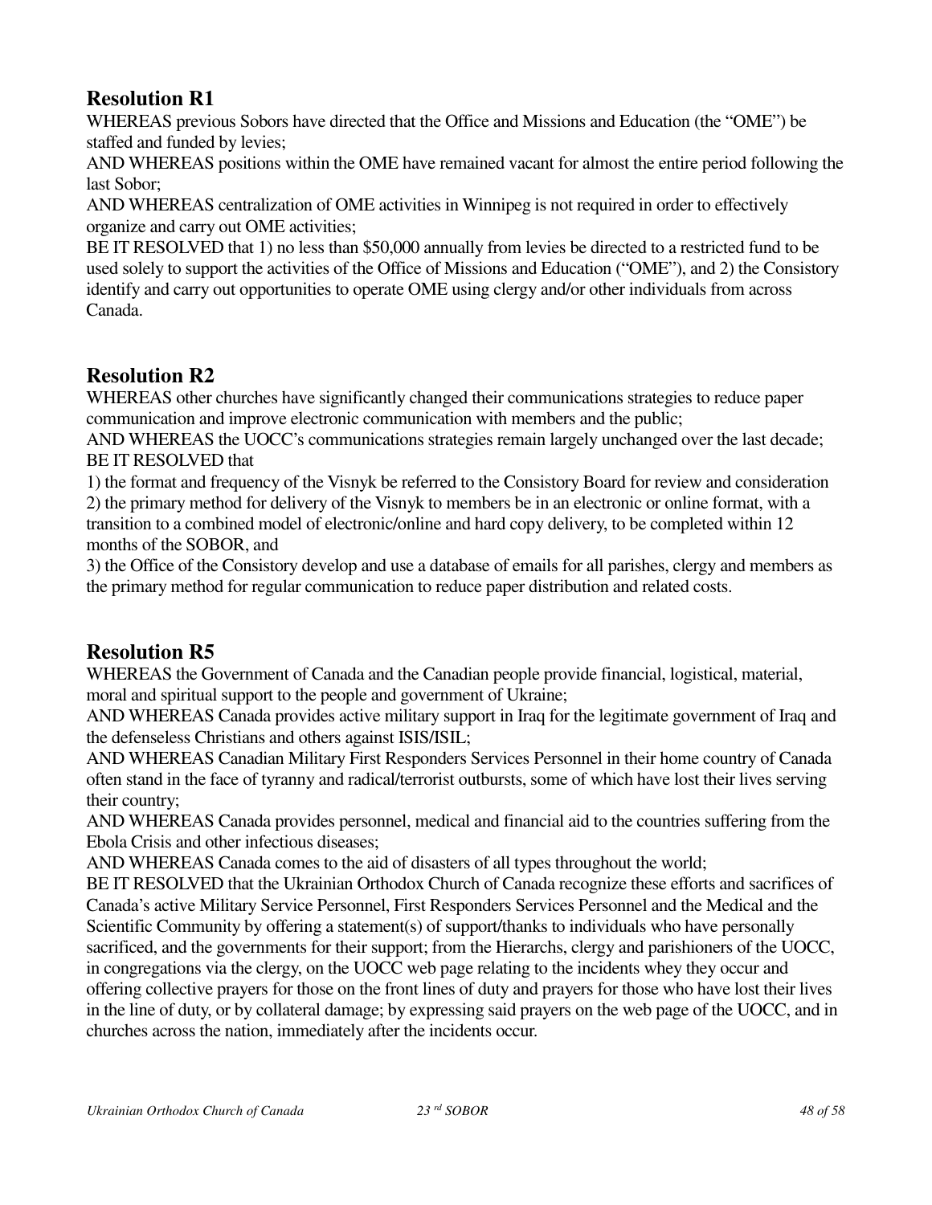## Resolution R1

WHEREAS previous Sobors have directed that the Office and Missions and Education (the "OME") be staffed and funded by levies;

AND WHEREAS positions within the OME have remained vacant for almost the entire period following the last Sobor;

AND WHEREAS centralization of OME activities in Winnipeg is not required in order to effectively organize and carry out OME activities;

BE IT RESOLVED that 1) no less than $50,000 annually from levies be directed to a restricted fund to be used solely to support the activities of the Office of Missions and Education ("OME"), and 2) the Consistory identify and carry out opportunities to operate OME using clergy and/or other individuals from across Canada.

## Resolution R2

WHEREAS other churches have significantly changed their communications strategies to reduce paper communication and improve electronic communication with members and the public;

AND WHEREAS the UOCC's communications strategies remain largely unchanged over the last decade;

BE IT RESOLVED that

1) the format and frequency of the Visnyk be referred to the Consistory Board for review and consideration
2) the primary method for delivery of the Visnyk to members be in an electronic or online format, with a transition to a combined model of electronic/online and hard copy delivery, to be completed within 12 months of the SOBOR, and
3) the Office of the Consistory develop and use a database of emails for all parishes, clergy and members as the primary method for regular communication to reduce paper distribution and related costs.

## Resolution R5

WHEREAS the Government of Canada and the Canadian people provide financial, logistical, material, moral and spiritual support to the people and government of Ukraine;

AND WHEREAS Canada provides active military support in Iraq for the legitimate government of Iraq and the defenseless Christians and others against ISIS/ISIL;

AND WHEREAS Canadian Military First Responders Services Personnel in their home country of Canada often stand in the face of tyranny and radical/terrorist outbursts, some of which have lost their lives serving their country;

AND WHEREAS Canada provides personnel, medical and financial aid to the countries suffering from the Ebola Crisis and other infectious diseases;

AND WHEREAS Canada comes to the aid of disasters of all types throughout the world;

BE IT RESOLVED that the Ukrainian Orthodox Church of Canada recognize these efforts and sacrifices of Canada's active Military Service Personnel, First Responders Services Personnel and the Medical and the Scientific Community by offering a statement(s) of support/thanks to individuals who have personally sacrificed, and the governments for their support; from the Hierarchs, clergy and parishioners of the UOCC, in congregations via the clergy, on the UOCC web page relating to the incidents whey they occur and offering collective prayers for those on the front lines of duty and prayers for those who have lost their lives in the line of duty, or by collateral damage; by expressing said prayers on the web page of the UOCC, and in churches across the nation, immediately after the incidents occur.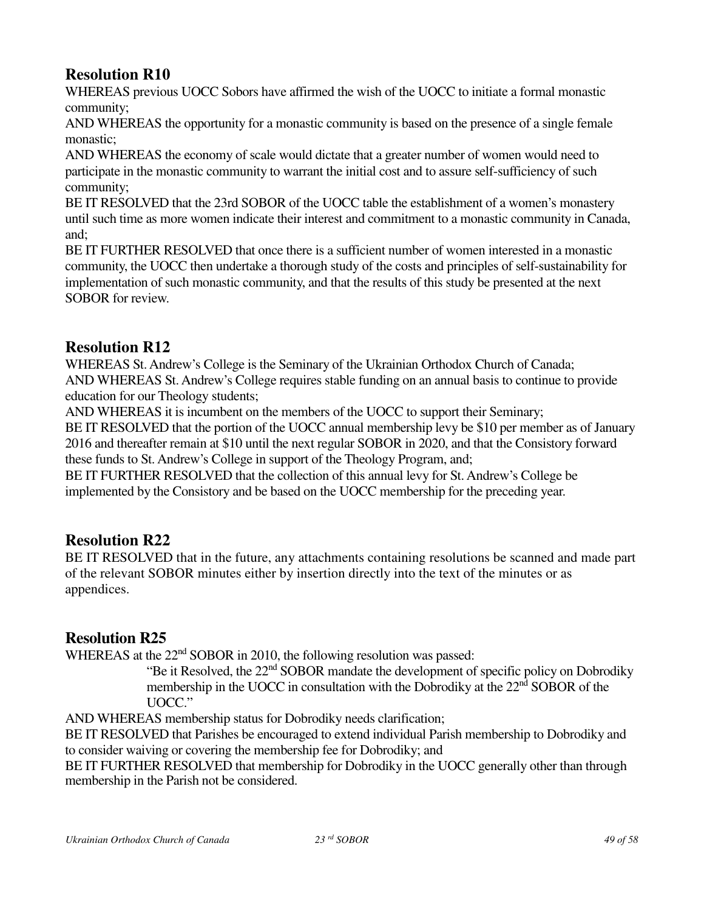## Resolution R10

WHEREAS previous UOCC Sobors have affirmed the wish of the UOCC to initiate a formal monastic community;

AND WHEREAS the opportunity for a monastic community is based on the presence of a single female monastic;

AND WHEREAS the economy of scale would dictate that a greater number of women would need to participate in the monastic community to warrant the initial cost and to assure self-sufficiency of such community;

BE IT RESOLVED that the 23rd SOBOR of the UOCC table the establishment of a women's monastery until such time as more women indicate their interest and commitment to a monastic community in Canada, and;

BE IT FURTHER RESOLVED that once there is a sufficient number of women interested in a monastic community, the UOCC then undertake a thorough study of the costs and principles of self-sustainability for implementation of such monastic community, and that the results of this study be presented at the next SOBOR for review.

## Resolution R12

WHEREAS St. Andrew's College is the Seminary of the Ukrainian Orthodox Church of Canada;

AND WHEREAS St. Andrew's College requires stable funding on an annual basis to continue to provide education for our Theology students;

AND WHEREAS it is incumbent on the members of the UOCC to support their Seminary;

BE IT RESOLVED that the portion of the UOCC annual membership levy be $10 per member as of January 2016 and thereafter remain at $10 until the next regular SOBOR in 2020, and that the Consistory forward these funds to St. Andrew's College in support of the Theology Program, and;

BE IT FURTHER RESOLVED that the collection of this annual levy for St. Andrew's College be implemented by the Consistory and be based on the UOCC membership for the preceding year.

## Resolution R22

BE IT RESOLVED that in the future, any attachments containing resolutions be scanned and made part of the relevant SOBOR minutes either by insertion directly into the text of the minutes or as appendices.

## Resolution R25

WHEREAS at the 22nd SOBOR in 2010, the following resolution was passed:

> "Be it Resolved, the 22nd SOBOR mandate the development of specific policy on Dobrodiky membership in the UOCC in consultation with the Dobrodiky at the 22nd SOBOR of the UOCC."

AND WHEREAS membership status for Dobrodiky needs clarification;

BE IT RESOLVED that Parishes be encouraged to extend individual Parish membership to Dobrodiky and to consider waiving or covering the membership fee for Dobrodiky; and

BE IT FURTHER RESOLVED that membership for Dobrodiky in the UOCC generally other than through membership in the Parish not be considered.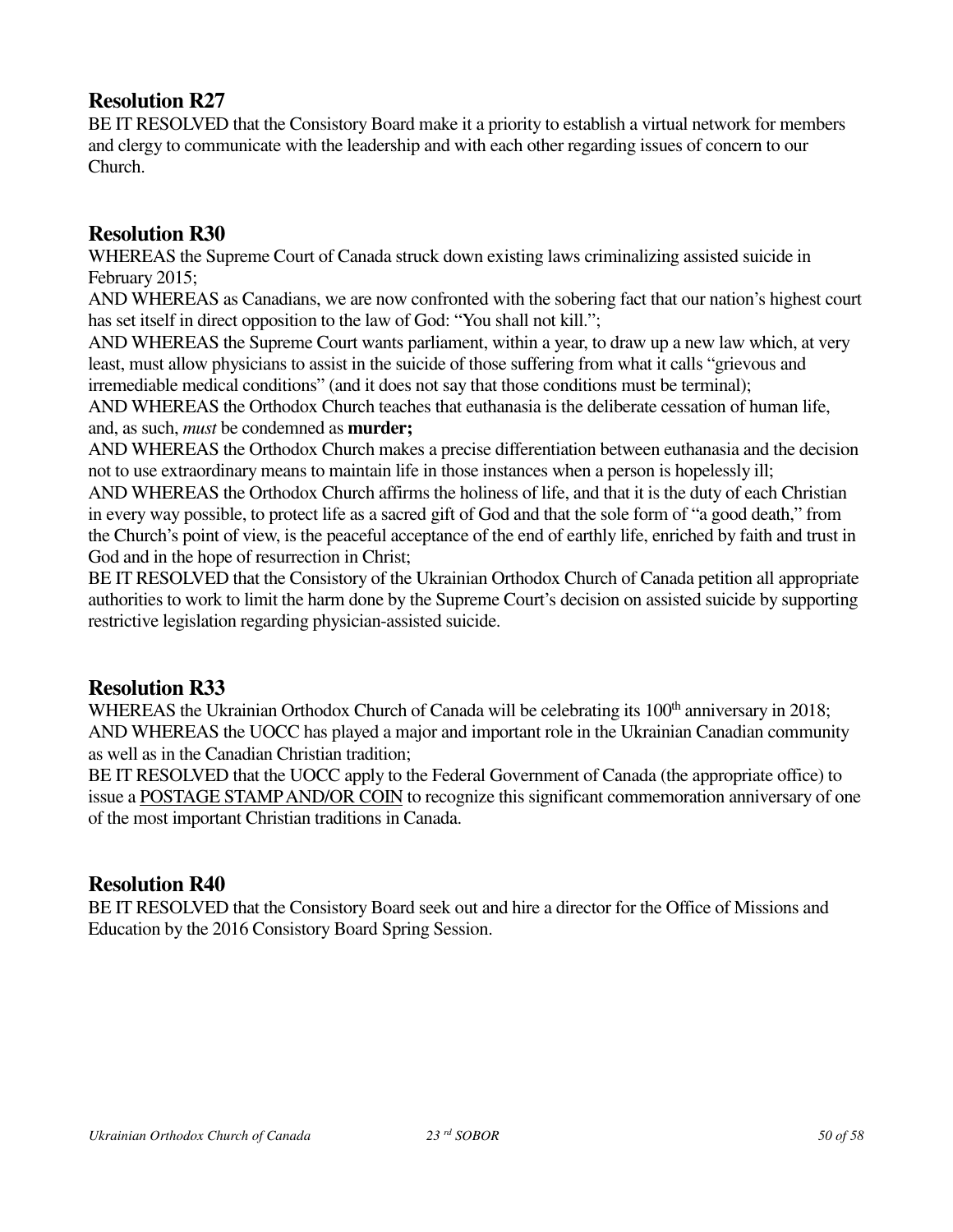## Resolution R27

BE IT RESOLVED that the Consistory Board make it a priority to establish a virtual network for members and clergy to communicate with the leadership and with each other regarding issues of concern to our Church.

## Resolution R30

WHEREAS the Supreme Court of Canada struck down existing laws criminalizing assisted suicide in February 2015;

AND WHEREAS as Canadians, we are now confronted with the sobering fact that our nation's highest court has set itself in direct opposition to the law of God: "You shall not kill.";

AND WHEREAS the Supreme Court wants parliament, within a year, to draw up a new law which, at very least, must allow physicians to assist in the suicide of those suffering from what it calls "grievous and irremediable medical conditions" (and it does not say that those conditions must be terminal);

AND WHEREAS the Orthodox Church teaches that euthanasia is the deliberate cessation of human life, and, as such, *must* be condemned as **murder;**

AND WHEREAS the Orthodox Church makes a precise differentiation between euthanasia and the decision not to use extraordinary means to maintain life in those instances when a person is hopelessly ill;

AND WHEREAS the Orthodox Church affirms the holiness of life, and that it is the duty of each Christian in every way possible, to protect life as a sacred gift of God and that the sole form of "a good death," from the Church's point of view, is the peaceful acceptance of the end of earthly life, enriched by faith and trust in God and in the hope of resurrection in Christ;

BE IT RESOLVED that the Consistory of the Ukrainian Orthodox Church of Canada petition all appropriate authorities to work to limit the harm done by the Supreme Court's decision on assisted suicide by supporting restrictive legislation regarding physician-assisted suicide.

## Resolution R33

WHEREAS the Ukrainian Orthodox Church of Canada will be celebrating its 100th anniversary in 2018;

AND WHEREAS the UOCC has played a major and important role in the Ukrainian Canadian community as well as in the Canadian Christian tradition;

BE IT RESOLVED that the UOCC apply to the Federal Government of Canada (the appropriate office) to issue a POSTAGE STAMP AND/OR COIN to recognize this significant commemoration anniversary of one of the most important Christian traditions in Canada.

## Resolution R40

BE IT RESOLVED that the Consistory Board seek out and hire a director for the Office of Missions and Education by the 2016 Consistory Board Spring Session.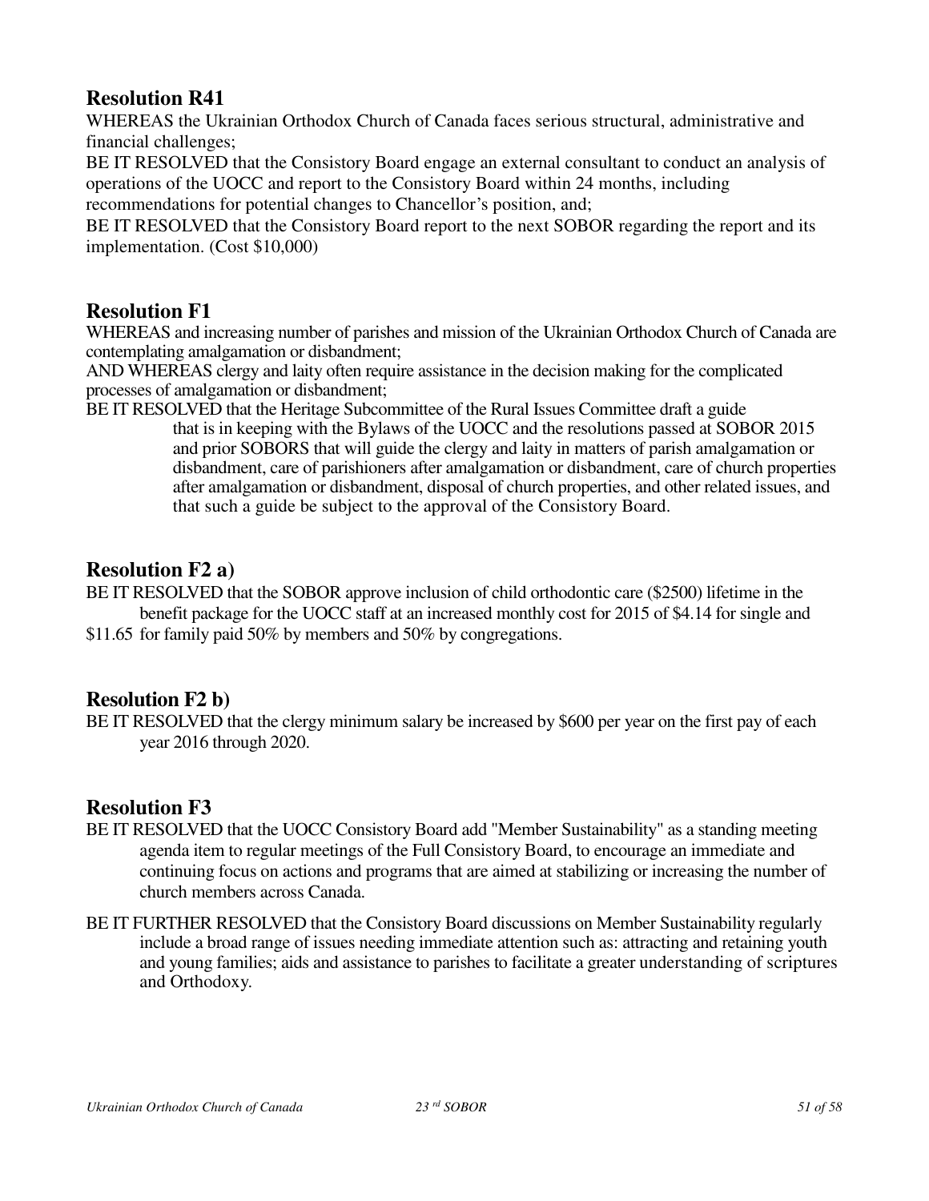## Resolution R41

WHEREAS the Ukrainian Orthodox Church of Canada faces serious structural, administrative and financial challenges;

BE IT RESOLVED that the Consistory Board engage an external consultant to conduct an analysis of operations of the UOCC and report to the Consistory Board within 24 months, including recommendations for potential changes to Chancellor's position, and;

BE IT RESOLVED that the Consistory Board report to the next SOBOR regarding the report and its implementation. (Cost $10,000)

## Resolution F1

WHEREAS and increasing number of parishes and mission of the Ukrainian Orthodox Church of Canada are contemplating amalgamation or disbandment;

AND WHEREAS clergy and laity often require assistance in the decision making for the complicated processes of amalgamation or disbandment;

BE IT RESOLVED that the Heritage Subcommittee of the Rural Issues Committee draft a guide that is in keeping with the Bylaws of the UOCC and the resolutions passed at SOBOR 2015 and prior SOBORS that will guide the clergy and laity in matters of parish amalgamation or disbandment, care of parishioners after amalgamation or disbandment, care of church properties after amalgamation or disbandment, disposal of church properties, and other related issues, and that such a guide be subject to the approval of the Consistory Board.

## Resolution F2 a)

BE IT RESOLVED that the SOBOR approve inclusion of child orthodontic care ($2500) lifetime in the benefit package for the UOCC staff at an increased monthly cost for 2015 of $4.14 for single and $11.65 for family paid 50% by members and 50% by congregations.

## Resolution F2 b)

BE IT RESOLVED that the clergy minimum salary be increased by $600 per year on the first pay of each year 2016 through 2020.

## Resolution F3

BE IT RESOLVED that the UOCC Consistory Board add "Member Sustainability" as a standing meeting agenda item to regular meetings of the Full Consistory Board, to encourage an immediate and continuing focus on actions and programs that are aimed at stabilizing or increasing the number of church members across Canada.

BE IT FURTHER RESOLVED that the Consistory Board discussions on Member Sustainability regularly include a broad range of issues needing immediate attention such as: attracting and retaining youth and young families; aids and assistance to parishes to facilitate a greater understanding of scriptures and Orthodoxy.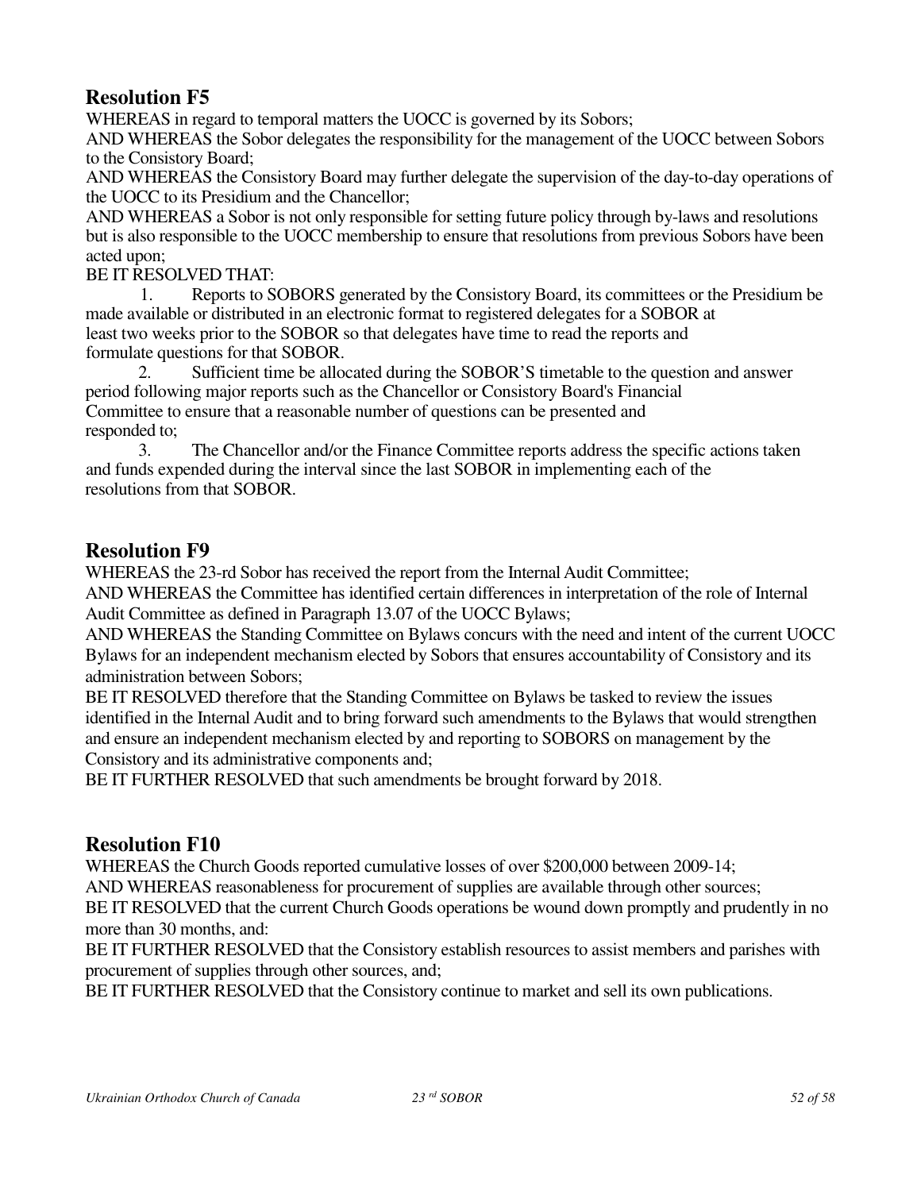## Resolution F5

WHEREAS in regard to temporal matters the UOCC is governed by its Sobors;
AND WHEREAS the Sobor delegates the responsibility for the management of the UOCC between Sobors to the Consistory Board;
AND WHEREAS the Consistory Board may further delegate the supervision of the day-to-day operations of the UOCC to its Presidium and the Chancellor;
AND WHEREAS a Sobor is not only responsible for setting future policy through by-laws and resolutions but is also responsible to the UOCC membership to ensure that resolutions from previous Sobors have been acted upon;
BE IT RESOLVED THAT:

1. Reports to SOBORS generated by the Consistory Board, its committees or the Presidium be made available or distributed in an electronic format to registered delegates for a SOBOR at least two weeks prior to the SOBOR so that delegates have time to read the reports and formulate questions for that SOBOR.
2. Sufficient time be allocated during the SOBOR'S timetable to the question and answer period following major reports such as the Chancellor or Consistory Board's Financial Committee to ensure that a reasonable number of questions can be presented and responded to;
3. The Chancellor and/or the Finance Committee reports address the specific actions taken and funds expended during the interval since the last SOBOR in implementing each of the resolutions from that SOBOR.

## Resolution F9

WHEREAS the 23-rd Sobor has received the report from the Internal Audit Committee;
AND WHEREAS the Committee has identified certain differences in interpretation of the role of Internal Audit Committee as defined in Paragraph 13.07 of the UOCC Bylaws;
AND WHEREAS the Standing Committee on Bylaws concurs with the need and intent of the current UOCC Bylaws for an independent mechanism elected by Sobors that ensures accountability of Consistory and its administration between Sobors;
BE IT RESOLVED therefore that the Standing Committee on Bylaws be tasked to review the issues identified in the Internal Audit and to bring forward such amendments to the Bylaws that would strengthen and ensure an independent mechanism elected by and reporting to SOBORS on management by the Consistory and its administrative components and;
BE IT FURTHER RESOLVED that such amendments be brought forward by 2018.

## Resolution F10

WHEREAS the Church Goods reported cumulative losses of over $200,000 between 2009-14;
AND WHEREAS reasonableness for procurement of supplies are available through other sources;
BE IT RESOLVED that the current Church Goods operations be wound down promptly and prudently in no more than 30 months, and:
BE IT FURTHER RESOLVED that the Consistory establish resources to assist members and parishes with procurement of supplies through other sources, and;
BE IT FURTHER RESOLVED that the Consistory continue to market and sell its own publications.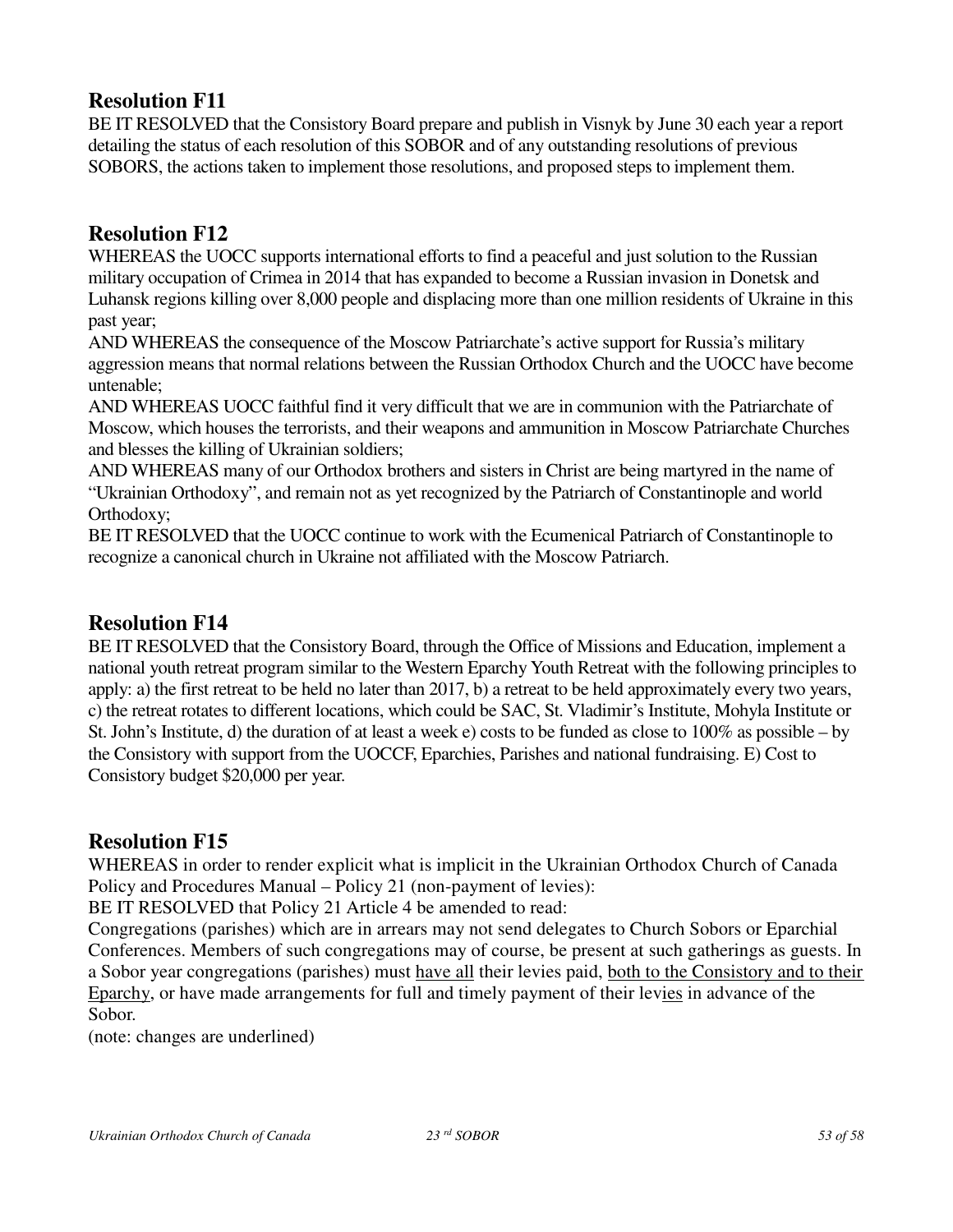## Resolution F11

BE IT RESOLVED that the Consistory Board prepare and publish in Visnyk by June 30 each year a report detailing the status of each resolution of this SOBOR and of any outstanding resolutions of previous SOBORS, the actions taken to implement those resolutions, and proposed steps to implement them.

## Resolution F12

WHEREAS the UOCC supports international efforts to find a peaceful and just solution to the Russian military occupation of Crimea in 2014 that has expanded to become a Russian invasion in Donetsk and Luhansk regions killing over 8,000 people and displacing more than one million residents of Ukraine in this past year;

AND WHEREAS the consequence of the Moscow Patriarchate's active support for Russia's military aggression means that normal relations between the Russian Orthodox Church and the UOCC have become untenable;

AND WHEREAS UOCC faithful find it very difficult that we are in communion with the Patriarchate of Moscow, which houses the terrorists, and their weapons and ammunition in Moscow Patriarchate Churches and blesses the killing of Ukrainian soldiers;

AND WHEREAS many of our Orthodox brothers and sisters in Christ are being martyred in the name of "Ukrainian Orthodoxy", and remain not as yet recognized by the Patriarch of Constantinople and world Orthodoxy;

BE IT RESOLVED that the UOCC continue to work with the Ecumenical Patriarch of Constantinople to recognize a canonical church in Ukraine not affiliated with the Moscow Patriarch.

## Resolution F14

BE IT RESOLVED that the Consistory Board, through the Office of Missions and Education, implement a national youth retreat program similar to the Western Eparchy Youth Retreat with the following principles to apply: a) the first retreat to be held no later than 2017, b) a retreat to be held approximately every two years, c) the retreat rotates to different locations, which could be SAC, St. Vladimir's Institute, Mohyla Institute or St. John's Institute, d) the duration of at least a week e) costs to be funded as close to 100% as possible – by the Consistory with support from the UOCCF, Eparchies, Parishes and national fundraising. E) Cost to Consistory budget $20,000 per year.

## Resolution F15

WHEREAS in order to render explicit what is implicit in the Ukrainian Orthodox Church of Canada Policy and Procedures Manual – Policy 21 (non-payment of levies):

BE IT RESOLVED that Policy 21 Article 4 be amended to read:

Congregations (parishes) which are in arrears may not send delegates to Church Sobors or Eparchial Conferences. Members of such congregations may of course, be present at such gatherings as guests. In a Sobor year congregations (parishes) must <u>have all</u> their levies paid, <u>both to the Consistory and to their Eparchy</u>, or have made arrangements for full and timely payment of their lev<u>ies</u> in advance of the Sobor.

(note: changes are underlined)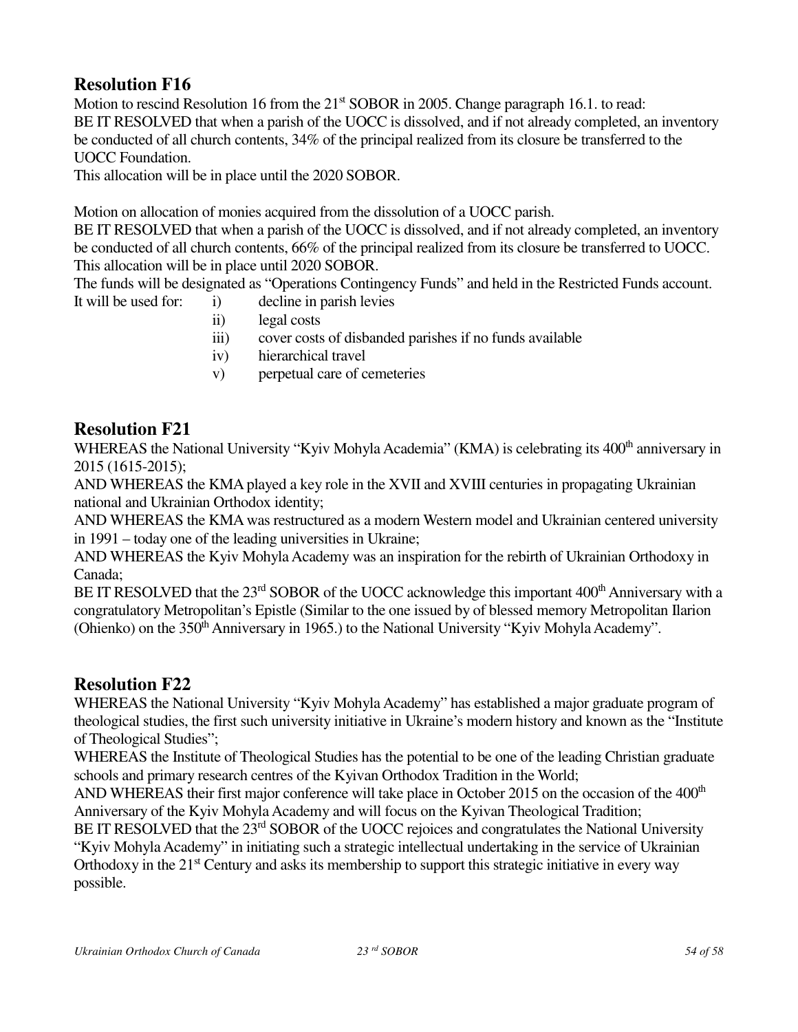## Resolution F16

Motion to rescind Resolution 16 from the 21st SOBOR in 2005. Change paragraph 16.1. to read:
BE IT RESOLVED that when a parish of the UOCC is dissolved, and if not already completed, an inventory be conducted of all church contents, 34% of the principal realized from its closure be transferred to the UOCC Foundation.
This allocation will be in place until the 2020 SOBOR.

Motion on allocation of monies acquired from the dissolution of a UOCC parish.
BE IT RESOLVED that when a parish of the UOCC is dissolved, and if not already completed, an inventory be conducted of all church contents, 66% of the principal realized from its closure be transferred to UOCC.
This allocation will be in place until 2020 SOBOR.
The funds will be designated as "Operations Contingency Funds" and held in the Restricted Funds account.
It will be used for:

- i) decline in parish levies
- ii) legal costs
- iii) cover costs of disbanded parishes if no funds available
- iv) hierarchical travel
- v) perpetual care of cemeteries

## Resolution F21

WHEREAS the National University "Kyiv Mohyla Academia" (KMA) is celebrating its 400th anniversary in 2015 (1615-2015);
AND WHEREAS the KMA played a key role in the XVII and XVIII centuries in propagating Ukrainian national and Ukrainian Orthodox identity;
AND WHEREAS the KMA was restructured as a modern Western model and Ukrainian centered university in 1991 – today one of the leading universities in Ukraine;
AND WHEREAS the Kyiv Mohyla Academy was an inspiration for the rebirth of Ukrainian Orthodoxy in Canada;
BE IT RESOLVED that the 23rd SOBOR of the UOCC acknowledge this important 400th Anniversary with a congratulatory Metropolitan's Epistle (Similar to the one issued by of blessed memory Metropolitan Ilarion (Ohienko) on the 350th Anniversary in 1965.) to the National University "Kyiv Mohyla Academy".

## Resolution F22

WHEREAS the National University "Kyiv Mohyla Academy" has established a major graduate program of theological studies, the first such university initiative in Ukraine's modern history and known as the "Institute of Theological Studies";
WHEREAS the Institute of Theological Studies has the potential to be one of the leading Christian graduate schools and primary research centres of the Kyivan Orthodox Tradition in the World;
AND WHEREAS their first major conference will take place in October 2015 on the occasion of the 400th Anniversary of the Kyiv Mohyla Academy and will focus on the Kyivan Theological Tradition;
BE IT RESOLVED that the 23rd SOBOR of the UOCC rejoices and congratulates the National University "Kyiv Mohyla Academy" in initiating such a strategic intellectual undertaking in the service of Ukrainian Orthodoxy in the 21st Century and asks its membership to support this strategic initiative in every way possible.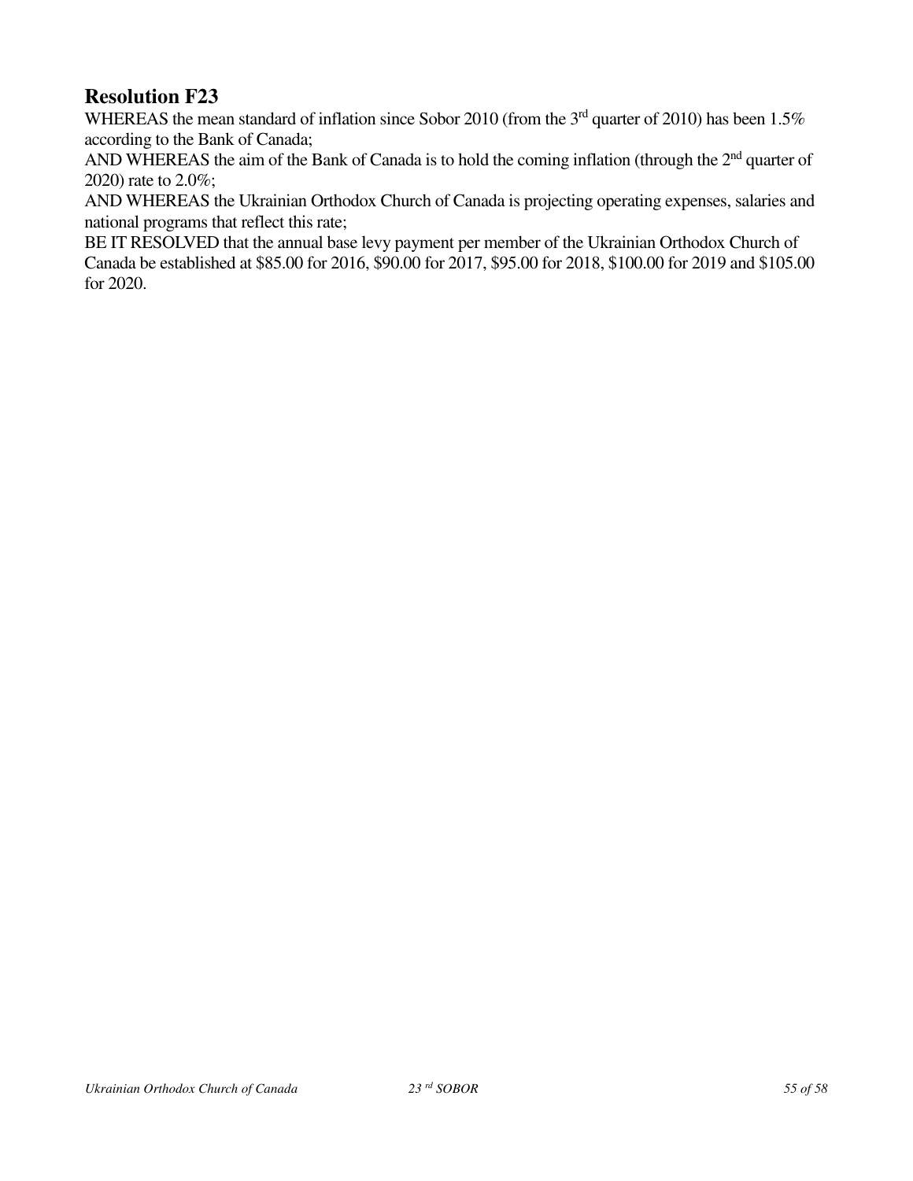## Resolution F23

WHEREAS the mean standard of inflation since Sobor 2010 (from the 3rd quarter of 2010) has been 1.5% according to the Bank of Canada;

AND WHEREAS the aim of the Bank of Canada is to hold the coming inflation (through the 2nd quarter of 2020) rate to 2.0%;

AND WHEREAS the Ukrainian Orthodox Church of Canada is projecting operating expenses, salaries and national programs that reflect this rate;

BE IT RESOLVED that the annual base levy payment per member of the Ukrainian Orthodox Church of Canada be established at $85.00 for 2016, $90.00 for 2017, $95.00 for 2018, $100.00 for 2019 and $105.00 for 2020.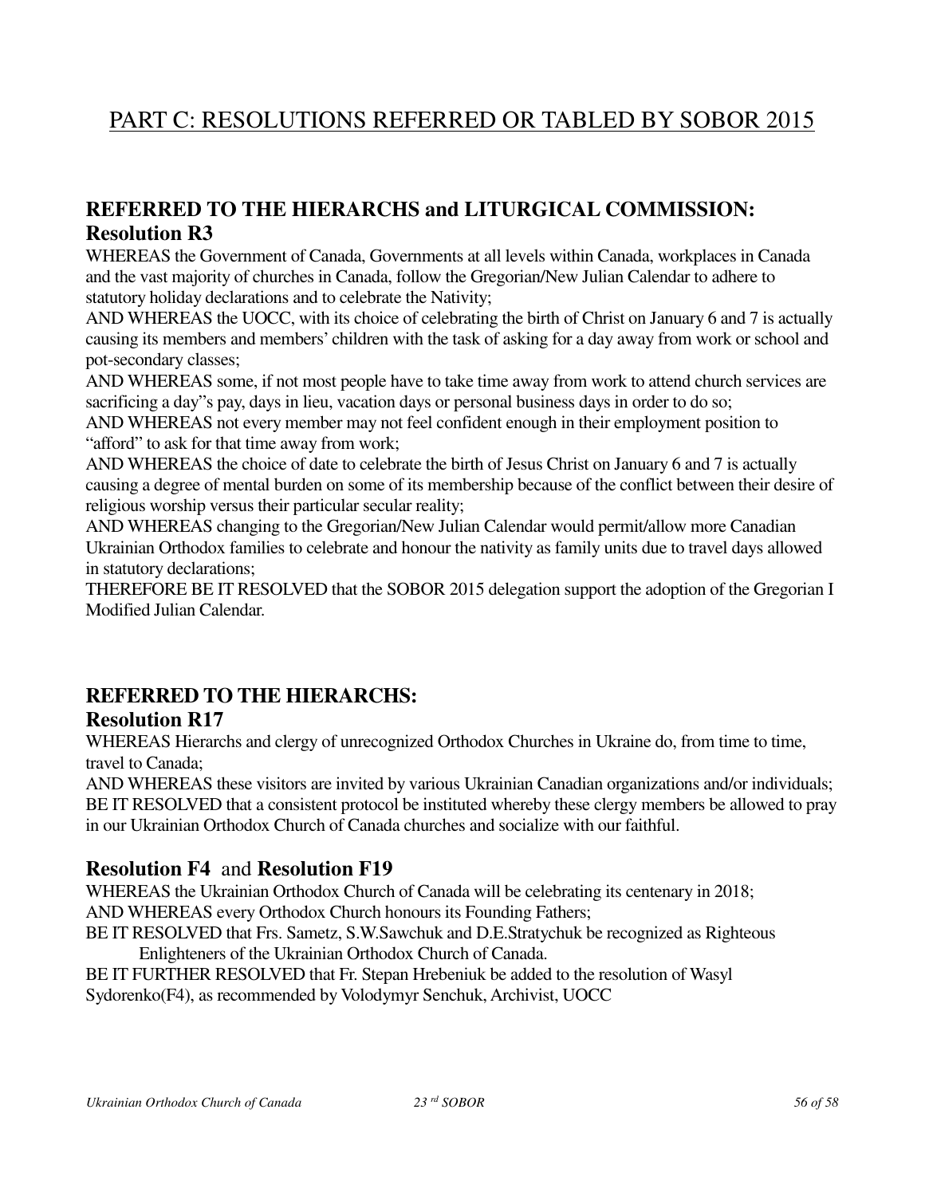# PART C: RESOLUTIONS REFERRED OR TABLED BY SOBOR 2015

## REFERRED TO THE HIERARCHS and LITURGICAL COMMISSION:
## Resolution R3

WHEREAS the Government of Canada, Governments at all levels within Canada, workplaces in Canada and the vast majority of churches in Canada, follow the Gregorian/New Julian Calendar to adhere to statutory holiday declarations and to celebrate the Nativity;

AND WHEREAS the UOCC, with its choice of celebrating the birth of Christ on January 6 and 7 is actually causing its members and members' children with the task of asking for a day away from work or school and pot-secondary classes;

AND WHEREAS some, if not most people have to take time away from work to attend church services are sacrificing a day"s pay, days in lieu, vacation days or personal business days in order to do so;

AND WHEREAS not every member may not feel confident enough in their employment position to "afford" to ask for that time away from work;

AND WHEREAS the choice of date to celebrate the birth of Jesus Christ on January 6 and 7 is actually causing a degree of mental burden on some of its membership because of the conflict between their desire of religious worship versus their particular secular reality;

AND WHEREAS changing to the Gregorian/New Julian Calendar would permit/allow more Canadian Ukrainian Orthodox families to celebrate and honour the nativity as family units due to travel days allowed in statutory declarations;

THEREFORE BE IT RESOLVED that the SOBOR 2015 delegation support the adoption of the Gregorian I Modified Julian Calendar.

## REFERRED TO THE HIERARCHS:
## Resolution R17

WHEREAS Hierarchs and clergy of unrecognized Orthodox Churches in Ukraine do, from time to time, travel to Canada;

AND WHEREAS these visitors are invited by various Ukrainian Canadian organizations and/or individuals;

BE IT RESOLVED that a consistent protocol be instituted whereby these clergy members be allowed to pray in our Ukrainian Orthodox Church of Canada churches and socialize with our faithful.

## Resolution F4 and Resolution F19

WHEREAS the Ukrainian Orthodox Church of Canada will be celebrating its centenary in 2018;

AND WHEREAS every Orthodox Church honours its Founding Fathers;

BE IT RESOLVED that Frs. Sametz, S.W.Sawchuk and D.E.Stratychuk be recognized as Righteous Enlighteners of the Ukrainian Orthodox Church of Canada.

BE IT FURTHER RESOLVED that Fr. Stepan Hrebeniuk be added to the resolution of Wasyl Sydorenko(F4), as recommended by Volodymyr Senchuk, Archivist, UOCC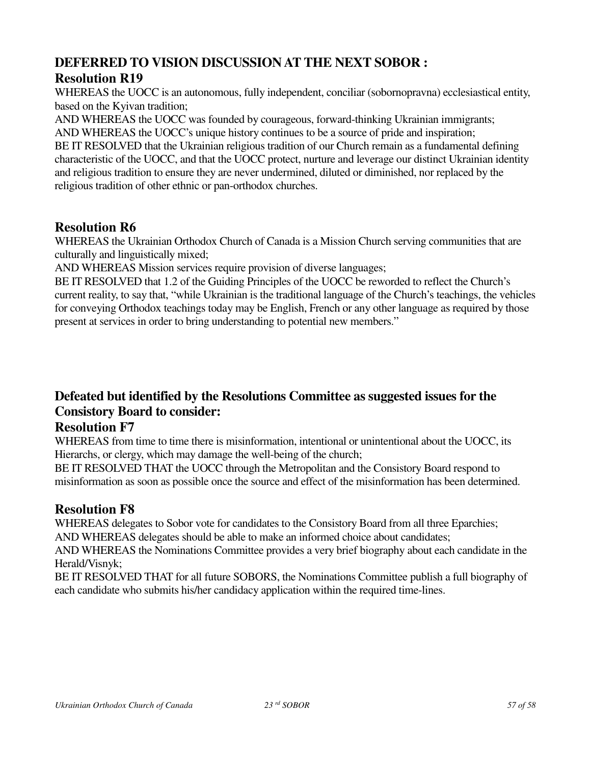## DEFERRED TO VISION DISCUSSION AT THE NEXT SOBOR :

### Resolution R19

WHEREAS the UOCC is an autonomous, fully independent, conciliar (sobornopravna) ecclesiastical entity, based on the Kyivan tradition;

AND WHEREAS the UOCC was founded by courageous, forward-thinking Ukrainian immigrants;

AND WHEREAS the UOCC's unique history continues to be a source of pride and inspiration;

BE IT RESOLVED that the Ukrainian religious tradition of our Church remain as a fundamental defining characteristic of the UOCC, and that the UOCC protect, nurture and leverage our distinct Ukrainian identity and religious tradition to ensure they are never undermined, diluted or diminished, nor replaced by the religious tradition of other ethnic or pan-orthodox churches.

### Resolution R6

WHEREAS the Ukrainian Orthodox Church of Canada is a Mission Church serving communities that are culturally and linguistically mixed;

AND WHEREAS Mission services require provision of diverse languages;

BE IT RESOLVED that 1.2 of the Guiding Principles of the UOCC be reworded to reflect the Church's current reality, to say that, "while Ukrainian is the traditional language of the Church's teachings, the vehicles for conveying Orthodox teachings today may be English, French or any other language as required by those present at services in order to bring understanding to potential new members."

## Defeated but identified by the Resolutions Committee as suggested issues for the Consistory Board to consider:

### Resolution F7

WHEREAS from time to time there is misinformation, intentional or unintentional about the UOCC, its Hierarchs, or clergy, which may damage the well-being of the church;

BE IT RESOLVED THAT the UOCC through the Metropolitan and the Consistory Board respond to misinformation as soon as possible once the source and effect of the misinformation has been determined.

### Resolution F8

WHEREAS delegates to Sobor vote for candidates to the Consistory Board from all three Eparchies;

AND WHEREAS delegates should be able to make an informed choice about candidates;

AND WHEREAS the Nominations Committee provides a very brief biography about each candidate in the Herald/Visnyk;

BE IT RESOLVED THAT for all future SOBORS, the Nominations Committee publish a full biography of each candidate who submits his/her candidacy application within the required time-lines.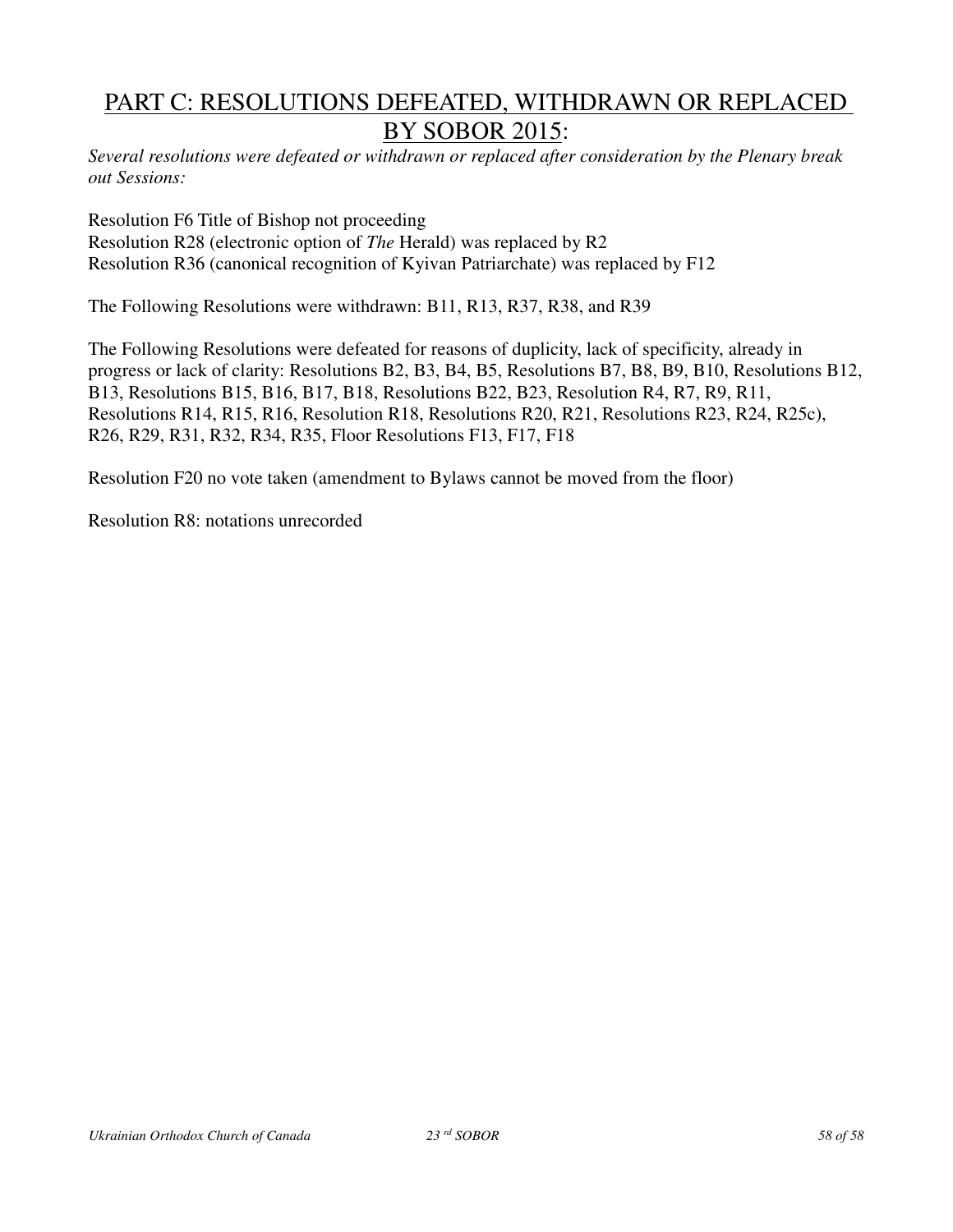## PART C: RESOLUTIONS DEFEATED, WITHDRAWN OR REPLACED BY SOBOR 2015:

*Several resolutions were defeated or withdrawn or replaced after consideration by the Plenary break out Sessions:*

Resolution F6 Title of Bishop not proceeding
Resolution R28 (electronic option of *The* Herald) was replaced by R2
Resolution R36 (canonical recognition of Kyivan Patriarchate) was replaced by F12

The Following Resolutions were withdrawn: B11, R13, R37, R38, and R39

The Following Resolutions were defeated for reasons of duplicity, lack of specificity, already in progress or lack of clarity: Resolutions B2, B3, B4, B5, Resolutions B7, B8, B9, B10, Resolutions B12, B13, Resolutions B15, B16, B17, B18, Resolutions B22, B23, Resolution R4, R7, R9, R11, Resolutions R14, R15, R16, Resolution R18, Resolutions R20, R21, Resolutions R23, R24, R25c), R26, R29, R31, R32, R34, R35, Floor Resolutions F13, F17, F18

Resolution F20 no vote taken (amendment to Bylaws cannot be moved from the floor)

Resolution R8: notations unrecorded